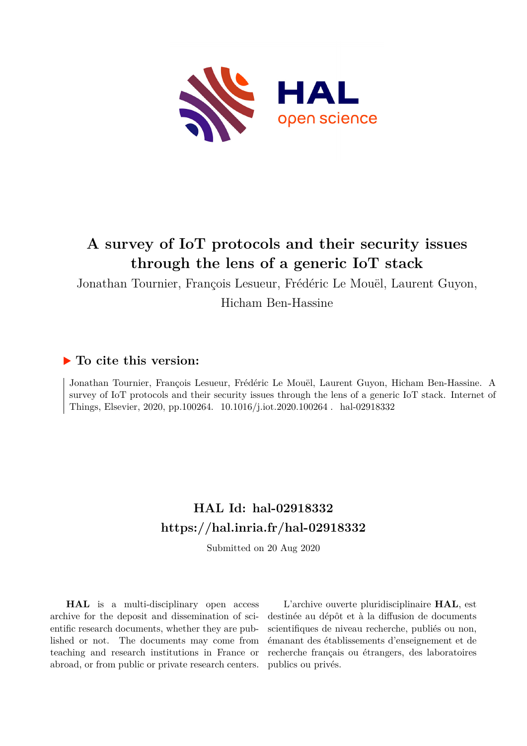# A survey of IoT protocols and their security issues through the lens of a generic IoT stack

Jonathan Tournier, François Lesueur, Frédéric Le Mouël, Laurent Guyon, Hicham Ben-Hassine

## ▶ To cite this version:

Jonathan Tournier, François Lesueur, Frédéric Le Mouël, Laurent Guyon, Hicham Ben-Hassine. A survey of IoT protocols and their security issues through the lens of a generic IoT stack. Internet of Things, Elsevier, 2020, pp.100264. 10.1016/j.iot.2020.100264 . hal-02918332

## HAL Id: hal-02918332
## https://hal.inria.fr/hal-02918332

Submitted on 20 Aug 2020

**HAL** is a multi-disciplinary open access archive for the deposit and dissemination of scientific research documents, whether they are published or not. The documents may come from teaching and research institutions in France or abroad, or from public or private research centers.

L'archive ouverte pluridisciplinaire **HAL**, est destinée au dépôt et à la diffusion de documents scientifiques de niveau recherche, publiés ou non, émanant des établissements d'enseignement et de recherche français ou étrangers, des laboratoires publics ou privés.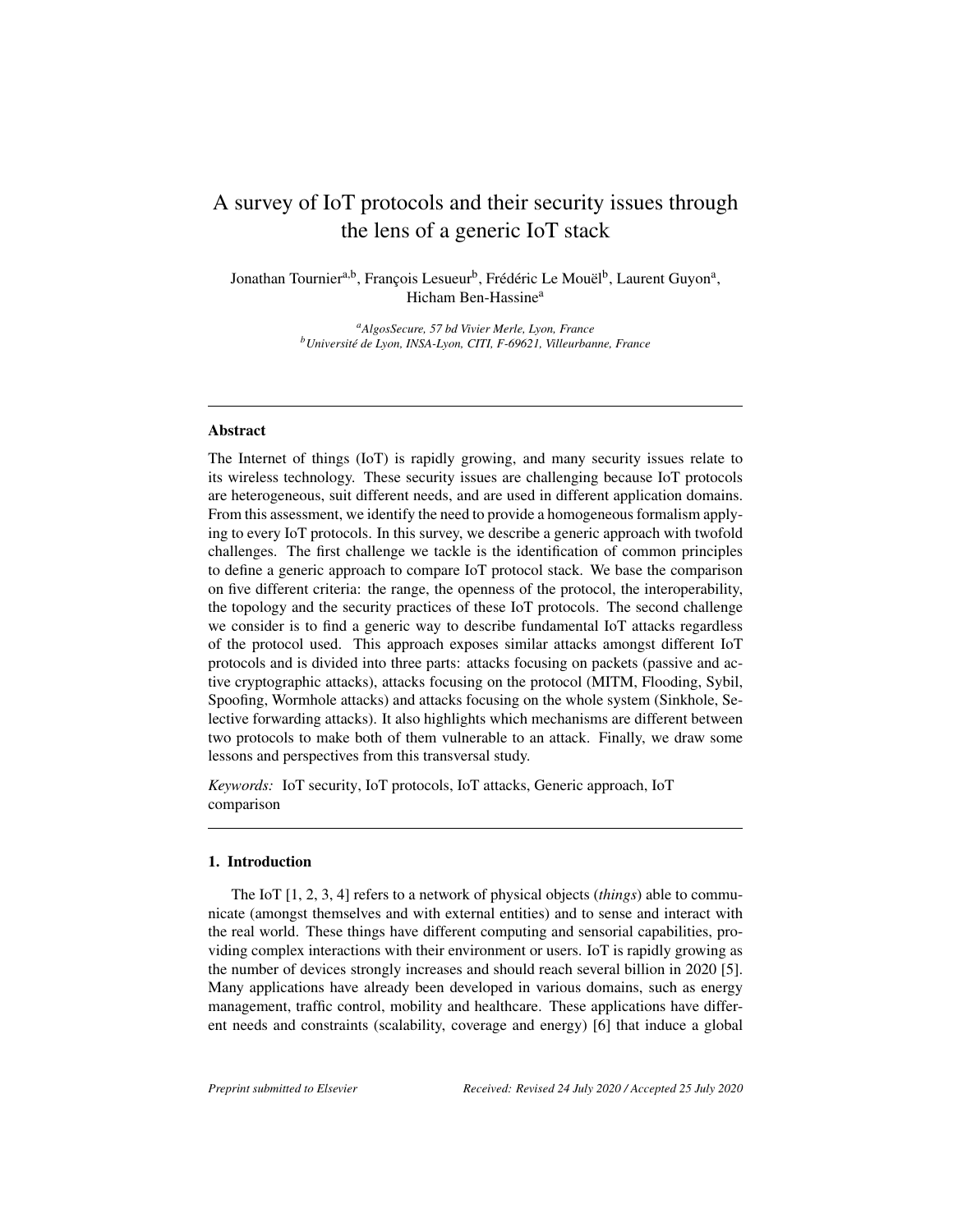# A survey of IoT protocols and their security issues through the lens of a generic IoT stack

Jonathan Tournier[a,b], François Lesueur[b], Frédéric Le Mouël[b], Laurent Guyon[a], Hicham Ben-Hassine[a]

[a] *AlgosSecure, 57 bd Vivier Merle, Lyon, France*
[b] *Université de Lyon, INSA-Lyon, CITI, F-69621, Villeurbanne, France*

---

## Abstract

The Internet of things (IoT) is rapidly growing, and many security issues relate to its wireless technology. These security issues are challenging because IoT protocols are heterogeneous, suit different needs, and are used in different application domains. From this assessment, we identify the need to provide a homogeneous formalism applying to every IoT protocols. In this survey, we describe a generic approach with twofold challenges. The first challenge we tackle is the identification of common principles to define a generic approach to compare IoT protocol stack. We base the comparison on five different criteria: the range, the openness of the protocol, the interoperability, the topology and the security practices of these IoT protocols. The second challenge we consider is to find a generic way to describe fundamental IoT attacks regardless of the protocol used. This approach exposes similar attacks amongst different IoT protocols and is divided into three parts: attacks focusing on packets (passive and active cryptographic attacks), attacks focusing on the protocol (MITM, Flooding, Sybil, Spoofing, Wormhole attacks) and attacks focusing on the whole system (Sinkhole, Selective forwarding attacks). It also highlights which mechanisms are different between two protocols to make both of them vulnerable to an attack. Finally, we draw some lessons and perspectives from this transversal study.

*Keywords:* IoT security, IoT protocols, IoT attacks, Generic approach, IoT comparison

---

## 1. Introduction

The IoT [1, 2, 3, 4] refers to a network of physical objects (*things*) able to communicate (amongst themselves and with external entities) and to sense and interact with the real world. These things have different computing and sensorial capabilities, providing complex interactions with their environment or users. IoT is rapidly growing as the number of devices strongly increases and should reach several billion in 2020 [5]. Many applications have already been developed in various domains, such as energy management, traffic control, mobility and healthcare. These applications have different needs and constraints (scalability, coverage and energy) [6] that induce a global

*Preprint submitted to Elsevier* *Received: Revised 24 July 2020 / Accepted 25 July 2020*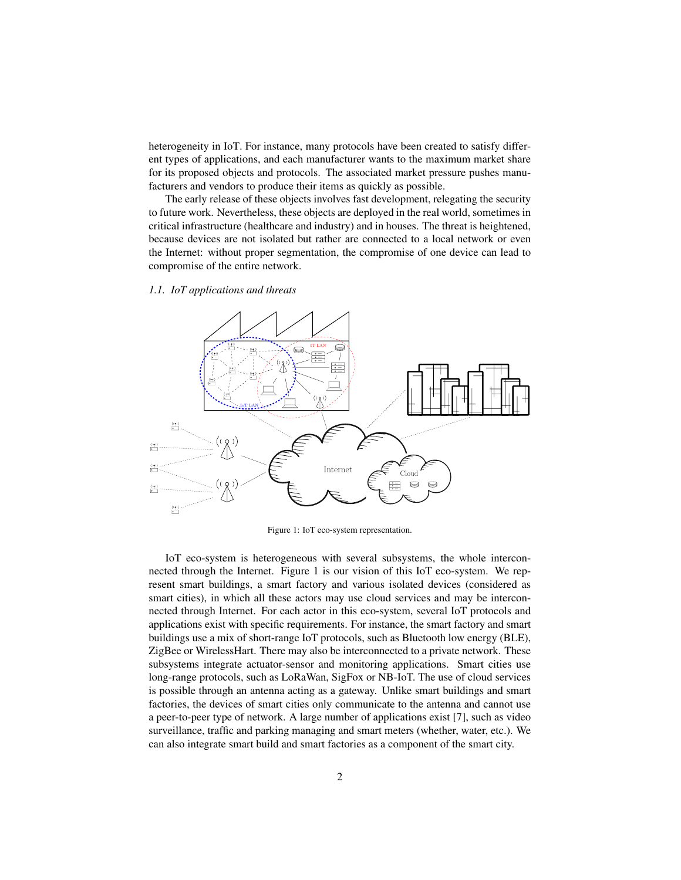heterogeneity in IoT. For instance, many protocols have been created to satisfy different types of applications, and each manufacturer wants to the maximum market share for its proposed objects and protocols. The associated market pressure pushes manufacturers and vendors to produce their items as quickly as possible.

The early release of these objects involves fast development, relegating the security to future work. Nevertheless, these objects are deployed in the real world, sometimes in critical infrastructure (healthcare and industry) and in houses. The threat is heightened, because devices are not isolated but rather are connected to a local network or even the Internet: without proper segmentation, the compromise of one device can lead to compromise of the entire network.

### *1.1. IoT applications and threats*

Figure 1: IoT eco-system representation.

IoT eco-system is heterogeneous with several subsystems, the whole interconnected through the Internet. Figure 1 is our vision of this IoT eco-system. We represent smart buildings, a smart factory and various isolated devices (considered as smart cities), in which all these actors may use cloud services and may be interconnected through Internet. For each actor in this eco-system, several IoT protocols and applications exist with specific requirements. For instance, the smart factory and smart buildings use a mix of short-range IoT protocols, such as Bluetooth low energy (BLE), ZigBee or WirelessHart. There may also be interconnected to a private network. These subsystems integrate actuator-sensor and monitoring applications. Smart cities use long-range protocols, such as LoRaWan, SigFox or NB-IoT. The use of cloud services is possible through an antenna acting as a gateway. Unlike smart buildings and smart factories, the devices of smart cities only communicate to the antenna and cannot use a peer-to-peer type of network. A large number of applications exist [7], such as video surveillance, traffic and parking managing and smart meters (whether, water, etc.). We can also integrate smart build and smart factories as a component of the smart city.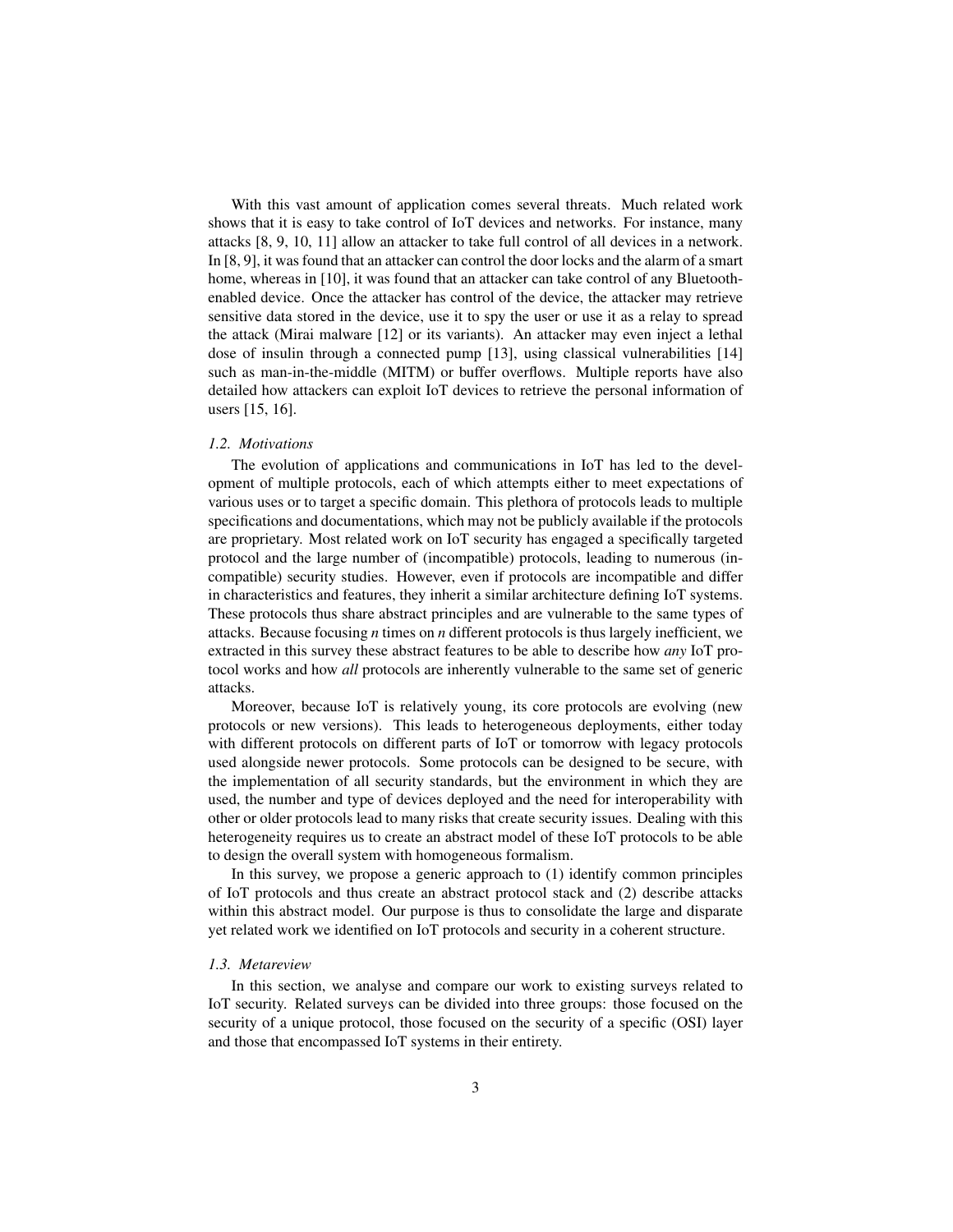With this vast amount of application comes several threats. Much related work shows that it is easy to take control of IoT devices and networks. For instance, many attacks [8, 9, 10, 11] allow an attacker to take full control of all devices in a network. In [8, 9], it was found that an attacker can control the door locks and the alarm of a smart home, whereas in [10], it was found that an attacker can take control of any Bluetooth-enabled device. Once the attacker has control of the device, the attacker may retrieve sensitive data stored in the device, use it to spy the user or use it as a relay to spread the attack (Mirai malware [12] or its variants). An attacker may even inject a lethal dose of insulin through a connected pump [13], using classical vulnerabilities [14] such as man-in-the-middle (MITM) or buffer overflows. Multiple reports have also detailed how attackers can exploit IoT devices to retrieve the personal information of users [15, 16].

### *1.2. Motivations*

The evolution of applications and communications in IoT has led to the development of multiple protocols, each of which attempts either to meet expectations of various uses or to target a specific domain. This plethora of protocols leads to multiple specifications and documentations, which may not be publicly available if the protocols are proprietary. Most related work on IoT security has engaged a specifically targeted protocol and the large number of (incompatible) protocols, leading to numerous (incompatible) security studies. However, even if protocols are incompatible and differ in characteristics and features, they inherit a similar architecture defining IoT systems. These protocols thus share abstract principles and are vulnerable to the same types of attacks. Because focusing *n* times on *n* different protocols is thus largely inefficient, we extracted in this survey these abstract features to be able to describe how *any* IoT protocol works and how *all* protocols are inherently vulnerable to the same set of generic attacks.

Moreover, because IoT is relatively young, its core protocols are evolving (new protocols or new versions). This leads to heterogeneous deployments, either today with different protocols on different parts of IoT or tomorrow with legacy protocols used alongside newer protocols. Some protocols can be designed to be secure, with the implementation of all security standards, but the environment in which they are used, the number and type of devices deployed and the need for interoperability with other or older protocols lead to many risks that create security issues. Dealing with this heterogeneity requires us to create an abstract model of these IoT protocols to be able to design the overall system with homogeneous formalism.

In this survey, we propose a generic approach to (1) identify common principles of IoT protocols and thus create an abstract protocol stack and (2) describe attacks within this abstract model. Our purpose is thus to consolidate the large and disparate yet related work we identified on IoT protocols and security in a coherent structure.

### *1.3. Metareview*

In this section, we analyse and compare our work to existing surveys related to IoT security. Related surveys can be divided into three groups: those focused on the security of a unique protocol, those focused on the security of a specific (OSI) layer and those that encompassed IoT systems in their entirety.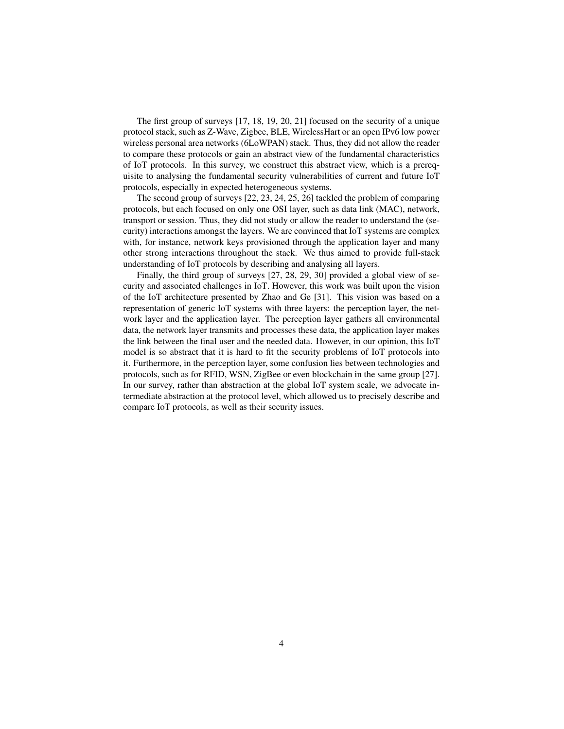The first group of surveys [17, 18, 19, 20, 21] focused on the security of a unique protocol stack, such as Z-Wave, Zigbee, BLE, WirelessHart or an open IPv6 low power wireless personal area networks (6LoWPAN) stack. Thus, they did not allow the reader to compare these protocols or gain an abstract view of the fundamental characteristics of IoT protocols. In this survey, we construct this abstract view, which is a prerequisite to analysing the fundamental security vulnerabilities of current and future IoT protocols, especially in expected heterogeneous systems.

The second group of surveys [22, 23, 24, 25, 26] tackled the problem of comparing protocols, but each focused on only one OSI layer, such as data link (MAC), network, transport or session. Thus, they did not study or allow the reader to understand the (security) interactions amongst the layers. We are convinced that IoT systems are complex with, for instance, network keys provisioned through the application layer and many other strong interactions throughout the stack. We thus aimed to provide full-stack understanding of IoT protocols by describing and analysing all layers.

Finally, the third group of surveys [27, 28, 29, 30] provided a global view of security and associated challenges in IoT. However, this work was built upon the vision of the IoT architecture presented by Zhao and Ge [31]. This vision was based on a representation of generic IoT systems with three layers: the perception layer, the network layer and the application layer. The perception layer gathers all environmental data, the network layer transmits and processes these data, the application layer makes the link between the final user and the needed data. However, in our opinion, this IoT model is so abstract that it is hard to fit the security problems of IoT protocols into it. Furthermore, in the perception layer, some confusion lies between technologies and protocols, such as for RFID, WSN, ZigBee or even blockchain in the same group [27]. In our survey, rather than abstraction at the global IoT system scale, we advocate intermediate abstraction at the protocol level, which allowed us to precisely describe and compare IoT protocols, as well as their security issues.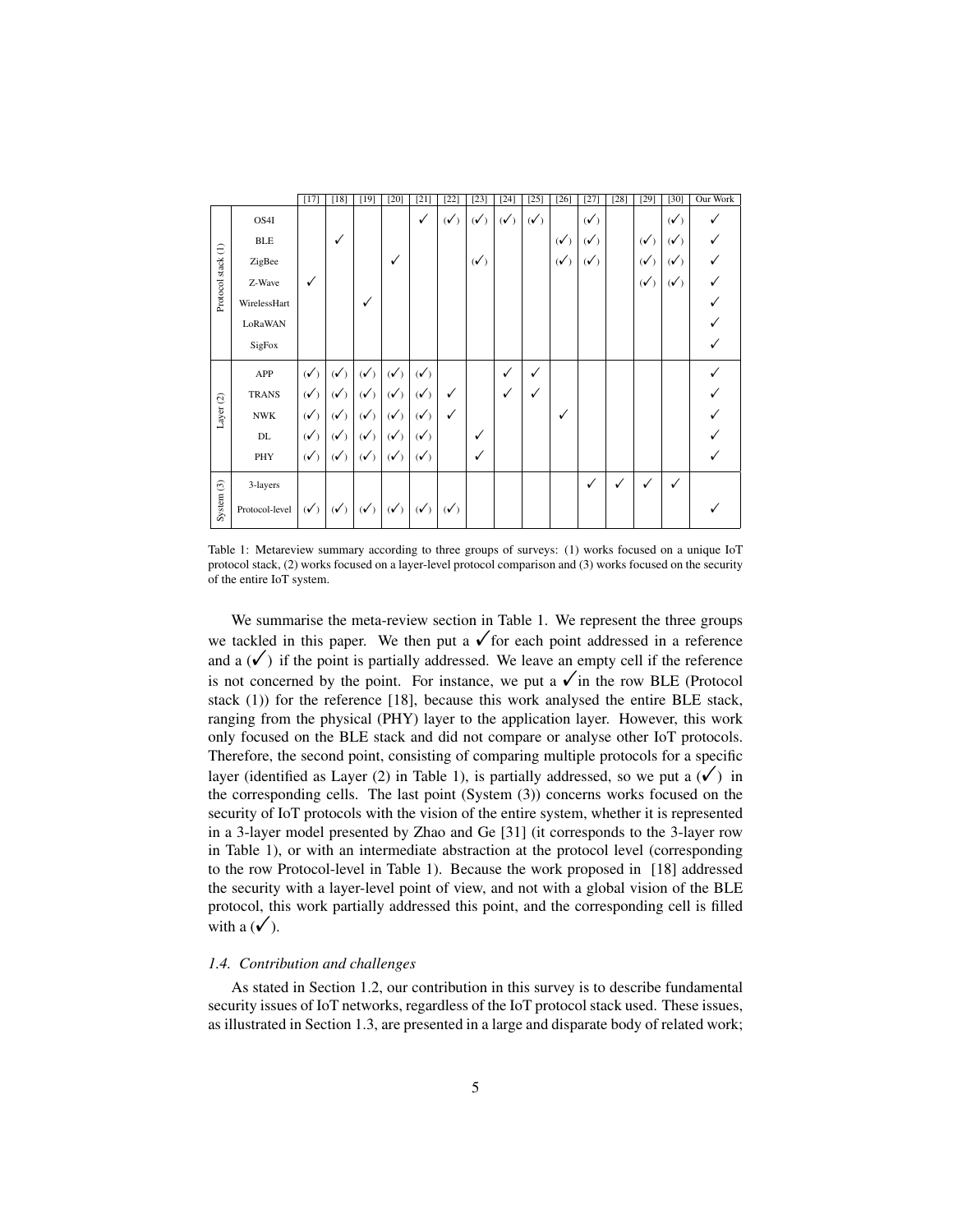| | | [17] | [18] | [19] | [20] | [21] | [22] | [23] | [24] | [25] | [26] | [27] | [28] | [29] | [30] | Our Work |
|---|---|---|---|---|---|---|---|---|---|---|---|---|---|---|---|---|
| Protocol stack (1) | OS4I | | | | | ✓ | (✓) | (✓) | (✓) | (✓) | | (✓) | | | (✓) | ✓ |
| | BLE | | ✓ | | | | | | | | (✓) | (✓) | | (✓) | (✓) | ✓ |
| | ZigBee | | | | ✓ | | | (✓) | | | (✓) | (✓) | | (✓) | (✓) | ✓ |
| | Z-Wave | ✓ | | | | | | | | | | | | (✓) | (✓) | ✓ |
| | WirelessHart | | | ✓ | | | | | | | | | | | | ✓ |
| | LoRaWAN | | | | | | | | | | | | | | | ✓ |
| | SigFox | | | | | | | | | | | | | | | ✓ |
| Layer (2) | APP | (✓) | (✓) | (✓) | (✓) | (✓) | | | ✓ | ✓ | | | | | | ✓ |
| | TRANS | (✓) | (✓) | (✓) | (✓) | (✓) | ✓ | | ✓ | ✓ | | | | | | ✓ |
| | NWK | (✓) | (✓) | (✓) | (✓) | (✓) | ✓ | | | | ✓ | | | | | ✓ |
| | DL | (✓) | (✓) | (✓) | (✓) | (✓) | | ✓ | | | | | | | | ✓ |
| | PHY | (✓) | (✓) | (✓) | (✓) | (✓) | | ✓ | | | | | | | | ✓ |
| System (3) | 3-layers | | | | | | | | | | | ✓ | ✓ | ✓ | ✓ | |
| | Protocol-level | (✓) | (✓) | (✓) | (✓) | (✓) | (✓) | | | | | | | | | ✓ |

Table 1: Metareview summary according to three groups of surveys: (1) works focused on a unique IoT protocol stack, (2) works focused on a layer-level protocol comparison and (3) works focused on the security of the entire IoT system.

We summarise the meta-review section in Table 1. We represent the three groups we tackled in this paper. We then put a ✓ for each point addressed in a reference and a (✓) if the point is partially addressed. We leave an empty cell if the reference is not concerned by the point. For instance, we put a ✓ in the row BLE (Protocol stack (1)) for the reference [18], because this work analysed the entire BLE stack, ranging from the physical (PHY) layer to the application layer. However, this work only focused on the BLE stack and did not compare or analyse other IoT protocols. Therefore, the second point, consisting of comparing multiple protocols for a specific layer (identified as Layer (2) in Table 1), is partially addressed, so we put a (✓) in the corresponding cells. The last point (System (3)) concerns works focused on the security of IoT protocols with the vision of the entire system, whether it is represented in a 3-layer model presented by Zhao and Ge [31] (it corresponds to the 3-layer row in Table 1), or with an intermediate abstraction at the protocol level (corresponding to the row Protocol-level in Table 1). Because the work proposed in [18] addressed the security with a layer-level point of view, and not with a global vision of the BLE protocol, this work partially addressed this point, and the corresponding cell is filled with a (✓).

### *1.4. Contribution and challenges*

As stated in Section 1.2, our contribution in this survey is to describe fundamental security issues of IoT networks, regardless of the IoT protocol stack used. These issues, as illustrated in Section 1.3, are presented in a large and disparate body of related work;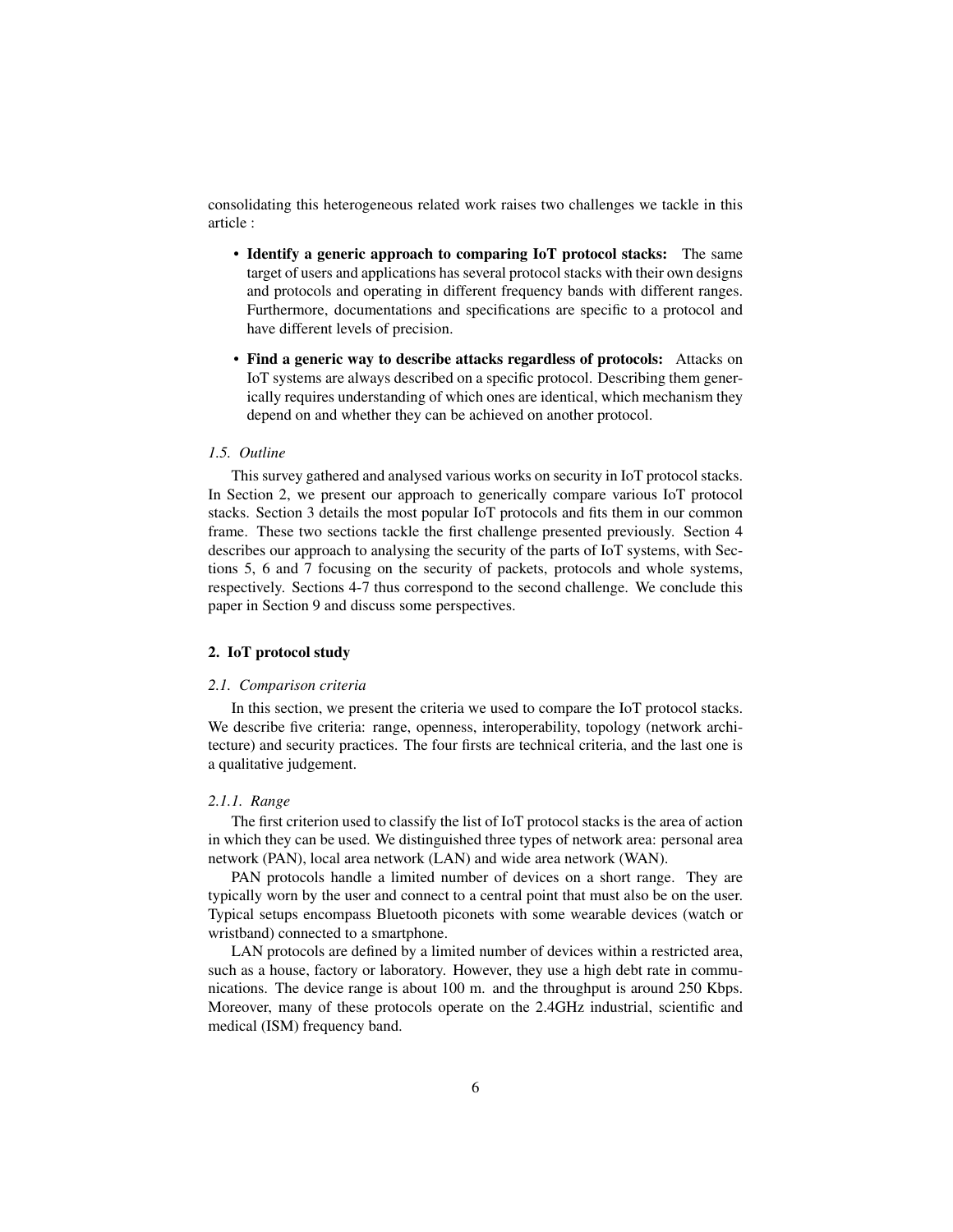consolidating this heterogeneous related work raises two challenges we tackle in this article :

- **Identify a generic approach to comparing IoT protocol stacks:** The same target of users and applications has several protocol stacks with their own designs and protocols and operating in different frequency bands with different ranges. Furthermore, documentations and specifications are specific to a protocol and have different levels of precision.
- **Find a generic way to describe attacks regardless of protocols:** Attacks on IoT systems are always described on a specific protocol. Describing them generically requires understanding of which ones are identical, which mechanism they depend on and whether they can be achieved on another protocol.

### *1.5. Outline*

This survey gathered and analysed various works on security in IoT protocol stacks. In Section 2, we present our approach to generically compare various IoT protocol stacks. Section 3 details the most popular IoT protocols and fits them in our common frame. These two sections tackle the first challenge presented previously. Section 4 describes our approach to analysing the security of the parts of IoT systems, with Sections 5, 6 and 7 focusing on the security of packets, protocols and whole systems, respectively. Sections 4-7 thus correspond to the second challenge. We conclude this paper in Section 9 and discuss some perspectives.

## 2. IoT protocol study

### *2.1. Comparison criteria*

In this section, we present the criteria we used to compare the IoT protocol stacks. We describe five criteria: range, openness, interoperability, topology (network architecture) and security practices. The four firsts are technical criteria, and the last one is a qualitative judgement.

#### *2.1.1. Range*

The first criterion used to classify the list of IoT protocol stacks is the area of action in which they can be used. We distinguished three types of network area: personal area network (PAN), local area network (LAN) and wide area network (WAN).

PAN protocols handle a limited number of devices on a short range. They are typically worn by the user and connect to a central point that must also be on the user. Typical setups encompass Bluetooth piconets with some wearable devices (watch or wristband) connected to a smartphone.

LAN protocols are defined by a limited number of devices within a restricted area, such as a house, factory or laboratory. However, they use a high debt rate in communications. The device range is about 100 m. and the throughput is around 250 Kbps. Moreover, many of these protocols operate on the 2.4GHz industrial, scientific and medical (ISM) frequency band.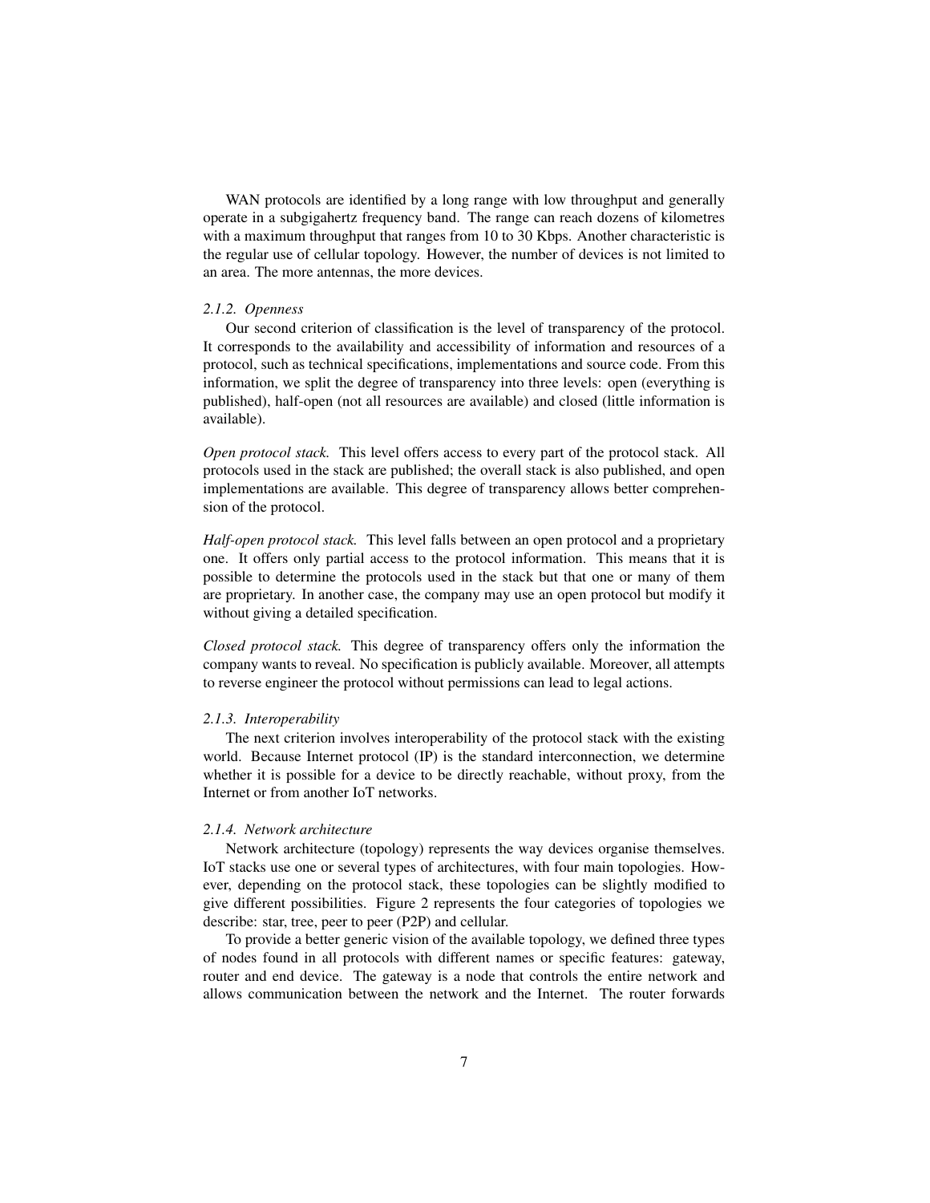WAN protocols are identified by a long range with low throughput and generally operate in a subgigahertz frequency band. The range can reach dozens of kilometres with a maximum throughput that ranges from 10 to 30 Kbps. Another characteristic is the regular use of cellular topology. However, the number of devices is not limited to an area. The more antennas, the more devices.

#### *2.1.2. Openness*

Our second criterion of classification is the level of transparency of the protocol. It corresponds to the availability and accessibility of information and resources of a protocol, such as technical specifications, implementations and source code. From this information, we split the degree of transparency into three levels: open (everything is published), half-open (not all resources are available) and closed (little information is available).

*Open protocol stack.* This level offers access to every part of the protocol stack. All protocols used in the stack are published; the overall stack is also published, and open implementations are available. This degree of transparency allows better comprehension of the protocol.

*Half-open protocol stack.* This level falls between an open protocol and a proprietary one. It offers only partial access to the protocol information. This means that it is possible to determine the protocols used in the stack but that one or many of them are proprietary. In another case, the company may use an open protocol but modify it without giving a detailed specification.

*Closed protocol stack.* This degree of transparency offers only the information the company wants to reveal. No specification is publicly available. Moreover, all attempts to reverse engineer the protocol without permissions can lead to legal actions.

#### *2.1.3. Interoperability*

The next criterion involves interoperability of the protocol stack with the existing world. Because Internet protocol (IP) is the standard interconnection, we determine whether it is possible for a device to be directly reachable, without proxy, from the Internet or from another IoT networks.

#### *2.1.4. Network architecture*

Network architecture (topology) represents the way devices organise themselves. IoT stacks use one or several types of architectures, with four main topologies. However, depending on the protocol stack, these topologies can be slightly modified to give different possibilities. Figure 2 represents the four categories of topologies we describe: star, tree, peer to peer (P2P) and cellular.

To provide a better generic vision of the available topology, we defined three types of nodes found in all protocols with different names or specific features: gateway, router and end device. The gateway is a node that controls the entire network and allows communication between the network and the Internet. The router forwards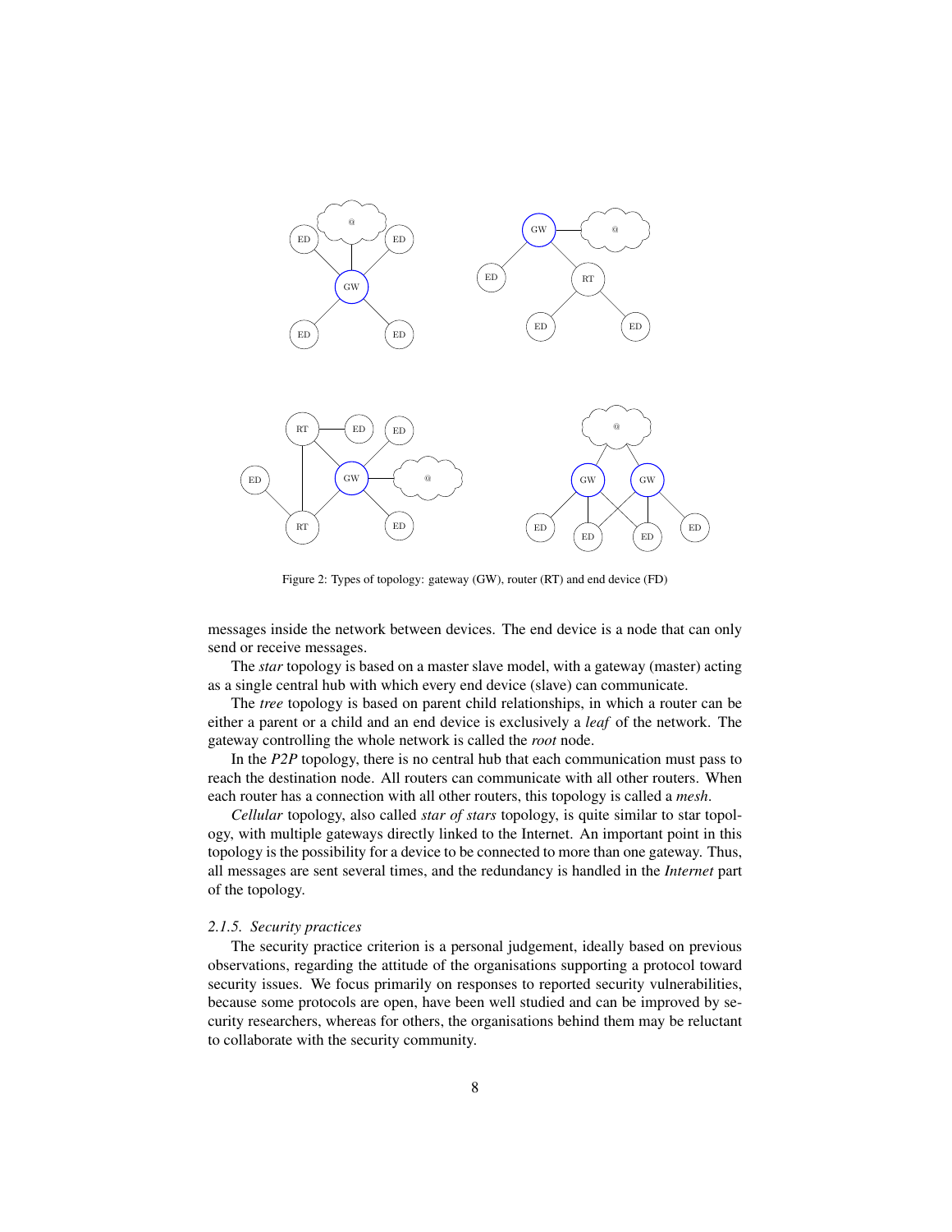Figure 2: Types of topology: gateway (GW), router (RT) and end device (FD)

messages inside the network between devices. The end device is a node that can only send or receive messages.

The *star* topology is based on a master slave model, with a gateway (master) acting as a single central hub with which every end device (slave) can communicate.

The *tree* topology is based on parent child relationships, in which a router can be either a parent or a child and an end device is exclusively a *leaf* of the network. The gateway controlling the whole network is called the *root* node.

In the *P2P* topology, there is no central hub that each communication must pass to reach the destination node. All routers can communicate with all other routers. When each router has a connection with all other routers, this topology is called a *mesh*.

*Cellular* topology, also called *star of stars* topology, is quite similar to star topology, with multiple gateways directly linked to the Internet. An important point in this topology is the possibility for a device to be connected to more than one gateway. Thus, all messages are sent several times, and the redundancy is handled in the *Internet* part of the topology.

### *2.1.5. Security practices*

The security practice criterion is a personal judgement, ideally based on previous observations, regarding the attitude of the organisations supporting a protocol toward security issues. We focus primarily on responses to reported security vulnerabilities, because some protocols are open, have been well studied and can be improved by security researchers, whereas for others, the organisations behind them may be reluctant to collaborate with the security community.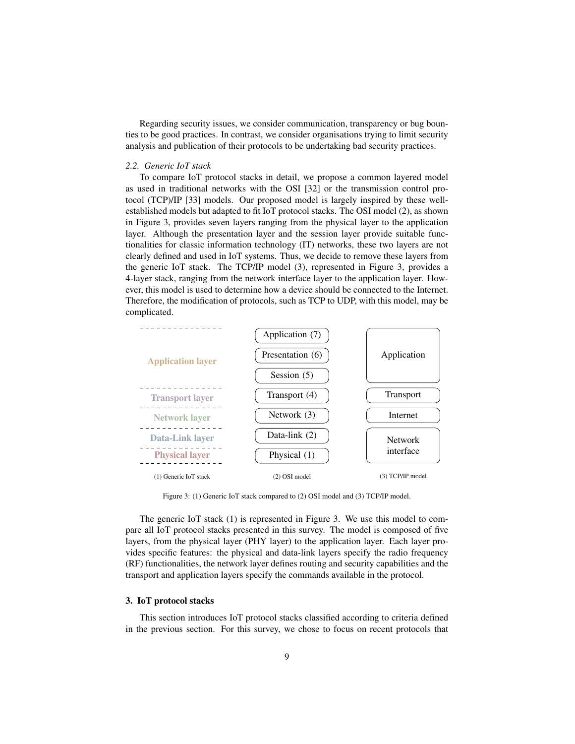Regarding security issues, we consider communication, transparency or bug bounties to be good practices. In contrast, we consider organisations trying to limit security analysis and publication of their protocols to be undertaking bad security practices.

### 2.2. Generic IoT stack

To compare IoT protocol stacks in detail, we propose a common layered model as used in traditional networks with the OSI [32] or the transmission control protocol (TCP)/IP [33] models. Our proposed model is largely inspired by these well-established models but adapted to fit IoT protocol stacks. The OSI model (2), as shown in Figure 3, provides seven layers ranging from the physical layer to the application layer. Although the presentation layer and the session layer provide suitable functionalities for classic information technology (IT) networks, these two layers are not clearly defined and used in IoT systems. Thus, we decide to remove these layers from the generic IoT stack. The TCP/IP model (3), represented in Figure 3, provides a 4-layer stack, ranging from the network interface layer to the application layer. However, this model is used to determine how a device should be connected to the Internet. Therefore, the modification of protocols, such as TCP to UDP, with this model, may be complicated.

| (1) Generic IoT stack | (2) OSI model | (3) TCP/IP model |
|---|---|---|
| Application layer | Application (7) | Application |
| | Presentation (6) | |
| | Session (5) | |
| Transport layer | Transport (4) | Transport |
| Network layer | Network (3) | Internet |
| Data-Link layer | Data-link (2) | Network interface |
| Physical layer | Physical (1) | |

Figure 3: (1) Generic IoT stack compared to (2) OSI model and (3) TCP/IP model.

The generic IoT stack (1) is represented in Figure 3. We use this model to compare all IoT protocol stacks presented in this survey. The model is composed of five layers, from the physical layer (PHY layer) to the application layer. Each layer provides specific features: the physical and data-link layers specify the radio frequency (RF) functionalities, the network layer defines routing and security capabilities and the transport and application layers specify the commands available in the protocol.

## 3. IoT protocol stacks

This section introduces IoT protocol stacks classified according to criteria defined in the previous section. For this survey, we chose to focus on recent protocols that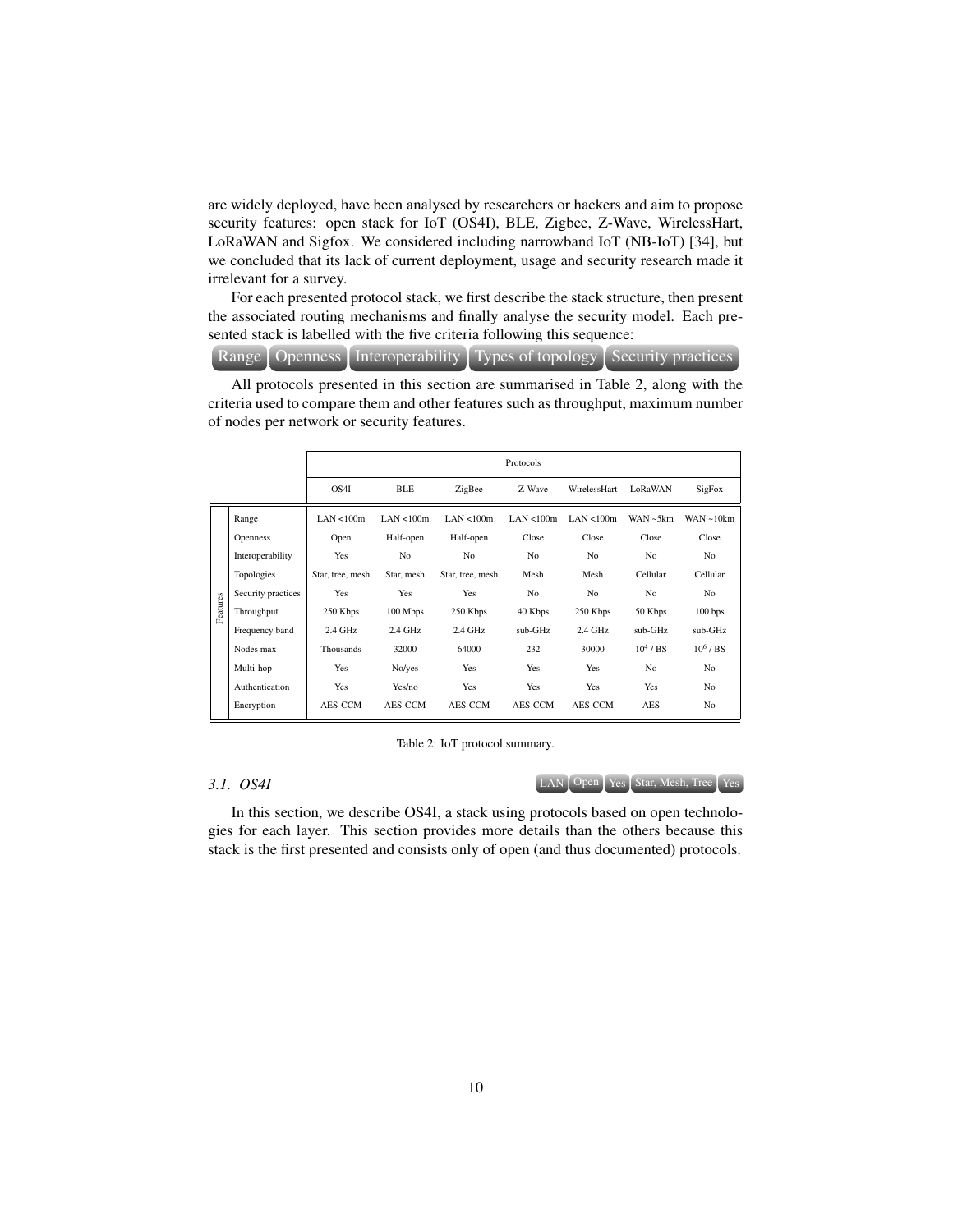are widely deployed, have been analysed by researchers or hackers and aim to propose security features: open stack for IoT (OS4I), BLE, Zigbee, Z-Wave, WirelessHart, LoRaWAN and Sigfox. We considered including narrowband IoT (NB-IoT) [34], but we concluded that its lack of current deployment, usage and security research made it irrelevant for a survey.

For each presented protocol stack, we first describe the stack structure, then present the associated routing mechanisms and finally analyse the security model. Each presented stack is labelled with the five criteria following this sequence:

Range | Openness | Interoperability | Types of topology | Security practices

All protocols presented in this section are summarised in Table 2, along with the criteria used to compare them and other features such as throughput, maximum number of nodes per network or security features.

| | | Protocols | | | | | | |
|---|---|---|---|---|---|---|---|---|
| | | OS4I | BLE | ZigBee | Z-Wave | WirelessHart | LoRaWAN | SigFox |
| Features | Range | LAN <100m | LAN <100m | LAN <100m | LAN <100m | LAN <100m | WAN ~5km | WAN ~10km |
| | Openness | Open | Half-open | Half-open | Close | Close | Close | Close |
| | Interoperability | Yes | No | No | No | No | No | No |
| | Topologies | Star, tree, mesh | Star, mesh | Star, tree, mesh | Mesh | Mesh | Cellular | Cellular |
| | Security practices | Yes | Yes | Yes | No | No | No | No |
| | Throughput | 250 Kbps | 100 Mbps | 250 Kbps | 40 Kbps | 250 Kbps | 50 Kbps | 100 bps |
| | Frequency band | 2.4 GHz | 2.4 GHz | 2.4 GHz | sub-GHz | 2.4 GHz | sub-GHz | sub-GHz |
| | Nodes max | Thousands | 32000 | 64000 | 232 | 30000 | $10^4$ / BS | $10^6$ / BS |
| | Multi-hop | Yes | No/yes | Yes | Yes | Yes | No | No |
| | Authentication | Yes | Yes/no | Yes | Yes | Yes | Yes | No |
| | Encryption | AES-CCM | AES-CCM | AES-CCM | AES-CCM | AES-CCM | AES | No |

Table 2: IoT protocol summary.

### *3.1. OS4I*

LAN | Open | Yes | Star, Mesh, Tree | Yes

In this section, we describe OS4I, a stack using protocols based on open technologies for each layer. This section provides more details than the others because this stack is the first presented and consists only of open (and thus documented) protocols.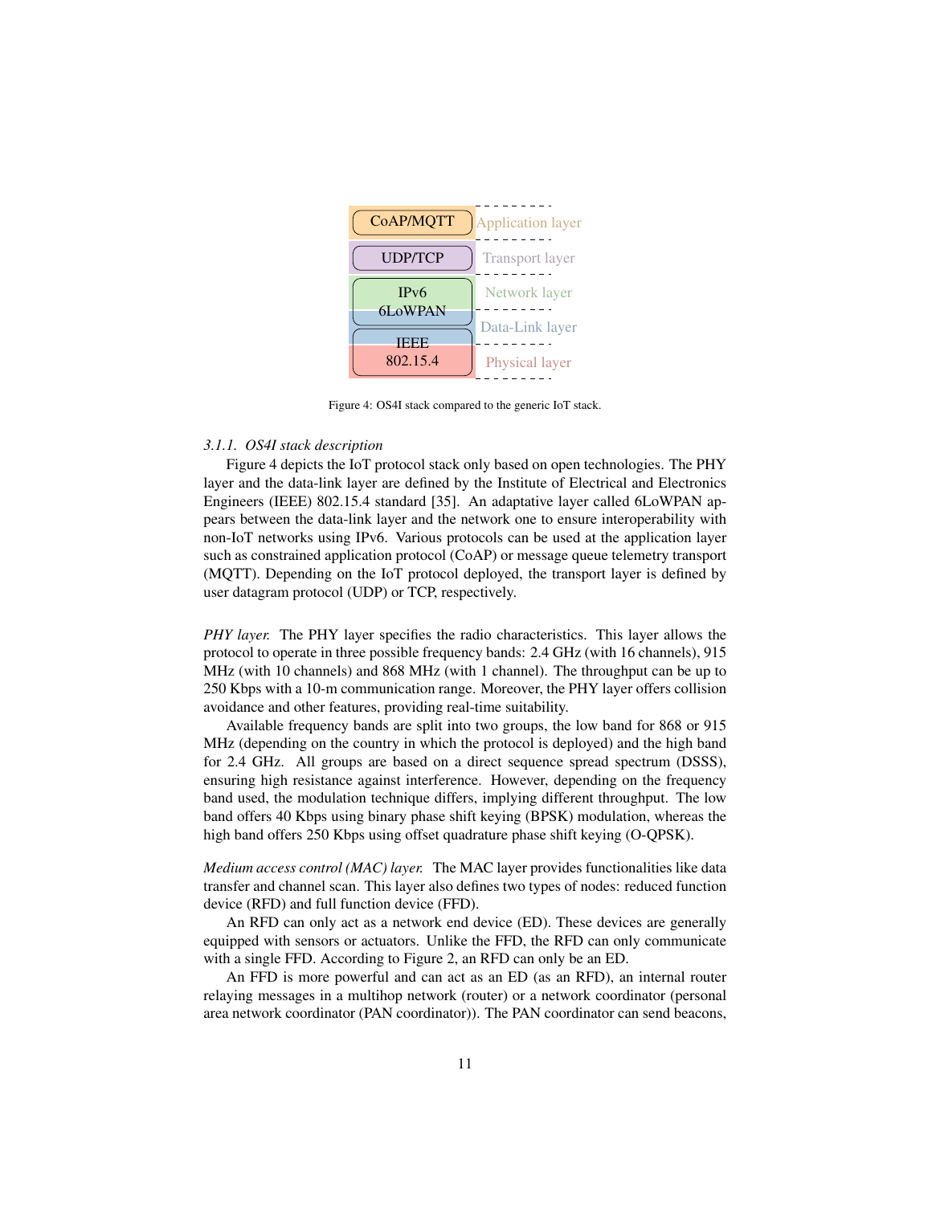| | |
|---|---|
| CoAP/MQTT | Application layer |
| UDP/TCP | Transport layer |
| IPv6 6LoWPAN | Network layer |
| | Data-Link layer |
| IEEE 802.15.4 | Physical layer |

Figure 4: OS4I stack compared to the generic IoT stack.

### 3.1.1. OS4I stack description

Figure 4 depicts the IoT protocol stack only based on open technologies. The PHY layer and the data-link layer are defined by the Institute of Electrical and Electronics Engineers (IEEE) 802.15.4 standard [35]. An adaptative layer called 6LoWPAN appears between the data-link layer and the network one to ensure interoperability with non-IoT networks using IPv6. Various protocols can be used at the application layer such as constrained application protocol (CoAP) or message queue telemetry transport (MQTT). Depending on the IoT protocol deployed, the transport layer is defined by user datagram protocol (UDP) or TCP, respectively.

*PHY layer.* The PHY layer specifies the radio characteristics. This layer allows the protocol to operate in three possible frequency bands: 2.4 GHz (with 16 channels), 915 MHz (with 10 channels) and 868 MHz (with 1 channel). The throughput can be up to 250 Kbps with a 10-m communication range. Moreover, the PHY layer offers collision avoidance and other features, providing real-time suitability.

Available frequency bands are split into two groups, the low band for 868 or 915 MHz (depending on the country in which the protocol is deployed) and the high band for 2.4 GHz. All groups are based on a direct sequence spread spectrum (DSSS), ensuring high resistance against interference. However, depending on the frequency band used, the modulation technique differs, implying different throughput. The low band offers 40 Kbps using binary phase shift keying (BPSK) modulation, whereas the high band offers 250 Kbps using offset quadrature phase shift keying (O-QPSK).

*Medium access control (MAC) layer.* The MAC layer provides functionalities like data transfer and channel scan. This layer also defines two types of nodes: reduced function device (RFD) and full function device (FFD).

An RFD can only act as a network end device (ED). These devices are generally equipped with sensors or actuators. Unlike the FFD, the RFD can only communicate with a single FFD. According to Figure 2, an RFD can only be an ED.

An FFD is more powerful and can act as an ED (as an RFD), an internal router relaying messages in a multihop network (router) or a network coordinator (personal area network coordinator (PAN coordinator)). The PAN coordinator can send beacons,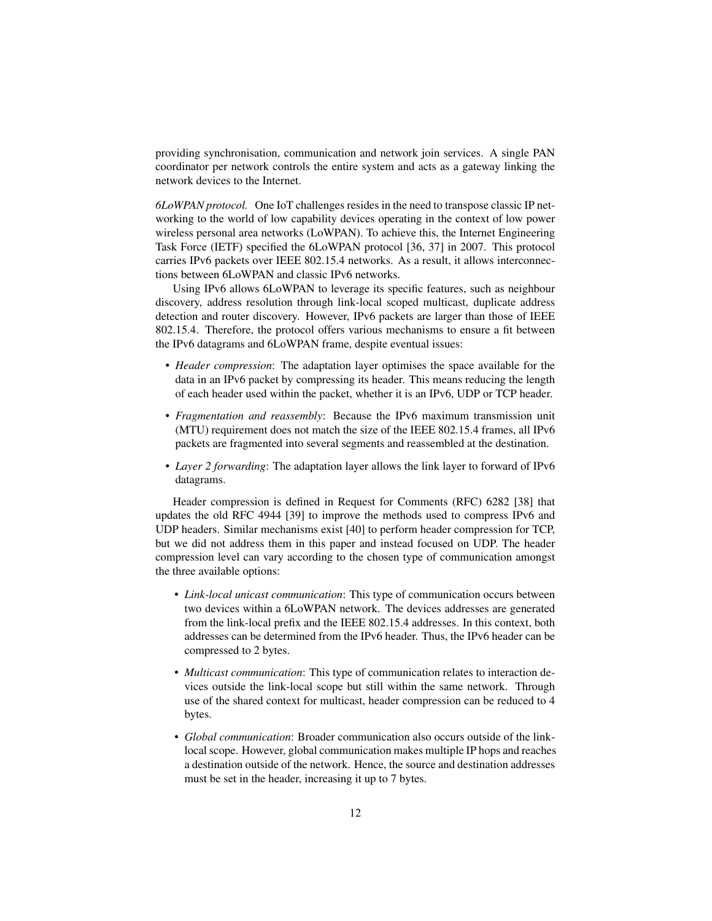providing synchronisation, communication and network join services. A single PAN coordinator per network controls the entire system and acts as a gateway linking the network devices to the Internet.

*6LoWPAN protocol.* One IoT challenges resides in the need to transpose classic IP networking to the world of low capability devices operating in the context of low power wireless personal area networks (LoWPAN). To achieve this, the Internet Engineering Task Force (IETF) specified the 6LoWPAN protocol [36, 37] in 2007. This protocol carries IPv6 packets over IEEE 802.15.4 networks. As a result, it allows interconnections between 6LoWPAN and classic IPv6 networks.

Using IPv6 allows 6LoWPAN to leverage its specific features, such as neighbour discovery, address resolution through link-local scoped multicast, duplicate address detection and router discovery. However, IPv6 packets are larger than those of IEEE 802.15.4. Therefore, the protocol offers various mechanisms to ensure a fit between the IPv6 datagrams and 6LoWPAN frame, despite eventual issues:

- *Header compression*: The adaptation layer optimises the space available for the data in an IPv6 packet by compressing its header. This means reducing the length of each header used within the packet, whether it is an IPv6, UDP or TCP header.
- *Fragmentation and reassembly*: Because the IPv6 maximum transmission unit (MTU) requirement does not match the size of the IEEE 802.15.4 frames, all IPv6 packets are fragmented into several segments and reassembled at the destination.
- *Layer 2 forwarding*: The adaptation layer allows the link layer to forward of IPv6 datagrams.

Header compression is defined in Request for Comments (RFC) 6282 [38] that updates the old RFC 4944 [39] to improve the methods used to compress IPv6 and UDP headers. Similar mechanisms exist [40] to perform header compression for TCP, but we did not address them in this paper and instead focused on UDP. The header compression level can vary according to the chosen type of communication amongst the three available options:

- *Link-local unicast communication*: This type of communication occurs between two devices within a 6LoWPAN network. The devices addresses are generated from the link-local prefix and the IEEE 802.15.4 addresses. In this context, both addresses can be determined from the IPv6 header. Thus, the IPv6 header can be compressed to 2 bytes.
- *Multicast communication*: This type of communication relates to interaction devices outside the link-local scope but still within the same network. Through use of the shared context for multicast, header compression can be reduced to 4 bytes.
- *Global communication*: Broader communication also occurs outside of the link-local scope. However, global communication makes multiple IP hops and reaches a destination outside of the network. Hence, the source and destination addresses must be set in the header, increasing it up to 7 bytes.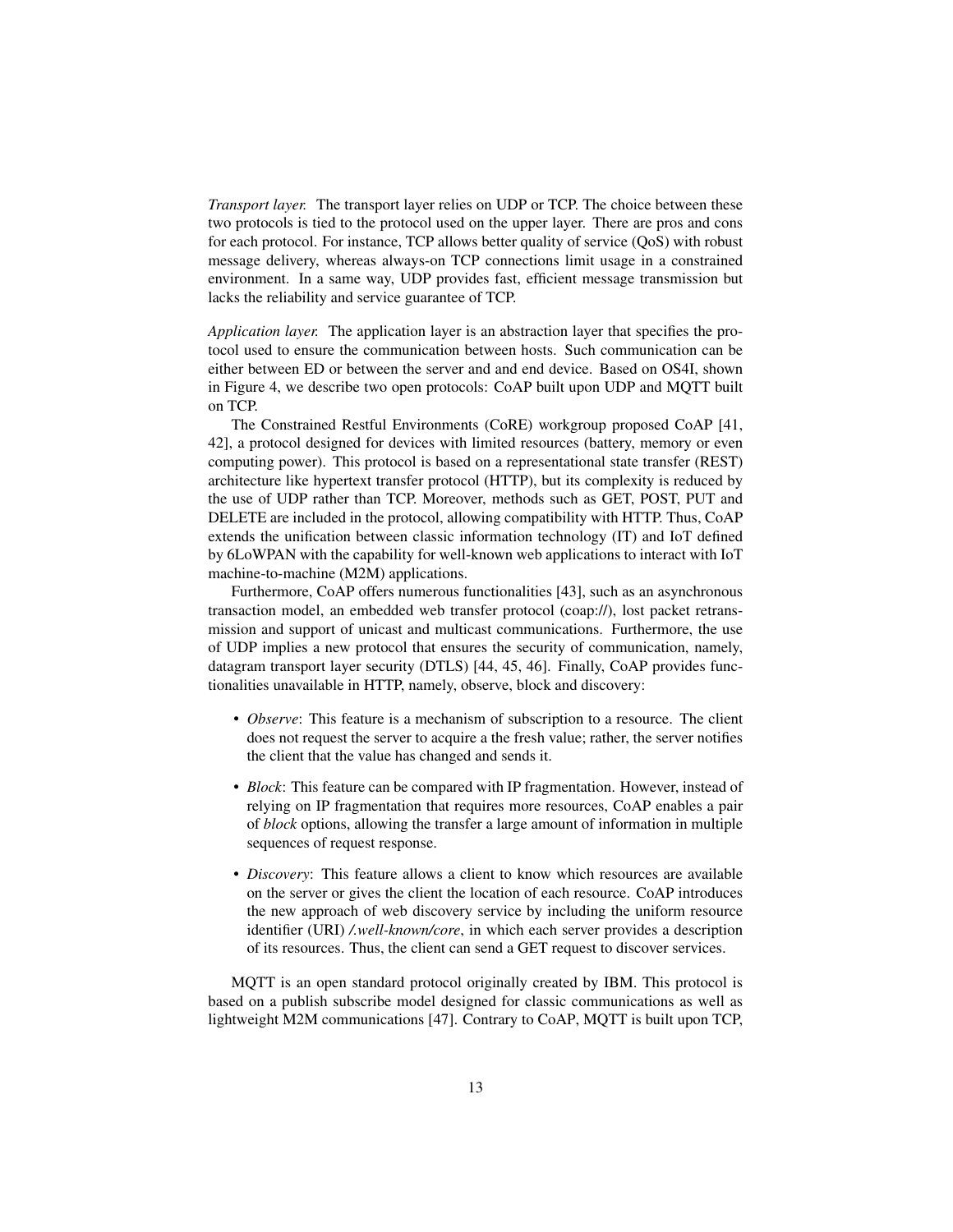*Transport layer.* The transport layer relies on UDP or TCP. The choice between these two protocols is tied to the protocol used on the upper layer. There are pros and cons for each protocol. For instance, TCP allows better quality of service (QoS) with robust message delivery, whereas always-on TCP connections limit usage in a constrained environment. In a same way, UDP provides fast, efficient message transmission but lacks the reliability and service guarantee of TCP.

*Application layer.* The application layer is an abstraction layer that specifies the protocol used to ensure the communication between hosts. Such communication can be either between ED or between the server and and end device. Based on OS4I, shown in Figure 4, we describe two open protocols: CoAP built upon UDP and MQTT built on TCP.

The Constrained Restful Environments (CoRE) workgroup proposed CoAP [41, 42], a protocol designed for devices with limited resources (battery, memory or even computing power). This protocol is based on a representational state transfer (REST) architecture like hypertext transfer protocol (HTTP), but its complexity is reduced by the use of UDP rather than TCP. Moreover, methods such as GET, POST, PUT and DELETE are included in the protocol, allowing compatibility with HTTP. Thus, CoAP extends the unification between classic information technology (IT) and IoT defined by 6LoWPAN with the capability for well-known web applications to interact with IoT machine-to-machine (M2M) applications.

Furthermore, CoAP offers numerous functionalities [43], such as an asynchronous transaction model, an embedded web transfer protocol (coap://), lost packet retransmission and support of unicast and multicast communications. Furthermore, the use of UDP implies a new protocol that ensures the security of communication, namely, datagram transport layer security (DTLS) [44, 45, 46]. Finally, CoAP provides functionalities unavailable in HTTP, namely, observe, block and discovery:

- *Observe*: This feature is a mechanism of subscription to a resource. The client does not request the server to acquire a the fresh value; rather, the server notifies the client that the value has changed and sends it.
- *Block*: This feature can be compared with IP fragmentation. However, instead of relying on IP fragmentation that requires more resources, CoAP enables a pair of *block* options, allowing the transfer a large amount of information in multiple sequences of request response.
- *Discovery*: This feature allows a client to know which resources are available on the server or gives the client the location of each resource. CoAP introduces the new approach of web discovery service by including the uniform resource identifier (URI) */.well-known/core*, in which each server provides a description of its resources. Thus, the client can send a GET request to discover services.

MQTT is an open standard protocol originally created by IBM. This protocol is based on a publish subscribe model designed for classic communications as well as lightweight M2M communications [47]. Contrary to CoAP, MQTT is built upon TCP,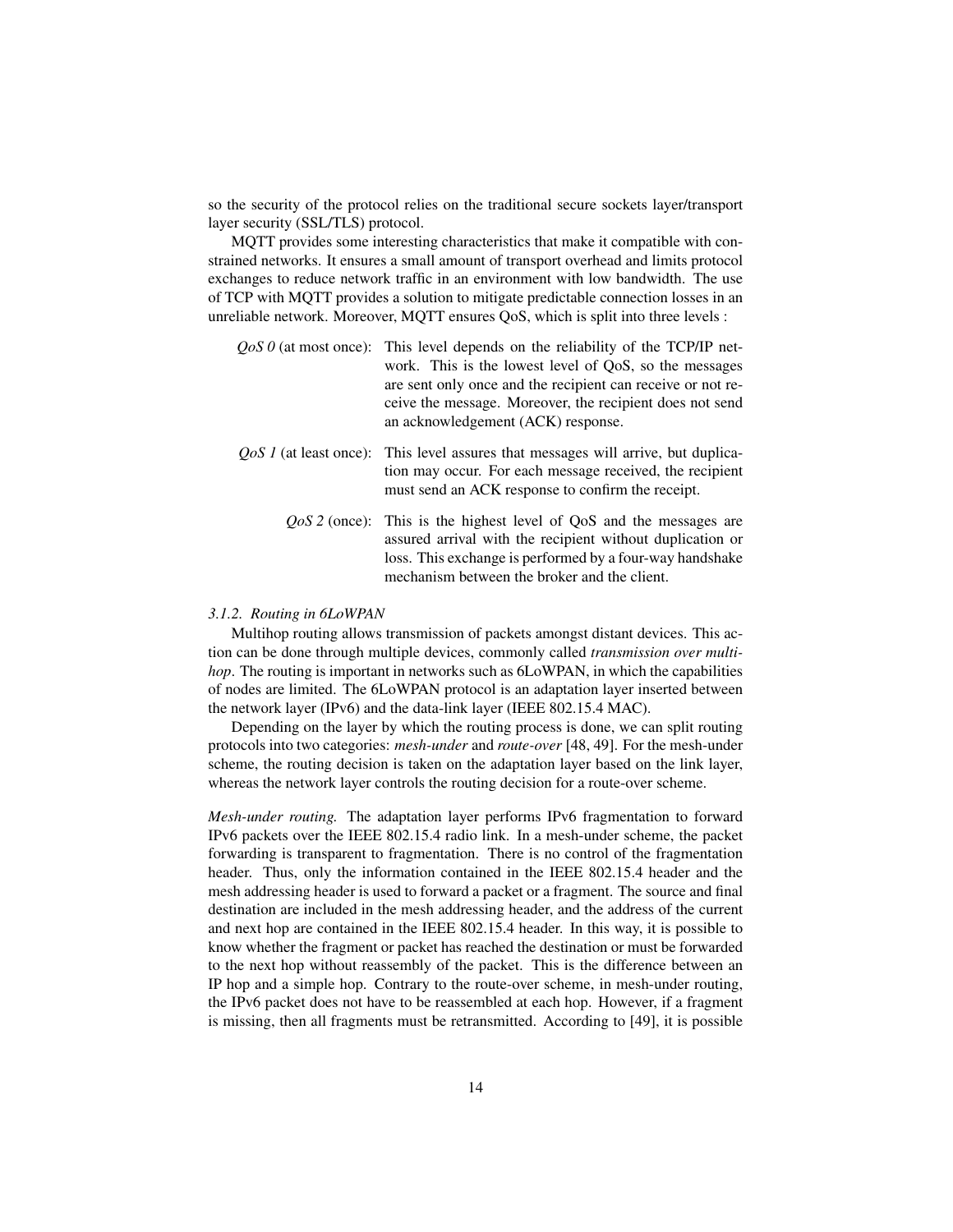so the security of the protocol relies on the traditional secure sockets layer/transport layer security (SSL/TLS) protocol.

MQTT provides some interesting characteristics that make it compatible with constrained networks. It ensures a small amount of transport overhead and limits protocol exchanges to reduce network traffic in an environment with low bandwidth. The use of TCP with MQTT provides a solution to mitigate predictable connection losses in an unreliable network. Moreover, MQTT ensures QoS, which is split into three levels :

- *QoS 0* (at most once): This level depends on the reliability of the TCP/IP network. This is the lowest level of QoS, so the messages are sent only once and the recipient can receive or not receive the message. Moreover, the recipient does not send an acknowledgement (ACK) response.
- *QoS 1* (at least once): This level assures that messages will arrive, but duplication may occur. For each message received, the recipient must send an ACK response to confirm the receipt.
- *QoS 2* (once): This is the highest level of QoS and the messages are assured arrival with the recipient without duplication or loss. This exchange is performed by a four-way handshake mechanism between the broker and the client.

#### *3.1.2. Routing in 6LoWPAN*

Multihop routing allows transmission of packets amongst distant devices. This action can be done through multiple devices, commonly called *transmission over multihop*. The routing is important in networks such as 6LoWPAN, in which the capabilities of nodes are limited. The 6LoWPAN protocol is an adaptation layer inserted between the network layer (IPv6) and the data-link layer (IEEE 802.15.4 MAC).

Depending on the layer by which the routing process is done, we can split routing protocols into two categories: *mesh-under* and *route-over* [48, 49]. For the mesh-under scheme, the routing decision is taken on the adaptation layer based on the link layer, whereas the network layer controls the routing decision for a route-over scheme.

*Mesh-under routing.* The adaptation layer performs IPv6 fragmentation to forward IPv6 packets over the IEEE 802.15.4 radio link. In a mesh-under scheme, the packet forwarding is transparent to fragmentation. There is no control of the fragmentation header. Thus, only the information contained in the IEEE 802.15.4 header and the mesh addressing header is used to forward a packet or a fragment. The source and final destination are included in the mesh addressing header, and the address of the current and next hop are contained in the IEEE 802.15.4 header. In this way, it is possible to know whether the fragment or packet has reached the destination or must be forwarded to the next hop without reassembly of the packet. This is the difference between an IP hop and a simple hop. Contrary to the route-over scheme, in mesh-under routing, the IPv6 packet does not have to be reassembled at each hop. However, if a fragment is missing, then all fragments must be retransmitted. According to [49], it is possible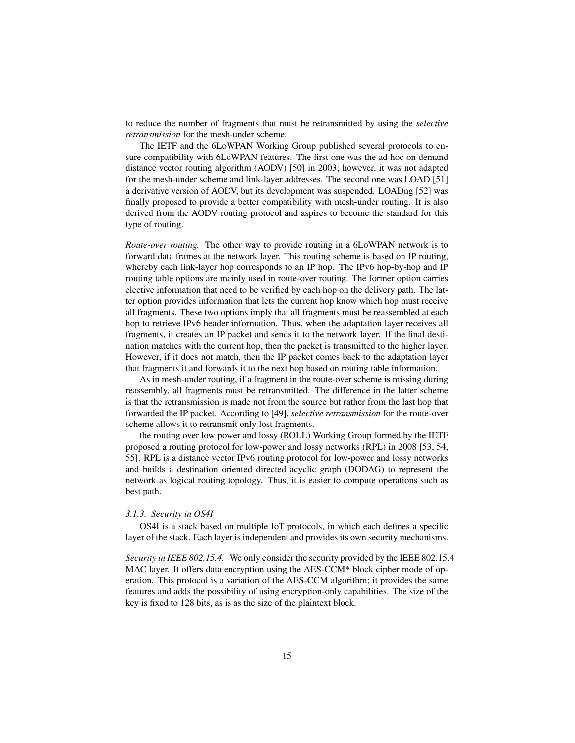to reduce the number of fragments that must be retransmitted by using the *selective retransmission* for the mesh-under scheme.

The IETF and the 6LoWPAN Working Group published several protocols to ensure compatibility with 6LoWPAN features. The first one was the ad hoc on demand distance vector routing algorithm (AODV) [50] in 2003; however, it was not adapted for the mesh-under scheme and link-layer addresses. The second one was LOAD [51] a derivative version of AODV, but its development was suspended. LOADng [52] was finally proposed to provide a better compatibility with mesh-under routing. It is also derived from the AODV routing protocol and aspires to become the standard for this type of routing.

*Route-over routing.* The other way to provide routing in a 6LoWPAN network is to forward data frames at the network layer. This routing scheme is based on IP routing, whereby each link-layer hop corresponds to an IP hop. The IPv6 hop-by-hop and IP routing table options are mainly used in route-over routing. The former option carries elective information that need to be verified by each hop on the delivery path. The latter option provides information that lets the current hop know which hop must receive all fragments. These two options imply that all fragments must be reassembled at each hop to retrieve IPv6 header information. Thus, when the adaptation layer receives all fragments, it creates an IP packet and sends it to the network layer. If the final destination matches with the current hop, then the packet is transmitted to the higher layer. However, if it does not match, then the IP packet comes back to the adaptation layer that fragments it and forwards it to the next hop based on routing table information.

As in mesh-under routing, if a fragment in the route-over scheme is missing during reassembly, all fragments must be retransmitted. The difference in the latter scheme is that the retransmission is made not from the source but rather from the last hop that forwarded the IP packet. According to [49], *selective retransmission* for the route-over scheme allows it to retransmit only lost fragments.

the routing over low power and lossy (ROLL) Working Group formed by the IETF proposed a routing protocol for low-power and lossy networks (RPL) in 2008 [53, 54, 55]. RPL is a distance vector IPv6 routing protocol for low-power and lossy networks and builds a destination oriented directed acyclic graph (DODAG) to represent the network as logical routing topology. Thus, it is easier to compute operations such as best path.

### *3.1.3. Security in OS4I*

OS4I is a stack based on multiple IoT protocols, in which each defines a specific layer of the stack. Each layer is independent and provides its own security mechanisms.

*Security in IEEE 802.15.4.* We only consider the security provided by the IEEE 802.15.4 MAC layer. It offers data encryption using the AES-CCM* block cipher mode of operation. This protocol is a variation of the AES-CCM algorithm; it provides the same features and adds the possibility of using encryption-only capabilities. The size of the key is fixed to 128 bits, as is as the size of the plaintext block.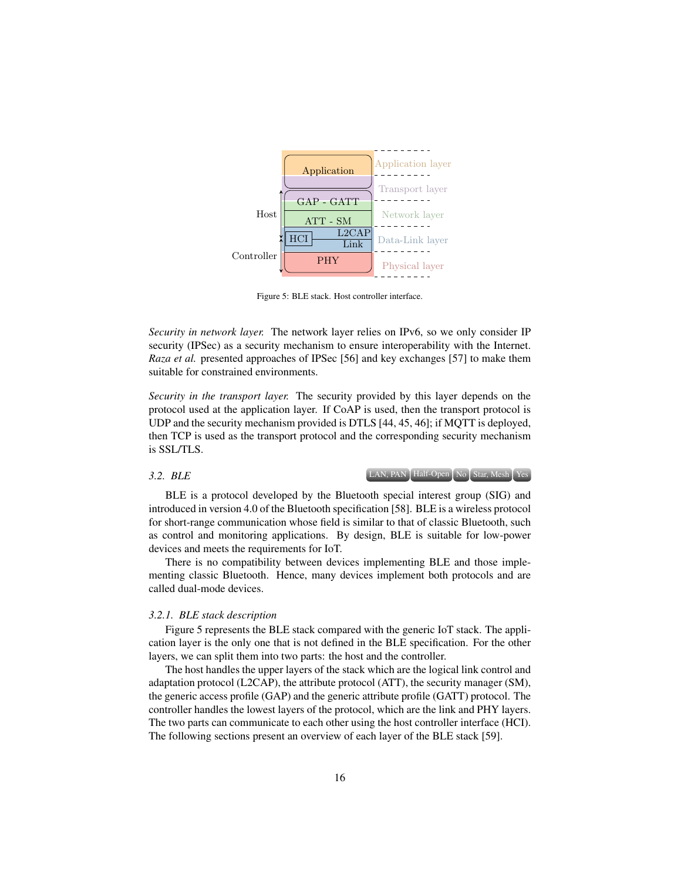Figure 5: BLE stack. Host controller interface.

*Security in network layer.* The network layer relies on IPv6, so we only consider IP security (IPSec) as a security mechanism to ensure interoperability with the Internet. *Raza et al.* presented approaches of IPSec [56] and key exchanges [57] to make them suitable for constrained environments.

*Security in the transport layer.* The security provided by this layer depends on the protocol used at the application layer. If CoAP is used, then the transport protocol is UDP and the security mechanism provided is DTLS [44, 45, 46]; if MQTT is deployed, then TCP is used as the transport protocol and the corresponding security mechanism is SSL/TLS.

### 3.2. BLE

LAN, PAN | Half-Open | No | Star, Mesh | Yes

BLE is a protocol developed by the Bluetooth special interest group (SIG) and introduced in version 4.0 of the Bluetooth specification [58]. BLE is a wireless protocol for short-range communication whose field is similar to that of classic Bluetooth, such as control and monitoring applications. By design, BLE is suitable for low-power devices and meets the requirements for IoT.

There is no compatibility between devices implementing BLE and those implementing classic Bluetooth. Hence, many devices implement both protocols and are called dual-mode devices.

#### 3.2.1. BLE stack description

Figure 5 represents the BLE stack compared with the generic IoT stack. The application layer is the only one that is not defined in the BLE specification. For the other layers, we can split them into two parts: the host and the controller.

The host handles the upper layers of the stack which are the logical link control and adaptation protocol (L2CAP), the attribute protocol (ATT), the security manager (SM), the generic access profile (GAP) and the generic attribute profile (GATT) protocol. The controller handles the lowest layers of the protocol, which are the link and PHY layers. The two parts can communicate to each other using the host controller interface (HCI). The following sections present an overview of each layer of the BLE stack [59].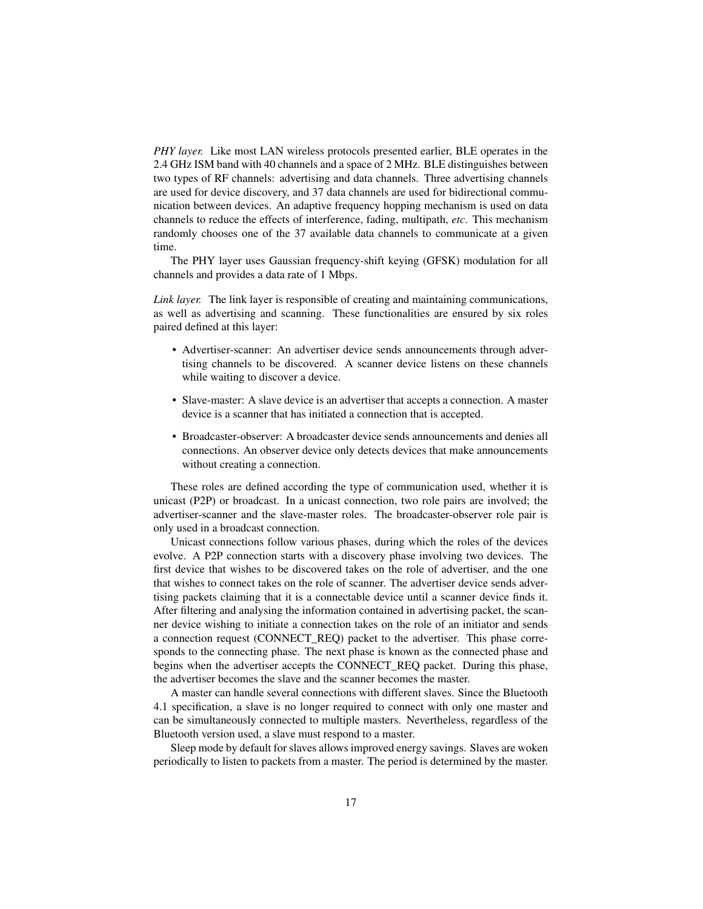*PHY layer.* Like most LAN wireless protocols presented earlier, BLE operates in the 2.4 GHz ISM band with 40 channels and a space of 2 MHz. BLE distinguishes between two types of RF channels: advertising and data channels. Three advertising channels are used for device discovery, and 37 data channels are used for bidirectional communication between devices. An adaptive frequency hopping mechanism is used on data channels to reduce the effects of interference, fading, multipath, *etc*. This mechanism randomly chooses one of the 37 available data channels to communicate at a given time.

The PHY layer uses Gaussian frequency-shift keying (GFSK) modulation for all channels and provides a data rate of 1 Mbps.

*Link layer.* The link layer is responsible of creating and maintaining communications, as well as advertising and scanning. These functionalities are ensured by six roles paired defined at this layer:

- Advertiser-scanner: An advertiser device sends announcements through advertising channels to be discovered. A scanner device listens on these channels while waiting to discover a device.
- Slave-master: A slave device is an advertiser that accepts a connection. A master device is a scanner that has initiated a connection that is accepted.
- Broadcaster-observer: A broadcaster device sends announcements and denies all connections. An observer device only detects devices that make announcements without creating a connection.

These roles are defined according the type of communication used, whether it is unicast (P2P) or broadcast. In a unicast connection, two role pairs are involved; the advertiser-scanner and the slave-master roles. The broadcaster-observer role pair is only used in a broadcast connection.

Unicast connections follow various phases, during which the roles of the devices evolve. A P2P connection starts with a discovery phase involving two devices. The first device that wishes to be discovered takes on the role of advertiser, and the one that wishes to connect takes on the role of scanner. The advertiser device sends advertising packets claiming that it is a connectable device until a scanner device finds it. After filtering and analysing the information contained in advertising packet, the scanner device wishing to initiate a connection takes on the role of an initiator and sends a connection request (CONNECT_REQ) packet to the advertiser. This phase corresponds to the connecting phase. The next phase is known as the connected phase and begins when the advertiser accepts the CONNECT_REQ packet. During this phase, the advertiser becomes the slave and the scanner becomes the master.

A master can handle several connections with different slaves. Since the Bluetooth 4.1 specification, a slave is no longer required to connect with only one master and can be simultaneously connected to multiple masters. Nevertheless, regardless of the Bluetooth version used, a slave must respond to a master.

Sleep mode by default for slaves allows improved energy savings. Slaves are woken periodically to listen to packets from a master. The period is determined by the master.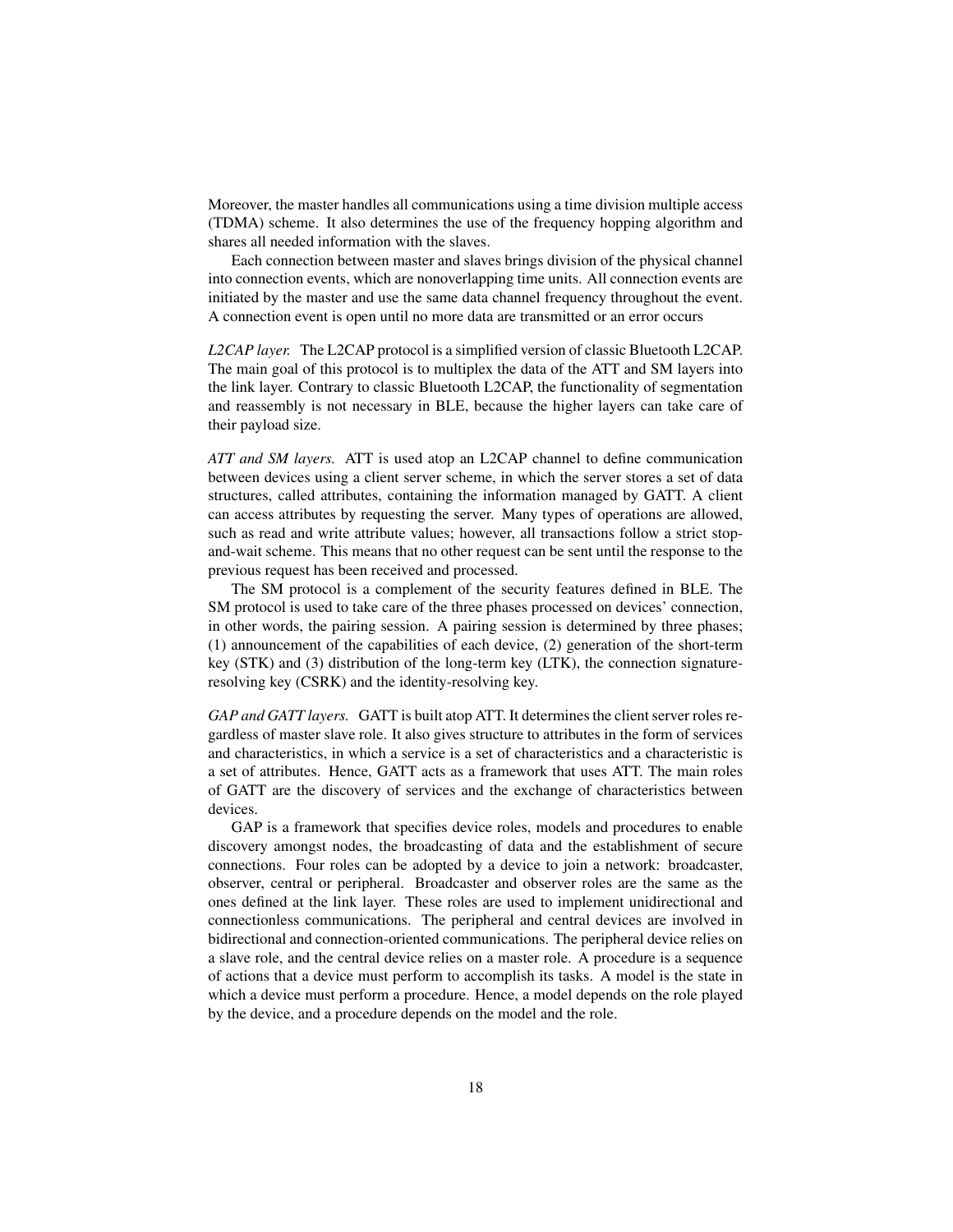Moreover, the master handles all communications using a time division multiple access (TDMA) scheme. It also determines the use of the frequency hopping algorithm and shares all needed information with the slaves.

Each connection between master and slaves brings division of the physical channel into connection events, which are nonoverlapping time units. All connection events are initiated by the master and use the same data channel frequency throughout the event. A connection event is open until no more data are transmitted or an error occurs

*L2CAP layer.* The L2CAP protocol is a simplified version of classic Bluetooth L2CAP. The main goal of this protocol is to multiplex the data of the ATT and SM layers into the link layer. Contrary to classic Bluetooth L2CAP, the functionality of segmentation and reassembly is not necessary in BLE, because the higher layers can take care of their payload size.

*ATT and SM layers.* ATT is used atop an L2CAP channel to define communication between devices using a client server scheme, in which the server stores a set of data structures, called attributes, containing the information managed by GATT. A client can access attributes by requesting the server. Many types of operations are allowed, such as read and write attribute values; however, all transactions follow a strict stop-and-wait scheme. This means that no other request can be sent until the response to the previous request has been received and processed.

The SM protocol is a complement of the security features defined in BLE. The SM protocol is used to take care of the three phases processed on devices' connection, in other words, the pairing session. A pairing session is determined by three phases; (1) announcement of the capabilities of each device, (2) generation of the short-term key (STK) and (3) distribution of the long-term key (LTK), the connection signature-resolving key (CSRK) and the identity-resolving key.

*GAP and GATT layers.* GATT is built atop ATT. It determines the client server roles regardless of master slave role. It also gives structure to attributes in the form of services and characteristics, in which a service is a set of characteristics and a characteristic is a set of attributes. Hence, GATT acts as a framework that uses ATT. The main roles of GATT are the discovery of services and the exchange of characteristics between devices.

GAP is a framework that specifies device roles, models and procedures to enable discovery amongst nodes, the broadcasting of data and the establishment of secure connections. Four roles can be adopted by a device to join a network: broadcaster, observer, central or peripheral. Broadcaster and observer roles are the same as the ones defined at the link layer. These roles are used to implement unidirectional and connectionless communications. The peripheral and central devices are involved in bidirectional and connection-oriented communications. The peripheral device relies on a slave role, and the central device relies on a master role. A procedure is a sequence of actions that a device must perform to accomplish its tasks. A model is the state in which a device must perform a procedure. Hence, a model depends on the role played by the device, and a procedure depends on the model and the role.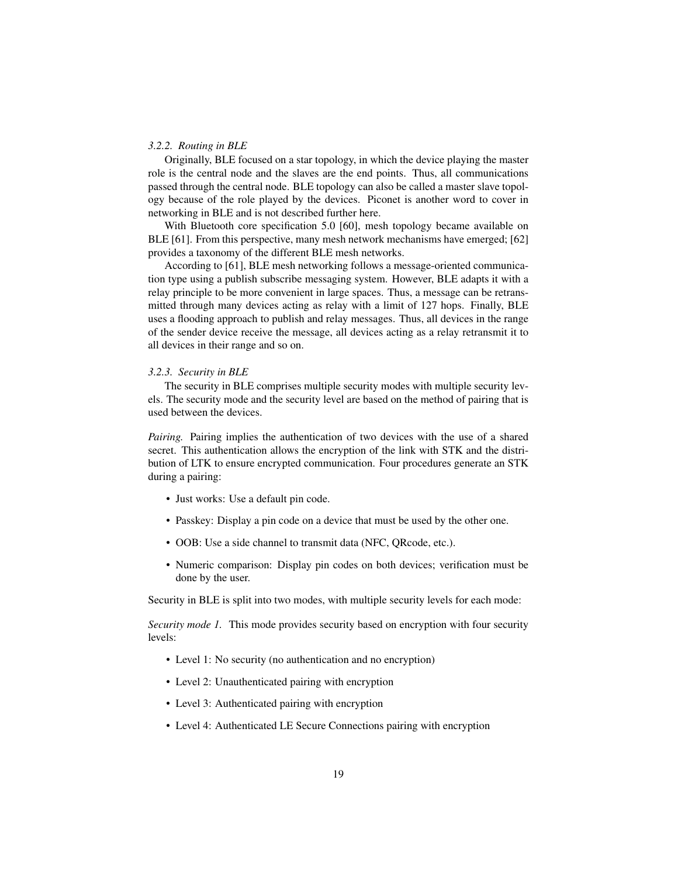### 3.2.2. Routing in BLE

Originally, BLE focused on a star topology, in which the device playing the master role is the central node and the slaves are the end points. Thus, all communications passed through the central node. BLE topology can also be called a master slave topology because of the role played by the devices. Piconet is another word to cover in networking in BLE and is not described further here.

With Bluetooth core specification 5.0 [60], mesh topology became available on BLE [61]. From this perspective, many mesh network mechanisms have emerged; [62] provides a taxonomy of the different BLE mesh networks.

According to [61], BLE mesh networking follows a message-oriented communication type using a publish subscribe messaging system. However, BLE adapts it with a relay principle to be more convenient in large spaces. Thus, a message can be retransmitted through many devices acting as relay with a limit of 127 hops. Finally, BLE uses a flooding approach to publish and relay messages. Thus, all devices in the range of the sender device receive the message, all devices acting as a relay retransmit it to all devices in their range and so on.

### 3.2.3. Security in BLE

The security in BLE comprises multiple security modes with multiple security levels. The security mode and the security level are based on the method of pairing that is used between the devices.

*Pairing.* Pairing implies the authentication of two devices with the use of a shared secret. This authentication allows the encryption of the link with STK and the distribution of LTK to ensure encrypted communication. Four procedures generate an STK during a pairing:

- Just works: Use a default pin code.
- Passkey: Display a pin code on a device that must be used by the other one.
- OOB: Use a side channel to transmit data (NFC, QRcode, etc.).
- Numeric comparison: Display pin codes on both devices; verification must be done by the user.

Security in BLE is split into two modes, with multiple security levels for each mode:

*Security mode 1.* This mode provides security based on encryption with four security levels:

- Level 1: No security (no authentication and no encryption)
- Level 2: Unauthenticated pairing with encryption
- Level 3: Authenticated pairing with encryption
- Level 4: Authenticated LE Secure Connections pairing with encryption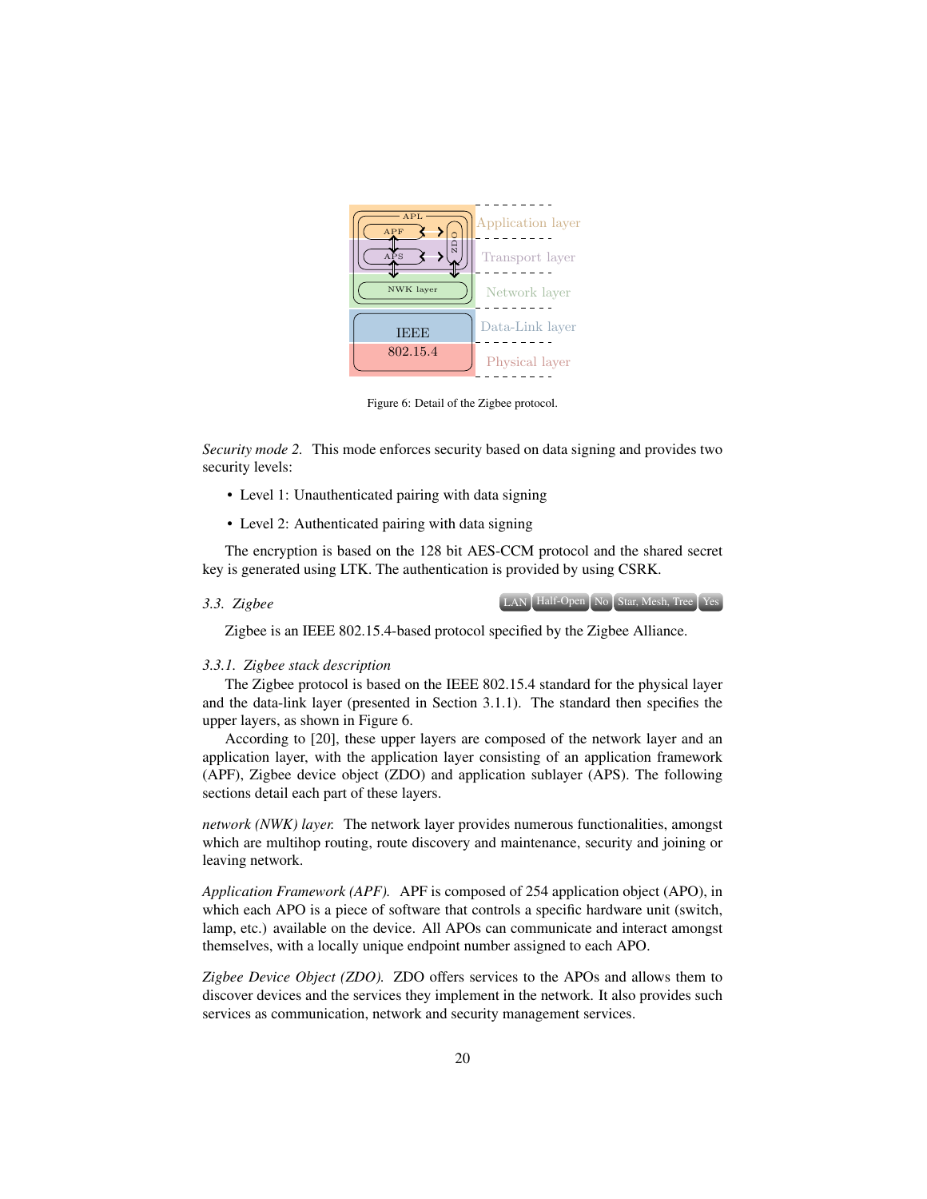Figure 6: Detail of the Zigbee protocol.

*Security mode 2.* This mode enforces security based on data signing and provides two security levels:

- Level 1: Unauthenticated pairing with data signing
- Level 2: Authenticated pairing with data signing

The encryption is based on the 128 bit AES-CCM protocol and the shared secret key is generated using LTK. The authentication is provided by using CSRK.

### 3.3. Zigbee

LAN | Half-Open | No | Star, Mesh, Tree | Yes

Zigbee is an IEEE 802.15.4-based protocol specified by the Zigbee Alliance.

#### 3.3.1. Zigbee stack description

The Zigbee protocol is based on the IEEE 802.15.4 standard for the physical layer and the data-link layer (presented in Section 3.1.1). The standard then specifies the upper layers, as shown in Figure 6.

According to [20], these upper layers are composed of the network layer and an application layer, with the application layer consisting of an application framework (APF), Zigbee device object (ZDO) and application sublayer (APS). The following sections detail each part of these layers.

*network (NWK) layer.* The network layer provides numerous functionalities, amongst which are multihop routing, route discovery and maintenance, security and joining or leaving network.

*Application Framework (APF).* APF is composed of 254 application object (APO), in which each APO is a piece of software that controls a specific hardware unit (switch, lamp, etc.) available on the device. All APOs can communicate and interact amongst themselves, with a locally unique endpoint number assigned to each APO.

*Zigbee Device Object (ZDO).* ZDO offers services to the APOs and allows them to discover devices and the services they implement in the network. It also provides such services as communication, network and security management services.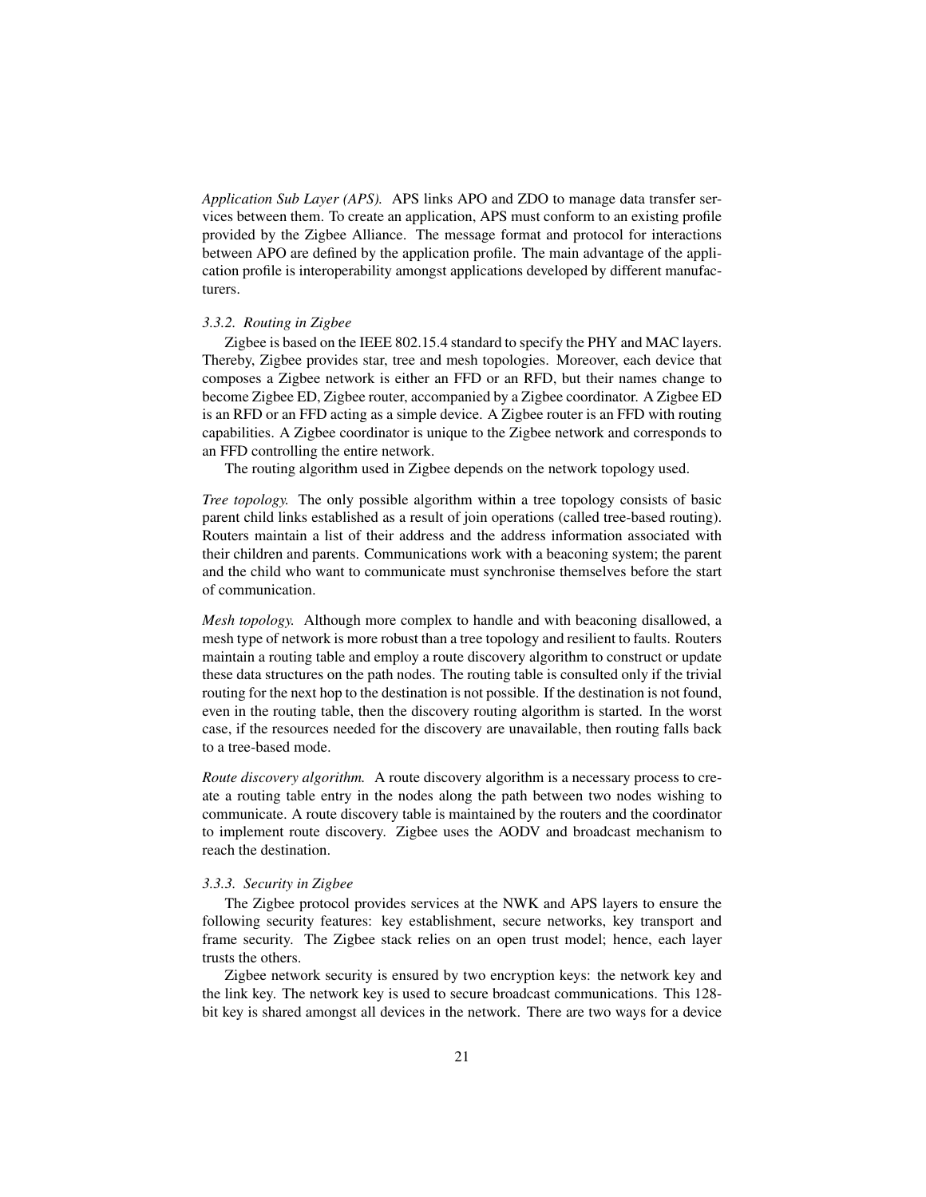*Application Sub Layer (APS).* APS links APO and ZDO to manage data transfer services between them. To create an application, APS must conform to an existing profile provided by the Zigbee Alliance. The message format and protocol for interactions between APO are defined by the application profile. The main advantage of the application profile is interoperability amongst applications developed by different manufacturers.

### *3.3.2. Routing in Zigbee*

Zigbee is based on the IEEE 802.15.4 standard to specify the PHY and MAC layers. Thereby, Zigbee provides star, tree and mesh topologies. Moreover, each device that composes a Zigbee network is either an FFD or an RFD, but their names change to become Zigbee ED, Zigbee router, accompanied by a Zigbee coordinator. A Zigbee ED is an RFD or an FFD acting as a simple device. A Zigbee router is an FFD with routing capabilities. A Zigbee coordinator is unique to the Zigbee network and corresponds to an FFD controlling the entire network.

The routing algorithm used in Zigbee depends on the network topology used.

*Tree topology.* The only possible algorithm within a tree topology consists of basic parent child links established as a result of join operations (called tree-based routing). Routers maintain a list of their address and the address information associated with their children and parents. Communications work with a beaconing system; the parent and the child who want to communicate must synchronise themselves before the start of communication.

*Mesh topology.* Although more complex to handle and with beaconing disallowed, a mesh type of network is more robust than a tree topology and resilient to faults. Routers maintain a routing table and employ a route discovery algorithm to construct or update these data structures on the path nodes. The routing table is consulted only if the trivial routing for the next hop to the destination is not possible. If the destination is not found, even in the routing table, then the discovery routing algorithm is started. In the worst case, if the resources needed for the discovery are unavailable, then routing falls back to a tree-based mode.

*Route discovery algorithm.* A route discovery algorithm is a necessary process to create a routing table entry in the nodes along the path between two nodes wishing to communicate. A route discovery table is maintained by the routers and the coordinator to implement route discovery. Zigbee uses the AODV and broadcast mechanism to reach the destination.

### *3.3.3. Security in Zigbee*

The Zigbee protocol provides services at the NWK and APS layers to ensure the following security features: key establishment, secure networks, key transport and frame security. The Zigbee stack relies on an open trust model; hence, each layer trusts the others.

Zigbee network security is ensured by two encryption keys: the network key and the link key. The network key is used to secure broadcast communications. This 128-bit key is shared amongst all devices in the network. There are two ways for a device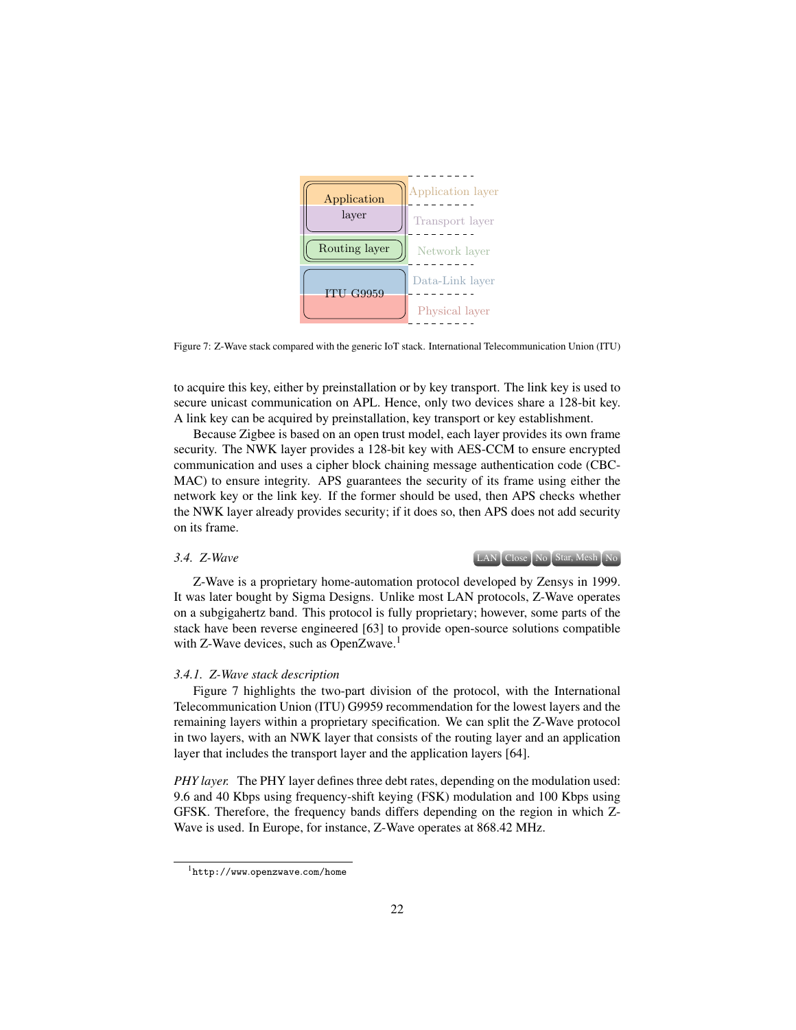Figure 7: Z-Wave stack compared with the generic IoT stack. International Telecommunication Union (ITU)

to acquire this key, either by preinstallation or by key transport. The link key is used to secure unicast communication on APL. Hence, only two devices share a 128-bit key. A link key can be acquired by preinstallation, key transport or key establishment.

Because Zigbee is based on an open trust model, each layer provides its own frame security. The NWK layer provides a 128-bit key with AES-CCM to ensure encrypted communication and uses a cipher block chaining message authentication code (CBC-MAC) to ensure integrity. APS guarantees the security of its frame using either the network key or the link key. If the former should be used, then APS checks whether the NWK layer already provides security; if it does so, then APS does not add security on its frame.

### 3.4. Z-Wave

LAN | Close | No | Star, Mesh | No

Z-Wave is a proprietary home-automation protocol developed by Zensys in 1999. It was later bought by Sigma Designs. Unlike most LAN protocols, Z-Wave operates on a subgigahertz band. This protocol is fully proprietary; however, some parts of the stack have been reverse engineered [63] to provide open-source solutions compatible with Z-Wave devices, such as OpenZwave.[1]

#### 3.4.1. Z-Wave stack description

Figure 7 highlights the two-part division of the protocol, with the International Telecommunication Union (ITU) G9959 recommendation for the lowest layers and the remaining layers within a proprietary specification. We can split the Z-Wave protocol in two layers, with an NWK layer that consists of the routing layer and an application layer that includes the transport layer and the application layers [64].

*PHY layer.* The PHY layer defines three debt rates, depending on the modulation used: 9.6 and 40 Kbps using frequency-shift keying (FSK) modulation and 100 Kbps using GFSK. Therefore, the frequency bands differs depending on the region in which Z-Wave is used. In Europe, for instance, Z-Wave operates at 868.42 MHz.

[1] http://www.openzwave.com/home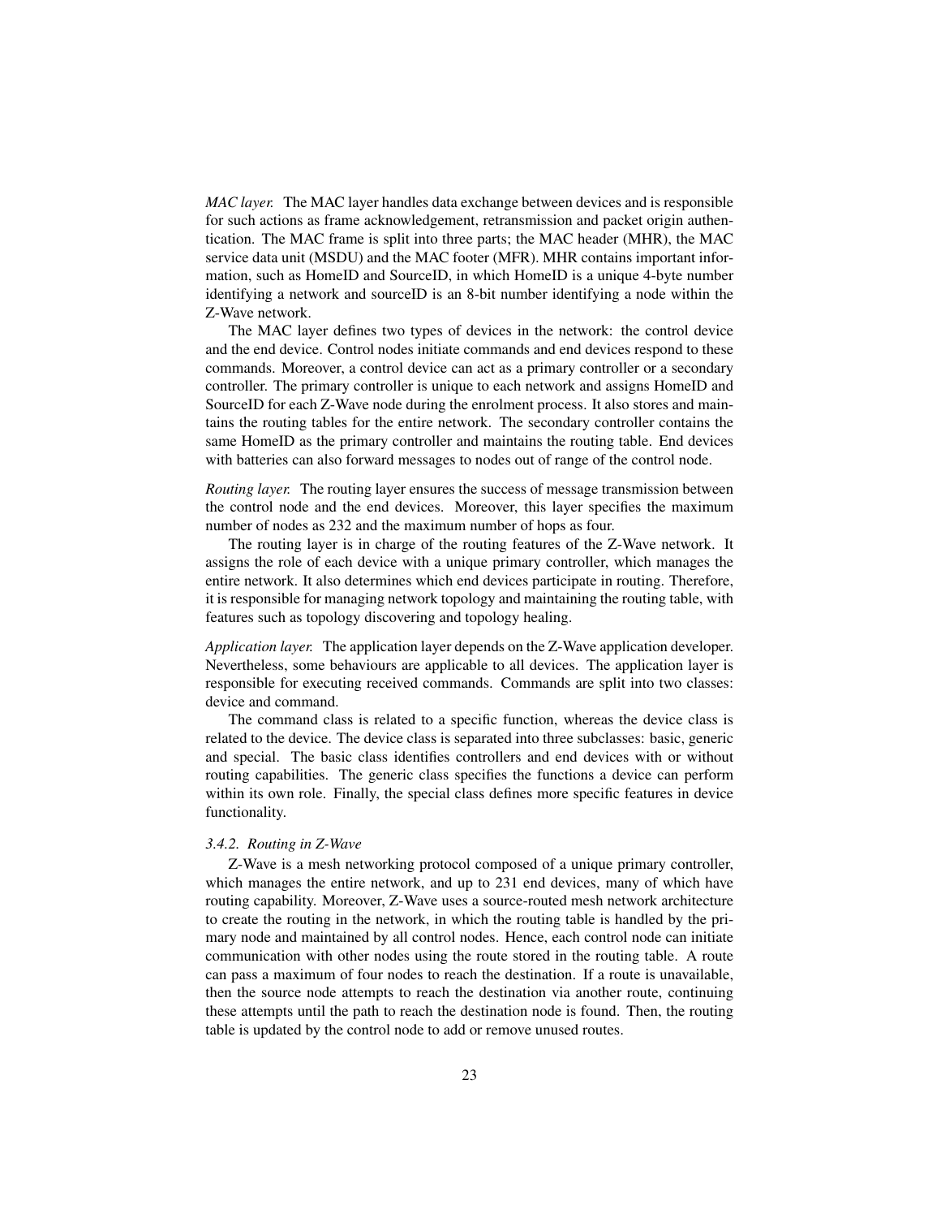*MAC layer.* The MAC layer handles data exchange between devices and is responsible for such actions as frame acknowledgement, retransmission and packet origin authentication. The MAC frame is split into three parts; the MAC header (MHR), the MAC service data unit (MSDU) and the MAC footer (MFR). MHR contains important information, such as HomeID and SourceID, in which HomeID is a unique 4-byte number identifying a network and sourceID is an 8-bit number identifying a node within the Z-Wave network.

The MAC layer defines two types of devices in the network: the control device and the end device. Control nodes initiate commands and end devices respond to these commands. Moreover, a control device can act as a primary controller or a secondary controller. The primary controller is unique to each network and assigns HomeID and SourceID for each Z-Wave node during the enrolment process. It also stores and maintains the routing tables for the entire network. The secondary controller contains the same HomeID as the primary controller and maintains the routing table. End devices with batteries can also forward messages to nodes out of range of the control node.

*Routing layer.* The routing layer ensures the success of message transmission between the control node and the end devices. Moreover, this layer specifies the maximum number of nodes as 232 and the maximum number of hops as four.

The routing layer is in charge of the routing features of the Z-Wave network. It assigns the role of each device with a unique primary controller, which manages the entire network. It also determines which end devices participate in routing. Therefore, it is responsible for managing network topology and maintaining the routing table, with features such as topology discovering and topology healing.

*Application layer.* The application layer depends on the Z-Wave application developer. Nevertheless, some behaviours are applicable to all devices. The application layer is responsible for executing received commands. Commands are split into two classes: device and command.

The command class is related to a specific function, whereas the device class is related to the device. The device class is separated into three subclasses: basic, generic and special. The basic class identifies controllers and end devices with or without routing capabilities. The generic class specifies the functions a device can perform within its own role. Finally, the special class defines more specific features in device functionality.

### *3.4.2. Routing in Z-Wave*

Z-Wave is a mesh networking protocol composed of a unique primary controller, which manages the entire network, and up to 231 end devices, many of which have routing capability. Moreover, Z-Wave uses a source-routed mesh network architecture to create the routing in the network, in which the routing table is handled by the primary node and maintained by all control nodes. Hence, each control node can initiate communication with other nodes using the route stored in the routing table. A route can pass a maximum of four nodes to reach the destination. If a route is unavailable, then the source node attempts to reach the destination via another route, continuing these attempts until the path to reach the destination node is found. Then, the routing table is updated by the control node to add or remove unused routes.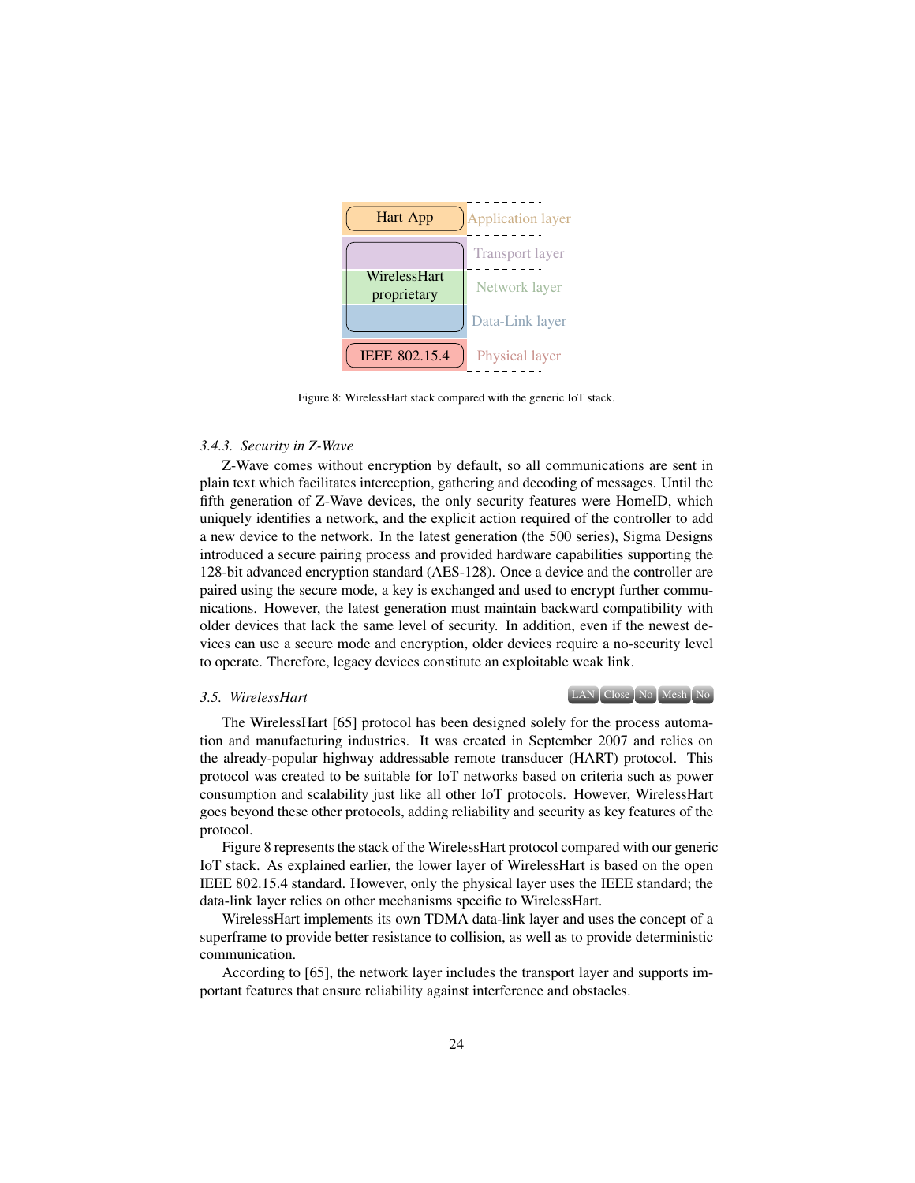Hart App | Application layer
WirelessHart proprietary | Transport layer, Network layer, Data-Link layer
IEEE 802.15.4 | Physical layer

Figure 8: WirelessHart stack compared with the generic IoT stack.

#### 3.4.3. Security in Z-Wave

Z-Wave comes without encryption by default, so all communications are sent in plain text which facilitates interception, gathering and decoding of messages. Until the fifth generation of Z-Wave devices, the only security features were HomeID, which uniquely identifies a network, and the explicit action required of the controller to add a new device to the network. In the latest generation (the 500 series), Sigma Designs introduced a secure pairing process and provided hardware capabilities supporting the 128-bit advanced encryption standard (AES-128). Once a device and the controller are paired using the secure mode, a key is exchanged and used to encrypt further communications. However, the latest generation must maintain backward compatibility with older devices that lack the same level of security. In addition, even if the newest devices can use a secure mode and encryption, older devices require a no-security level to operate. Therefore, legacy devices constitute an exploitable weak link.

### 3.5. WirelessHart

LAN | Close | No | Mesh | No

The WirelessHart [65] protocol has been designed solely for the process automation and manufacturing industries. It was created in September 2007 and relies on the already-popular highway addressable remote transducer (HART) protocol. This protocol was created to be suitable for IoT networks based on criteria such as power consumption and scalability just like all other IoT protocols. However, WirelessHart goes beyond these other protocols, adding reliability and security as key features of the protocol.

Figure 8 represents the stack of the WirelessHart protocol compared with our generic IoT stack. As explained earlier, the lower layer of WirelessHart is based on the open IEEE 802.15.4 standard. However, only the physical layer uses the IEEE standard; the data-link layer relies on other mechanisms specific to WirelessHart.

WirelessHart implements its own TDMA data-link layer and uses the concept of a superframe to provide better resistance to collision, as well as to provide deterministic communication.

According to [65], the network layer includes the transport layer and supports important features that ensure reliability against interference and obstacles.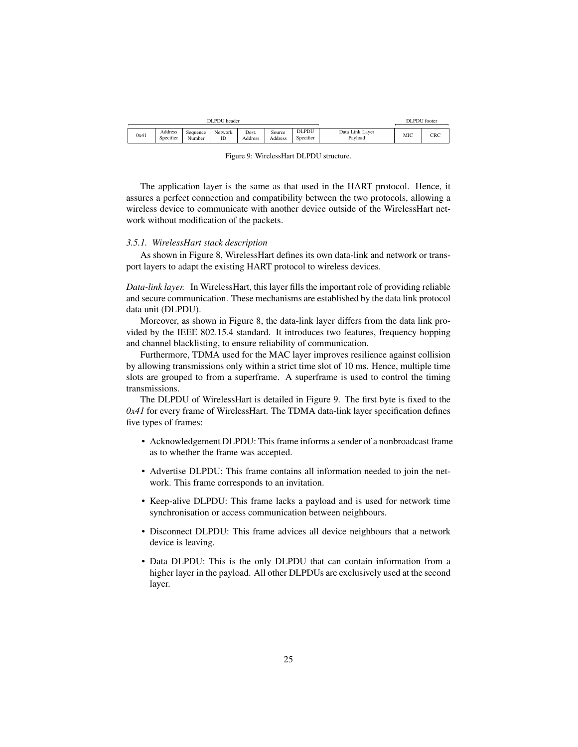| DLPDU header | | | | | | | | DLPDU footer | |
|---|---|---|---|---|---|---|---|---|---|
| 0x41 | Address Specifier | Sequence Number | Network ID | Dest. Address | Source Address | DLPDU Specifier | Data Link Layer Payload | MIC | CRC |

Figure 9: WirelessHart DLPDU structure.

The application layer is the same as that used in the HART protocol. Hence, it assures a perfect connection and compatibility between the two protocols, allowing a wireless device to communicate with another device outside of the WirelessHart network without modification of the packets.

### *3.5.1. WirelessHart stack description*

As shown in Figure 8, WirelessHart defines its own data-link and network or transport layers to adapt the existing HART protocol to wireless devices.

*Data-link layer.* In WirelessHart, this layer fills the important role of providing reliable and secure communication. These mechanisms are established by the data link protocol data unit (DLPDU).

Moreover, as shown in Figure 8, the data-link layer differs from the data link provided by the IEEE 802.15.4 standard. It introduces two features, frequency hopping and channel blacklisting, to ensure reliability of communication.

Furthermore, TDMA used for the MAC layer improves resilience against collision by allowing transmissions only within a strict time slot of 10 ms. Hence, multiple time slots are grouped to from a superframe. A superframe is used to control the timing transmissions.

The DLPDU of WirelessHart is detailed in Figure 9. The first byte is fixed to the *0x41* for every frame of WirelessHart. The TDMA data-link layer specification defines five types of frames:

- Acknowledgement DLPDU: This frame informs a sender of a nonbroadcast frame as to whether the frame was accepted.
- Advertise DLPDU: This frame contains all information needed to join the network. This frame corresponds to an invitation.
- Keep-alive DLPDU: This frame lacks a payload and is used for network time synchronisation or access communication between neighbours.
- Disconnect DLPDU: This frame advices all device neighbours that a network device is leaving.
- Data DLPDU: This is the only DLPDU that can contain information from a higher layer in the payload. All other DLPDUs are exclusively used at the second layer.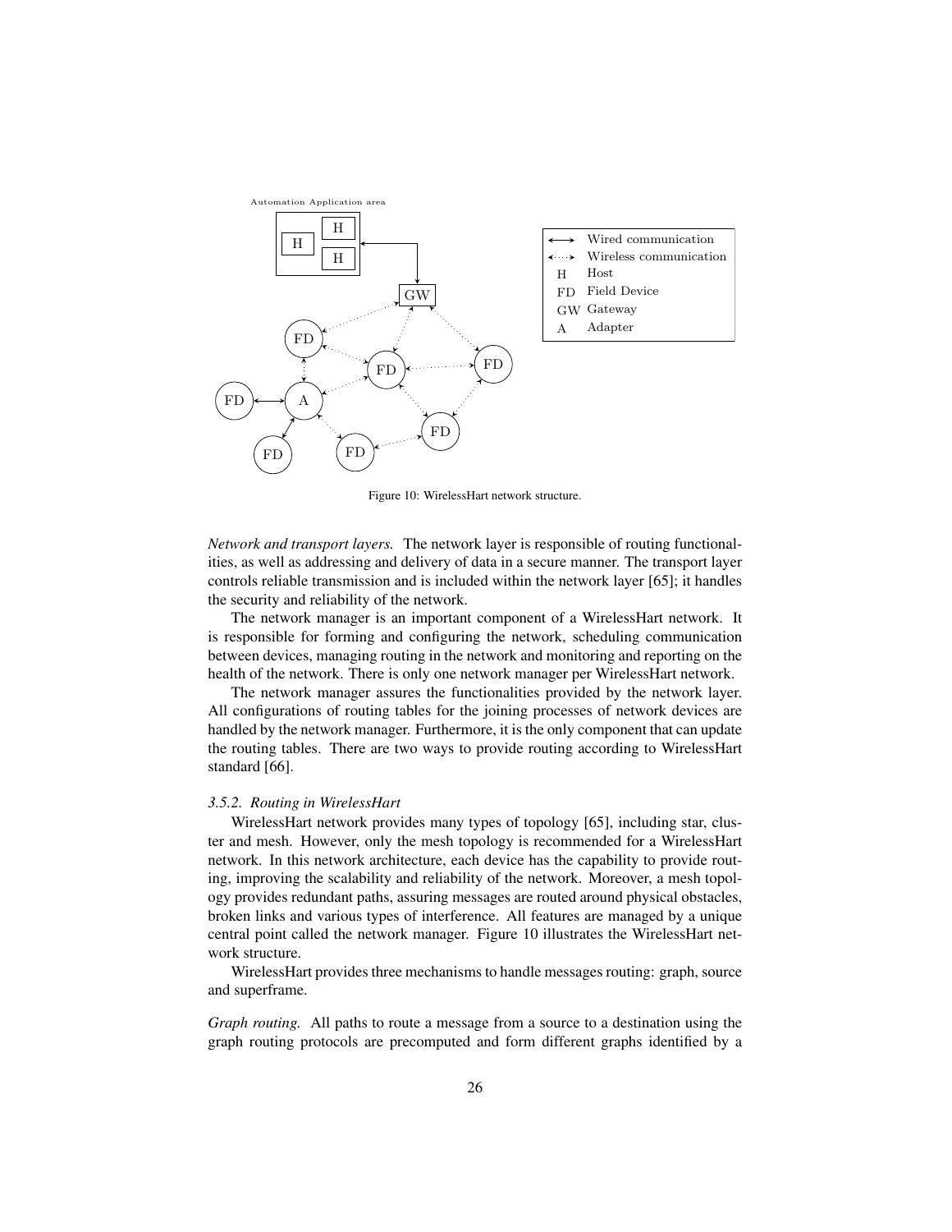Figure 10: WirelessHart network structure.

*Network and transport layers.* The network layer is responsible of routing functionalities, as well as addressing and delivery of data in a secure manner. The transport layer controls reliable transmission and is included within the network layer [65]; it handles the security and reliability of the network.

The network manager is an important component of a WirelessHart network. It is responsible for forming and configuring the network, scheduling communication between devices, managing routing in the network and monitoring and reporting on the health of the network. There is only one network manager per WirelessHart network.

The network manager assures the functionalities provided by the network layer. All configurations of routing tables for the joining processes of network devices are handled by the network manager. Furthermore, it is the only component that can update the routing tables. There are two ways to provide routing according to WirelessHart standard [66].

### 3.5.2. Routing in WirelessHart

WirelessHart network provides many types of topology [65], including star, cluster and mesh. However, only the mesh topology is recommended for a WirelessHart network. In this network architecture, each device has the capability to provide routing, improving the scalability and reliability of the network. Moreover, a mesh topology provides redundant paths, assuring messages are routed around physical obstacles, broken links and various types of interference. All features are managed by a unique central point called the network manager. Figure 10 illustrates the WirelessHart network structure.

WirelessHart provides three mechanisms to handle messages routing: graph, source and superframe.

*Graph routing.* All paths to route a message from a source to a destination using the graph routing protocols are precomputed and form different graphs identified by a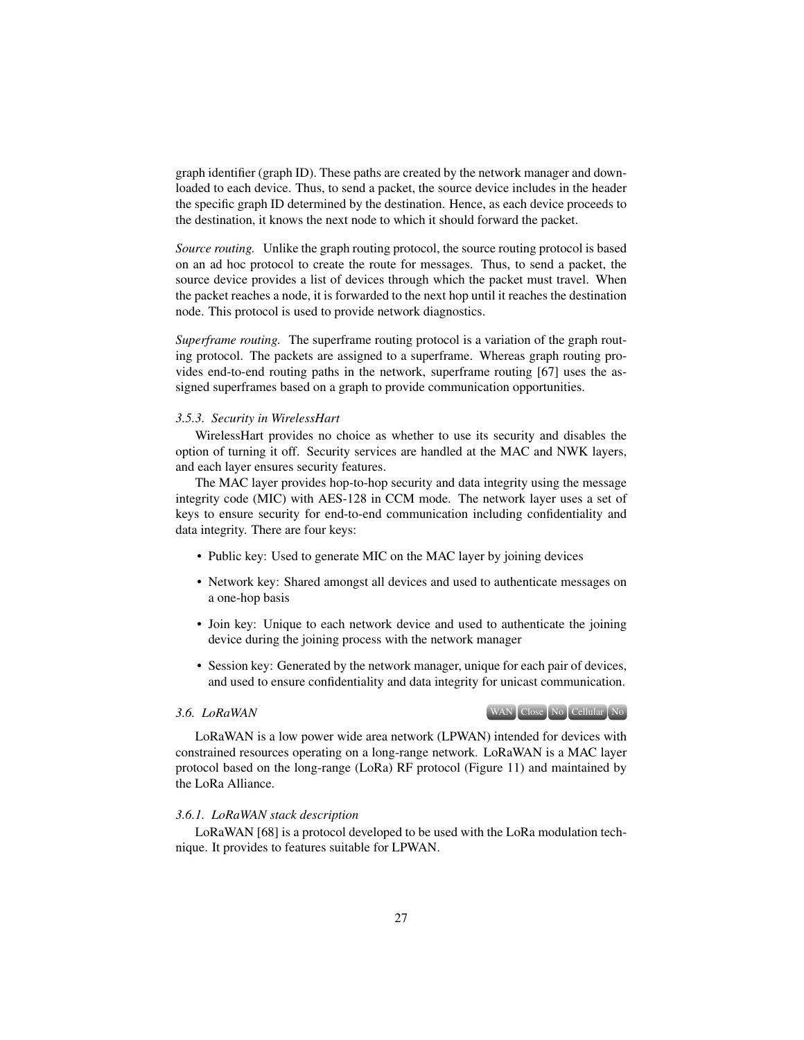graph identifier (graph ID). These paths are created by the network manager and downloaded to each device. Thus, to send a packet, the source device includes in the header the specific graph ID determined by the destination. Hence, as each device proceeds to the destination, it knows the next node to which it should forward the packet.

*Source routing.* Unlike the graph routing protocol, the source routing protocol is based on an ad hoc protocol to create the route for messages. Thus, to send a packet, the source device provides a list of devices through which the packet must travel. When the packet reaches a node, it is forwarded to the next hop until it reaches the destination node. This protocol is used to provide network diagnostics.

*Superframe routing.* The superframe routing protocol is a variation of the graph routing protocol. The packets are assigned to a superframe. Whereas graph routing provides end-to-end routing paths in the network, superframe routing [67] uses the assigned superframes based on a graph to provide communication opportunities.

### *3.5.3. Security in WirelessHart*

WirelessHart provides no choice as whether to use its security and disables the option of turning it off. Security services are handled at the MAC and NWK layers, and each layer ensures security features.

The MAC layer provides hop-to-hop security and data integrity using the message integrity code (MIC) with AES-128 in CCM mode. The network layer uses a set of keys to ensure security for end-to-end communication including confidentiality and data integrity. There are four keys:

- Public key: Used to generate MIC on the MAC layer by joining devices
- Network key: Shared amongst all devices and used to authenticate messages on a one-hop basis
- Join key: Unique to each network device and used to authenticate the joining device during the joining process with the network manager
- Session key: Generated by the network manager, unique for each pair of devices, and used to ensure confidentiality and data integrity for unicast communication.

## *3.6. LoRaWAN*

WAN | Close | No | Cellular | No

LoRaWAN is a low power wide area network (LPWAN) intended for devices with constrained resources operating on a long-range network. LoRaWAN is a MAC layer protocol based on the long-range (LoRa) RF protocol (Figure 11) and maintained by the LoRa Alliance.

### *3.6.1. LoRaWAN stack description*

LoRaWAN [68] is a protocol developed to be used with the LoRa modulation technique. It provides to features suitable for LPWAN.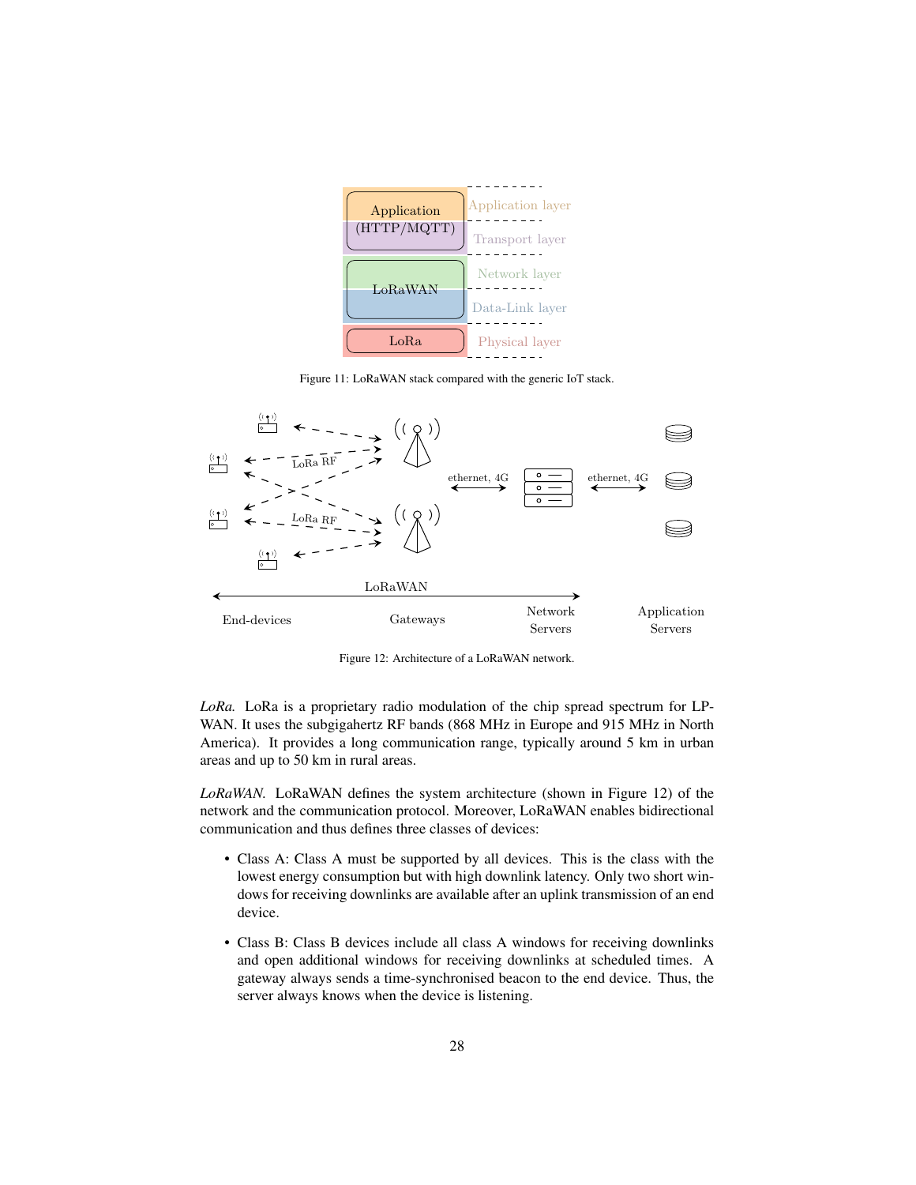Figure 11: LoRaWAN stack compared with the generic IoT stack.

Figure 12: Architecture of a LoRaWAN network.

*LoRa.* LoRa is a proprietary radio modulation of the chip spread spectrum for LP-WAN. It uses the subgigahertz RF bands (868 MHz in Europe and 915 MHz in North America). It provides a long communication range, typically around 5 km in urban areas and up to 50 km in rural areas.

*LoRaWAN.* LoRaWAN defines the system architecture (shown in Figure 12) of the network and the communication protocol. Moreover, LoRaWAN enables bidirectional communication and thus defines three classes of devices:

- Class A: Class A must be supported by all devices. This is the class with the lowest energy consumption but with high downlink latency. Only two short windows for receiving downlinks are available after an uplink transmission of an end device.
- Class B: Class B devices include all class A windows for receiving downlinks and open additional windows for receiving downlinks at scheduled times. A gateway always sends a time-synchronised beacon to the end device. Thus, the server always knows when the device is listening.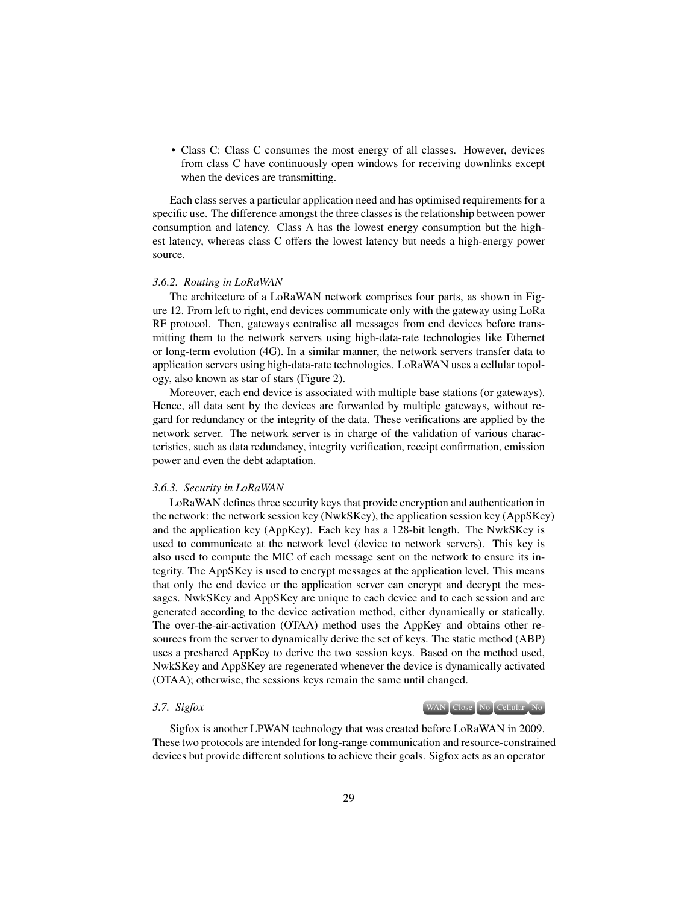- Class C: Class C consumes the most energy of all classes. However, devices from class C have continuously open windows for receiving downlinks except when the devices are transmitting.

Each class serves a particular application need and has optimised requirements for a specific use. The difference amongst the three classes is the relationship between power consumption and latency. Class A has the lowest energy consumption but the highest latency, whereas class C offers the lowest latency but needs a high-energy power source.

#### *3.6.2. Routing in LoRaWAN*

The architecture of a LoRaWAN network comprises four parts, as shown in Figure 12. From left to right, end devices communicate only with the gateway using LoRa RF protocol. Then, gateways centralise all messages from end devices before transmitting them to the network servers using high-data-rate technologies like Ethernet or long-term evolution (4G). In a similar manner, the network servers transfer data to application servers using high-data-rate technologies. LoRaWAN uses a cellular topology, also known as star of stars (Figure 2).

Moreover, each end device is associated with multiple base stations (or gateways). Hence, all data sent by the devices are forwarded by multiple gateways, without regard for redundancy or the integrity of the data. These verifications are applied by the network server. The network server is in charge of the validation of various characteristics, such as data redundancy, integrity verification, receipt confirmation, emission power and even the debt adaptation.

#### *3.6.3. Security in LoRaWAN*

LoRaWAN defines three security keys that provide encryption and authentication in the network: the network session key (NwkSKey), the application session key (AppSKey) and the application key (AppKey). Each key has a 128-bit length. The NwkSKey is used to communicate at the network level (device to network servers). This key is also used to compute the MIC of each message sent on the network to ensure its integrity. The AppSKey is used to encrypt messages at the application level. This means that only the end device or the application server can encrypt and decrypt the messages. NwkSKey and AppSKey are unique to each device and to each session and are generated according to the device activation method, either dynamically or statically. The over-the-air-activation (OTAA) method uses the AppKey and obtains other resources from the server to dynamically derive the set of keys. The static method (ABP) uses a preshared AppKey to derive the two session keys. Based on the method used, NwkSKey and AppSKey are regenerated whenever the device is dynamically activated (OTAA); otherwise, the sessions keys remain the same until changed.

### *3.7. Sigfox*

WAN | Close | No | Cellular | No

Sigfox is another LPWAN technology that was created before LoRaWAN in 2009. These two protocols are intended for long-range communication and resource-constrained devices but provide different solutions to achieve their goals. Sigfox acts as an operator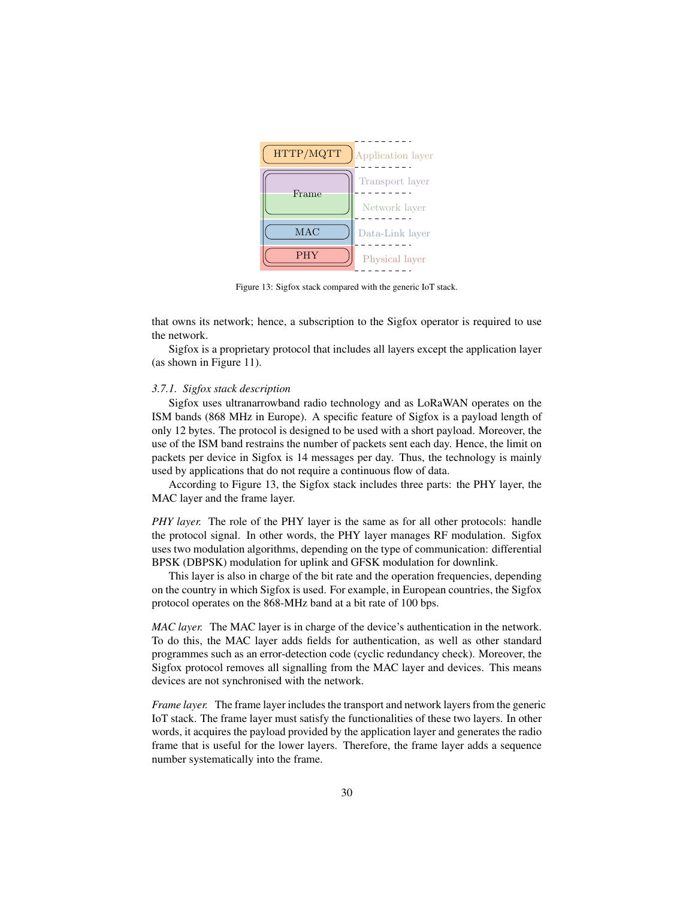Figure 13: Sigfox stack compared with the generic IoT stack.

that owns its network; hence, a subscription to the Sigfox operator is required to use the network.

Sigfox is a proprietary protocol that includes all layers except the application layer (as shown in Figure 11).

### *3.7.1. Sigfox stack description*

Sigfox uses ultranarrowband radio technology and as LoRaWAN operates on the ISM bands (868 MHz in Europe). A specific feature of Sigfox is a payload length of only 12 bytes. The protocol is designed to be used with a short payload. Moreover, the use of the ISM band restrains the number of packets sent each day. Hence, the limit on packets per device in Sigfox is 14 messages per day. Thus, the technology is mainly used by applications that do not require a continuous flow of data.

According to Figure 13, the Sigfox stack includes three parts: the PHY layer, the MAC layer and the frame layer.

*PHY layer.* The role of the PHY layer is the same as for all other protocols: handle the protocol signal. In other words, the PHY layer manages RF modulation. Sigfox uses two modulation algorithms, depending on the type of communication: differential BPSK (DBPSK) modulation for uplink and GFSK modulation for downlink.

This layer is also in charge of the bit rate and the operation frequencies, depending on the country in which Sigfox is used. For example, in European countries, the Sigfox protocol operates on the 868-MHz band at a bit rate of 100 bps.

*MAC layer.* The MAC layer is in charge of the device's authentication in the network. To do this, the MAC layer adds fields for authentication, as well as other standard programmes such as an error-detection code (cyclic redundancy check). Moreover, the Sigfox protocol removes all signalling from the MAC layer and devices. This means devices are not synchronised with the network.

*Frame layer.* The frame layer includes the transport and network layers from the generic IoT stack. The frame layer must satisfy the functionalities of these two layers. In other words, it acquires the payload provided by the application layer and generates the radio frame that is useful for the lower layers. Therefore, the frame layer adds a sequence number systematically into the frame.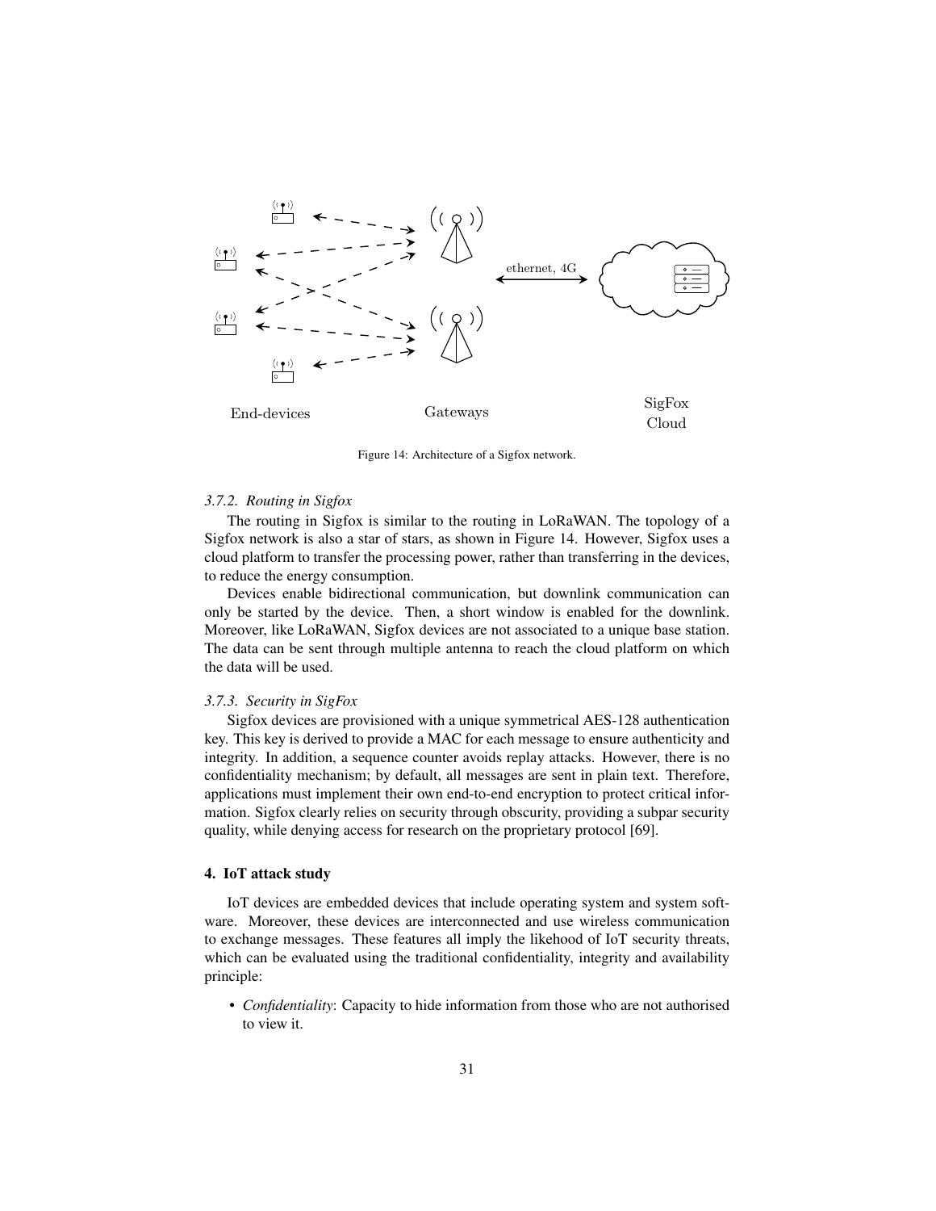Figure 14: Architecture of a Sigfox network.

*3.7.2. Routing in Sigfox*

The routing in Sigfox is similar to the routing in LoRaWAN. The topology of a Sigfox network is also a star of stars, as shown in Figure 14. However, Sigfox uses a cloud platform to transfer the processing power, rather than transferring in the devices, to reduce the energy consumption.

Devices enable bidirectional communication, but downlink communication can only be started by the device. Then, a short window is enabled for the downlink. Moreover, like LoRaWAN, Sigfox devices are not associated to a unique base station. The data can be sent through multiple antenna to reach the cloud platform on which the data will be used.

*3.7.3. Security in SigFox*

Sigfox devices are provisioned with a unique symmetrical AES-128 authentication key. This key is derived to provide a MAC for each message to ensure authenticity and integrity. In addition, a sequence counter avoids replay attacks. However, there is no confidentiality mechanism; by default, all messages are sent in plain text. Therefore, applications must implement their own end-to-end encryption to protect critical information. Sigfox clearly relies on security through obscurity, providing a subpar security quality, while denying access for research on the proprietary protocol [69].

## 4. IoT attack study

IoT devices are embedded devices that include operating system and system software. Moreover, these devices are interconnected and use wireless communication to exchange messages. These features all imply the likehood of IoT security threats, which can be evaluated using the traditional confidentiality, integrity and availability principle:

- *Confidentiality*: Capacity to hide information from those who are not authorised to view it.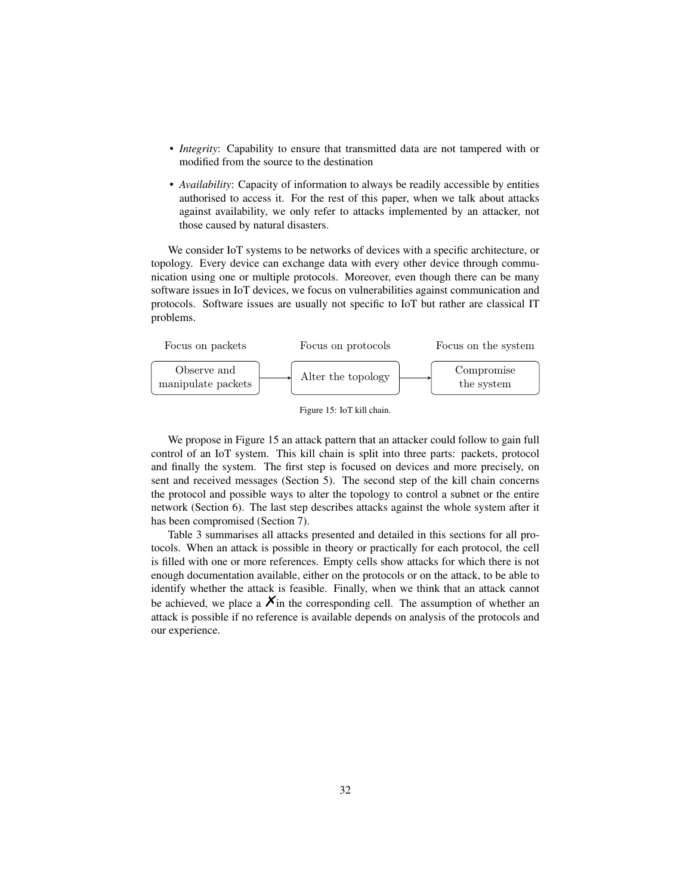- *Integrity*: Capability to ensure that transmitted data are not tampered with or modified from the source to the destination
- *Availability*: Capacity of information to always be readily accessible by entities authorised to access it. For the rest of this paper, when we talk about attacks against availability, we only refer to attacks implemented by an attacker, not those caused by natural disasters.

We consider IoT systems to be networks of devices with a specific architecture, or topology. Every device can exchange data with every other device through communication using one or multiple protocols. Moreover, even though there can be many software issues in IoT devices, we focus on vulnerabilities against communication and protocols. Software issues are usually not specific to IoT but rather are classical IT problems.

| Focus on packets | | Focus on protocols | | Focus on the system |
|---|---|---|---|---|
| Observe and manipulate packets | → | Alter the topology | → | Compromise the system |

Figure 15: IoT kill chain.

We propose in Figure 15 an attack pattern that an attacker could follow to gain full control of an IoT system. This kill chain is split into three parts: packets, protocol and finally the system. The first step is focused on devices and more precisely, on sent and received messages (Section 5). The second step of the kill chain concerns the protocol and possible ways to alter the topology to control a subnet or the entire network (Section 6). The last step describes attacks against the whole system after it has been compromised (Section 7).

Table 3 summarises all attacks presented and detailed in this sections for all protocols. When an attack is possible in theory or practically for each protocol, the cell is filled with one or more references. Empty cells show attacks for which there is not enough documentation available, either on the protocols or on the attack, to be able to identify whether the attack is feasible. Finally, when we think that an attack cannot be achieved, we place a ✗ in the corresponding cell. The assumption of whether an attack is possible if no reference is available depends on analysis of the protocols and our experience.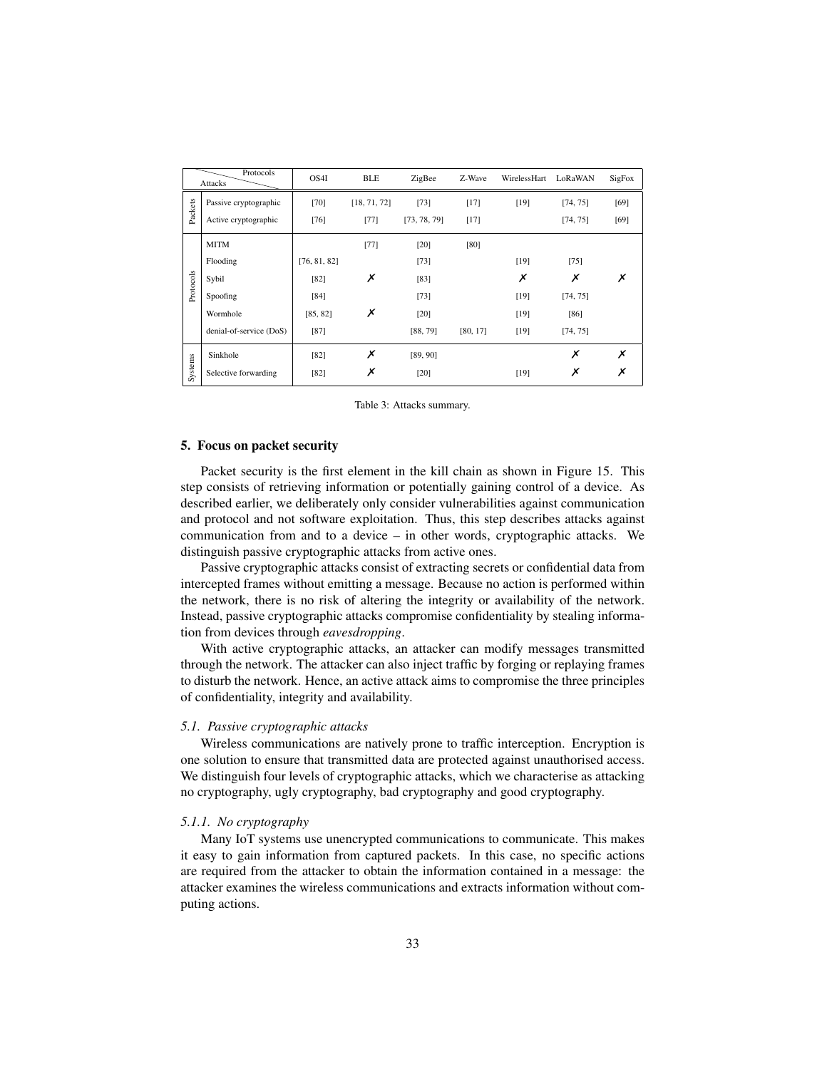| | Attacks \ Protocols | OS4I | BLE | ZigBee | Z-Wave | WirelessHart | LoRaWAN | SigFox |
|---|---|---|---|---|---|---|---|---|
| Packets | Passive cryptographic | [70] | [18, 71, 72] | [73] | [17] | [19] | [74, 75] | [69] |
| | Active cryptographic | [76] | [77] | [73, 78, 79] | [17] | | [74, 75] | [69] |
| Protocols | MITM | | [77] | [20] | [80] | | | |
| | Flooding | [76, 81, 82] | | [73] | | [19] | [75] | |
| | Sybil | [82] | ✗ | [83] | | ✗ | ✗ | ✗ |
| | Spoofing | [84] | | [73] | | [19] | [74, 75] | |
| | Wormhole | [85, 82] | ✗ | [20] | | [19] | [86] | |
| | denial-of-service (DoS) | [87] | | [88, 79] | [80, 17] | [19] | [74, 75] | |
| Systems | Sinkhole | [82] | ✗ | [89, 90] | | | ✗ | ✗ |
| | Selective forwarding | [82] | ✗ | [20] | | [19] | ✗ | ✗ |

Table 3: Attacks summary.

## 5. Focus on packet security

Packet security is the first element in the kill chain as shown in Figure 15. This step consists of retrieving information or potentially gaining control of a device. As described earlier, we deliberately only consider vulnerabilities against communication and protocol and not software exploitation. Thus, this step describes attacks against communication from and to a device – in other words, cryptographic attacks. We distinguish passive cryptographic attacks from active ones.

Passive cryptographic attacks consist of extracting secrets or confidential data from intercepted frames without emitting a message. Because no action is performed within the network, there is no risk of altering the integrity or availability of the network. Instead, passive cryptographic attacks compromise confidentiality by stealing information from devices through *eavesdropping*.

With active cryptographic attacks, an attacker can modify messages transmitted through the network. The attacker can also inject traffic by forging or replaying frames to disturb the network. Hence, an active attack aims to compromise the three principles of confidentiality, integrity and availability.

### *5.1. Passive cryptographic attacks*

Wireless communications are natively prone to traffic interception. Encryption is one solution to ensure that transmitted data are protected against unauthorised access. We distinguish four levels of cryptographic attacks, which we characterise as attacking no cryptography, ugly cryptography, bad cryptography and good cryptography.

#### *5.1.1. No cryptography*

Many IoT systems use unencrypted communications to communicate. This makes it easy to gain information from captured packets. In this case, no specific actions are required from the attacker to obtain the information contained in a message: the attacker examines the wireless communications and extracts information without computing actions.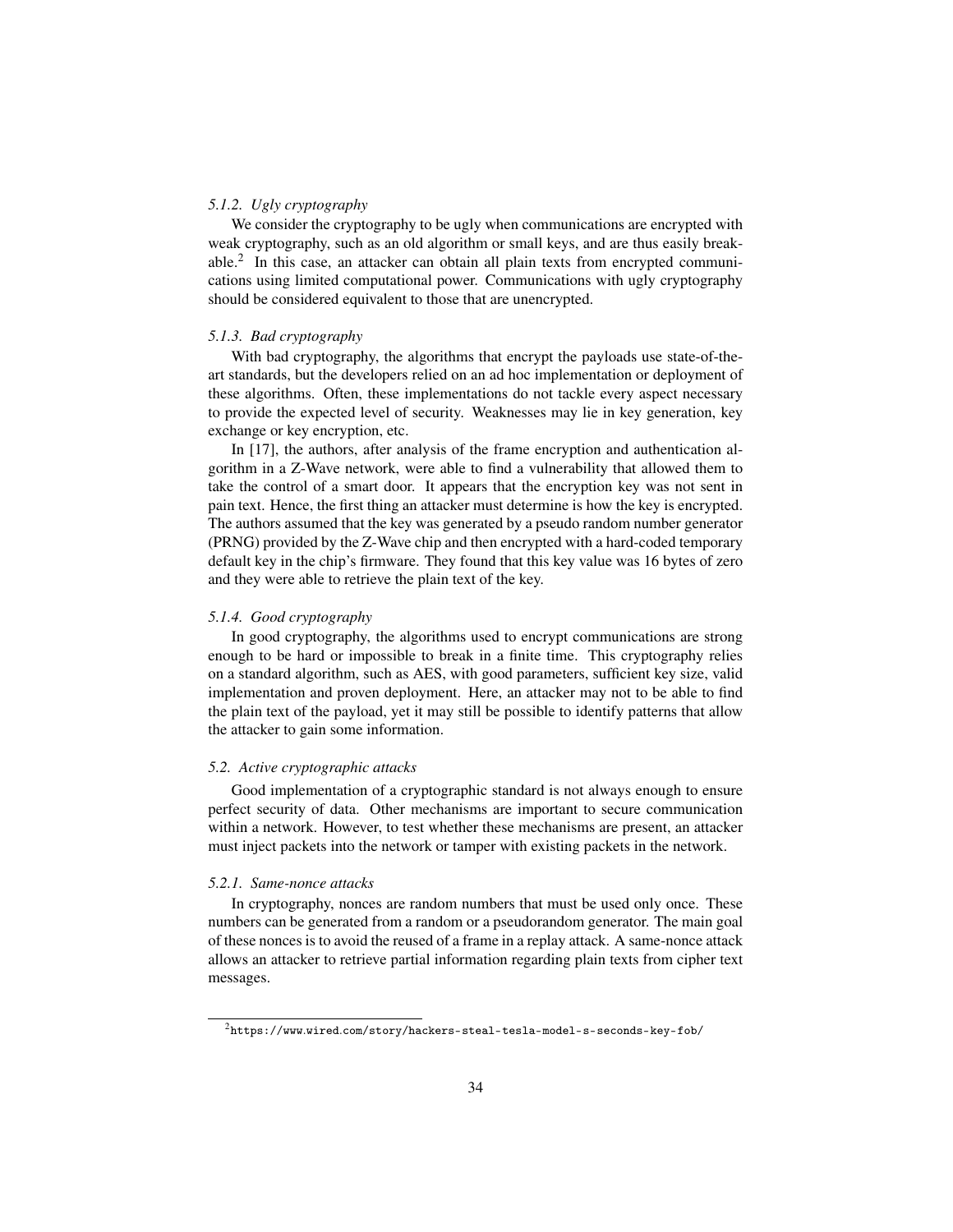#### *5.1.2. Ugly cryptography*

We consider the cryptography to be ugly when communications are encrypted with weak cryptography, such as an old algorithm or small keys, and are thus easily breakable.[2] In this case, an attacker can obtain all plain texts from encrypted communications using limited computational power. Communications with ugly cryptography should be considered equivalent to those that are unencrypted.

#### *5.1.3. Bad cryptography*

With bad cryptography, the algorithms that encrypt the payloads use state-of-the-art standards, but the developers relied on an ad hoc implementation or deployment of these algorithms. Often, these implementations do not tackle every aspect necessary to provide the expected level of security. Weaknesses may lie in key generation, key exchange or key encryption, etc.

In [17], the authors, after analysis of the frame encryption and authentication algorithm in a Z-Wave network, were able to find a vulnerability that allowed them to take the control of a smart door. It appears that the encryption key was not sent in pain text. Hence, the first thing an attacker must determine is how the key is encrypted. The authors assumed that the key was generated by a pseudo random number generator (PRNG) provided by the Z-Wave chip and then encrypted with a hard-coded temporary default key in the chip's firmware. They found that this key value was 16 bytes of zero and they were able to retrieve the plain text of the key.

#### *5.1.4. Good cryptography*

In good cryptography, the algorithms used to encrypt communications are strong enough to be hard or impossible to break in a finite time. This cryptography relies on a standard algorithm, such as AES, with good parameters, sufficient key size, valid implementation and proven deployment. Here, an attacker may not to be able to find the plain text of the payload, yet it may still be possible to identify patterns that allow the attacker to gain some information.

### *5.2. Active cryptographic attacks*

Good implementation of a cryptographic standard is not always enough to ensure perfect security of data. Other mechanisms are important to secure communication within a network. However, to test whether these mechanisms are present, an attacker must inject packets into the network or tamper with existing packets in the network.

#### *5.2.1. Same-nonce attacks*

In cryptography, nonces are random numbers that must be used only once. These numbers can be generated from a random or a pseudorandom generator. The main goal of these nonces is to avoid the reused of a frame in a replay attack. A same-nonce attack allows an attacker to retrieve partial information regarding plain texts from cipher text messages.

[2] https://www.wired.com/story/hackers-steal-tesla-model-s-seconds-key-fob/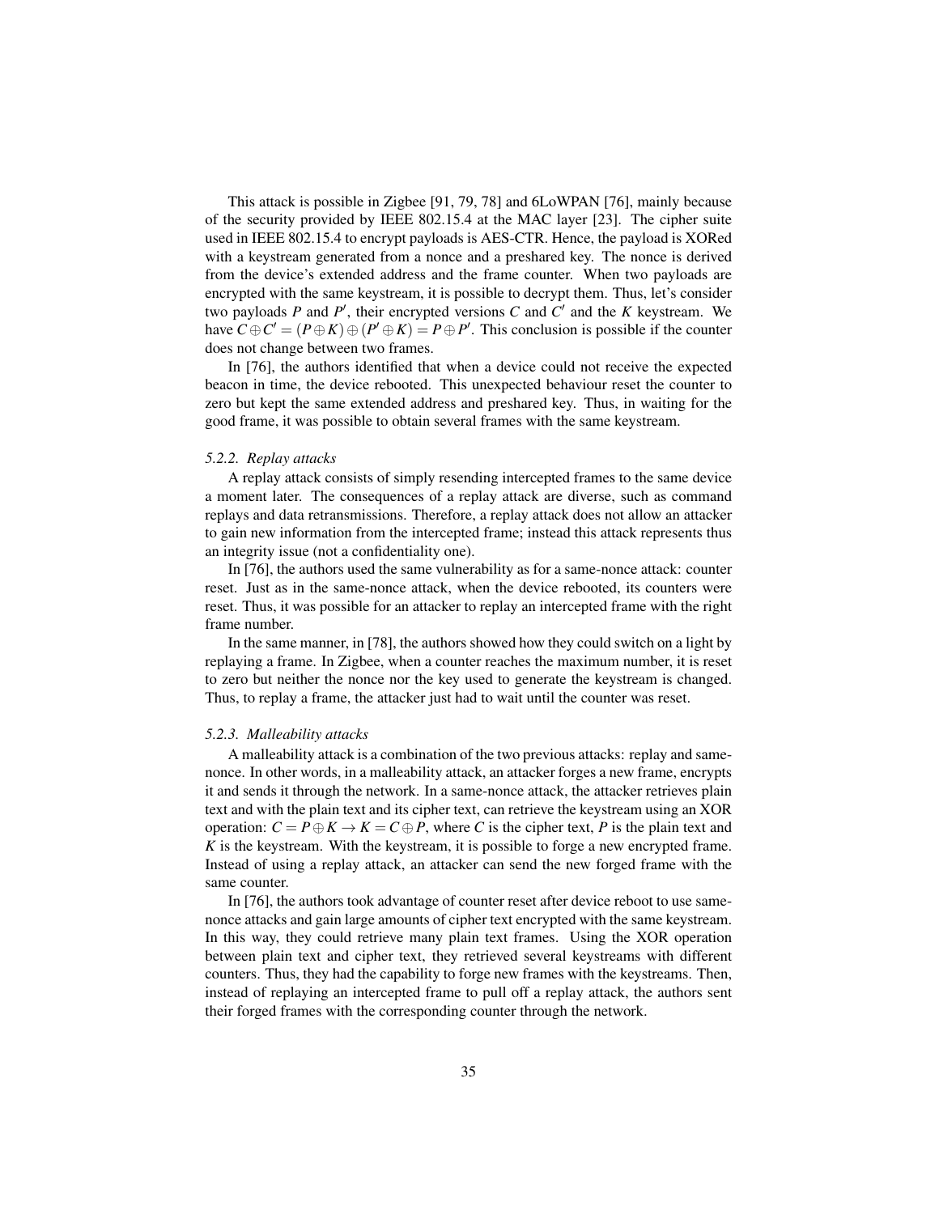This attack is possible in Zigbee [91, 79, 78] and 6LoWPAN [76], mainly because of the security provided by IEEE 802.15.4 at the MAC layer [23]. The cipher suite used in IEEE 802.15.4 to encrypt payloads is AES-CTR. Hence, the payload is XORed with a keystream generated from a nonce and a preshared key. The nonce is derived from the device's extended address and the frame counter. When two payloads are encrypted with the same keystream, it is possible to decrypt them. Thus, let's consider two payloads $P$ and $P'$, their encrypted versions $C$ and $C'$ and the $K$ keystream. We have $C \oplus C' = (P \oplus K) \oplus (P' \oplus K) = P \oplus P'$. This conclusion is possible if the counter does not change between two frames.

In [76], the authors identified that when a device could not receive the expected beacon in time, the device rebooted. This unexpected behaviour reset the counter to zero but kept the same extended address and preshared key. Thus, in waiting for the good frame, it was possible to obtain several frames with the same keystream.

#### *5.2.2. Replay attacks*

A replay attack consists of simply resending intercepted frames to the same device a moment later. The consequences of a replay attack are diverse, such as command replays and data retransmissions. Therefore, a replay attack does not allow an attacker to gain new information from the intercepted frame; instead this attack represents thus an integrity issue (not a confidentiality one).

In [76], the authors used the same vulnerability as for a same-nonce attack: counter reset. Just as in the same-nonce attack, when the device rebooted, its counters were reset. Thus, it was possible for an attacker to replay an intercepted frame with the right frame number.

In the same manner, in [78], the authors showed how they could switch on a light by replaying a frame. In Zigbee, when a counter reaches the maximum number, it is reset to zero but neither the nonce nor the key used to generate the keystream is changed. Thus, to replay a frame, the attacker just had to wait until the counter was reset.

#### *5.2.3. Malleability attacks*

A malleability attack is a combination of the two previous attacks: replay and same-nonce. In other words, in a malleability attack, an attacker forges a new frame, encrypts it and sends it through the network. In a same-nonce attack, the attacker retrieves plain text and with the plain text and its cipher text, can retrieve the keystream using an XOR operation: $C = P \oplus K \rightarrow K = C \oplus P$, where $C$ is the cipher text, $P$ is the plain text and $K$ is the keystream. With the keystream, it is possible to forge a new encrypted frame. Instead of using a replay attack, an attacker can send the new forged frame with the same counter.

In [76], the authors took advantage of counter reset after device reboot to use same-nonce attacks and gain large amounts of cipher text encrypted with the same keystream. In this way, they could retrieve many plain text frames. Using the XOR operation between plain text and cipher text, they retrieved several keystreams with different counters. Thus, they had the capability to forge new frames with the keystreams. Then, instead of replaying an intercepted frame to pull off a replay attack, the authors sent their forged frames with the corresponding counter through the network.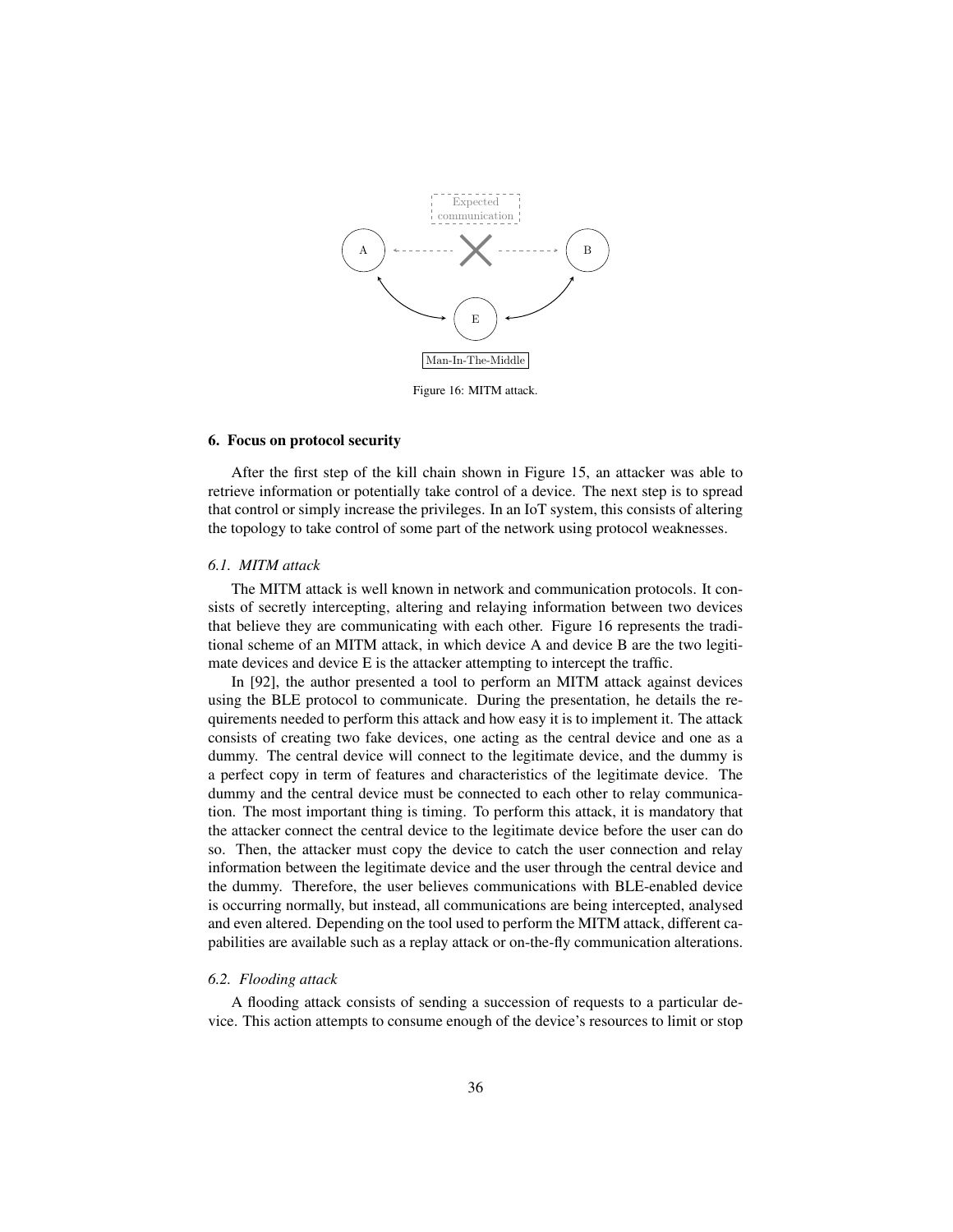Figure 16: MITM attack.

## 6. Focus on protocol security

After the first step of the kill chain shown in Figure 15, an attacker was able to retrieve information or potentially take control of a device. The next step is to spread that control or simply increase the privileges. In an IoT system, this consists of altering the topology to take control of some part of the network using protocol weaknesses.

### *6.1. MITM attack*

The MITM attack is well known in network and communication protocols. It consists of secretly intercepting, altering and relaying information between two devices that believe they are communicating with each other. Figure 16 represents the traditional scheme of an MITM attack, in which device A and device B are the two legitimate devices and device E is the attacker attempting to intercept the traffic.

In [92], the author presented a tool to perform an MITM attack against devices using the BLE protocol to communicate. During the presentation, he details the requirements needed to perform this attack and how easy it is to implement it. The attack consists of creating two fake devices, one acting as the central device and one as a dummy. The central device will connect to the legitimate device, and the dummy is a perfect copy in term of features and characteristics of the legitimate device. The dummy and the central device must be connected to each other to relay communication. The most important thing is timing. To perform this attack, it is mandatory that the attacker connect the central device to the legitimate device before the user can do so. Then, the attacker must copy the device to catch the user connection and relay information between the legitimate device and the user through the central device and the dummy. Therefore, the user believes communications with BLE-enabled device is occurring normally, but instead, all communications are being intercepted, analysed and even altered. Depending on the tool used to perform the MITM attack, different capabilities are available such as a replay attack or on-the-fly communication alterations.

### *6.2. Flooding attack*

A flooding attack consists of sending a succession of requests to a particular device. This action attempts to consume enough of the device's resources to limit or stop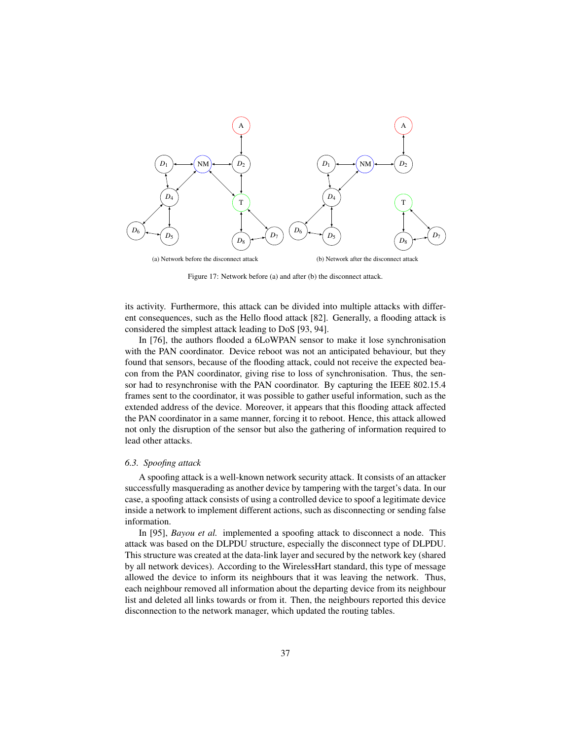(a) Network before the disconnect attack

(b) Network after the disconnect attack

Figure 17: Network before (a) and after (b) the disconnect attack.

its activity. Furthermore, this attack can be divided into multiple attacks with different consequences, such as the Hello flood attack [82]. Generally, a flooding attack is considered the simplest attack leading to DoS [93, 94].

In [76], the authors flooded a 6LoWPAN sensor to make it lose synchronisation with the PAN coordinator. Device reboot was not an anticipated behaviour, but they found that sensors, because of the flooding attack, could not receive the expected beacon from the PAN coordinator, giving rise to loss of synchronisation. Thus, the sensor had to resynchronise with the PAN coordinator. By capturing the IEEE 802.15.4 frames sent to the coordinator, it was possible to gather useful information, such as the extended address of the device. Moreover, it appears that this flooding attack affected the PAN coordinator in a same manner, forcing it to reboot. Hence, this attack allowed not only the disruption of the sensor but also the gathering of information required to lead other attacks.

### 6.3. Spoofing attack

A spoofing attack is a well-known network security attack. It consists of an attacker successfully masquerading as another device by tampering with the target's data. In our case, a spoofing attack consists of using a controlled device to spoof a legitimate device inside a network to implement different actions, such as disconnecting or sending false information.

In [95], *Bayou et al.* implemented a spoofing attack to disconnect a node. This attack was based on the DLPDU structure, especially the disconnect type of DLPDU. This structure was created at the data-link layer and secured by the network key (shared by all network devices). According to the WirelessHart standard, this type of message allowed the device to inform its neighbours that it was leaving the network. Thus, each neighbour removed all information about the departing device from its neighbour list and deleted all links towards or from it. Then, the neighbours reported this device disconnection to the network manager, which updated the routing tables.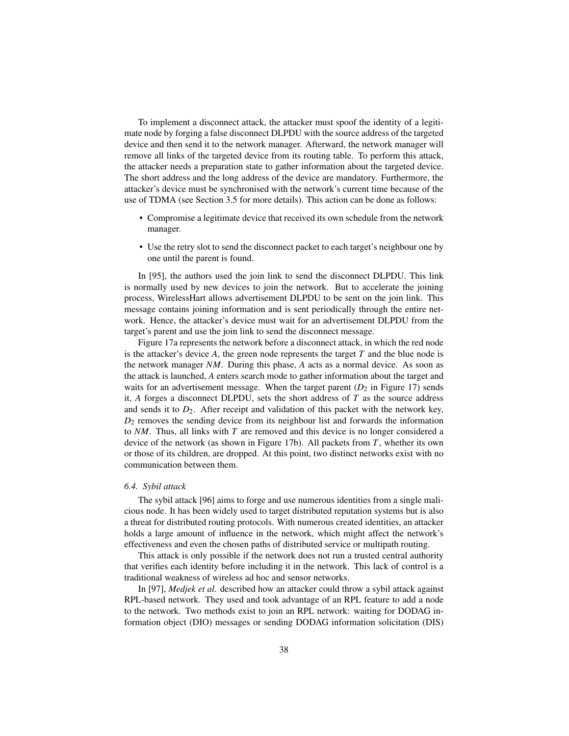To implement a disconnect attack, the attacker must spoof the identity of a legitimate node by forging a false disconnect DLPDU with the source address of the targeted device and then send it to the network manager. Afterward, the network manager will remove all links of the targeted device from its routing table. To perform this attack, the attacker needs a preparation state to gather information about the targeted device. The short address and the long address of the device are mandatory. Furthermore, the attacker's device must be synchronised with the network's current time because of the use of TDMA (see Section 3.5 for more details). This action can be done as follows:

- Compromise a legitimate device that received its own schedule from the network manager.
- Use the retry slot to send the disconnect packet to each target's neighbour one by one until the parent is found.

In [95], the authors used the join link to send the disconnect DLPDU. This link is normally used by new devices to join the network. But to accelerate the joining process, WirelessHart allows advertisement DLPDU to be sent on the join link. This message contains joining information and is sent periodically through the entire network. Hence, the attacker's device must wait for an advertisement DLPDU from the target's parent and use the join link to send the disconnect message.

Figure 17a represents the network before a disconnect attack, in which the red node is the attacker's device $A$, the green node represents the target $T$ and the blue node is the network manager $NM$. During this phase, $A$ acts as a normal device. As soon as the attack is launched, $A$ enters search mode to gather information about the target and waits for an advertisement message. When the target parent ($D_2$ in Figure 17) sends it, $A$ forges a disconnect DLPDU, sets the short address of $T$ as the source address and sends it to $D_2$. After receipt and validation of this packet with the network key, $D_2$ removes the sending device from its neighbour list and forwards the information to $NM$. Thus, all links with $T$ are removed and this device is no longer considered a device of the network (as shown in Figure 17b). All packets from $T$, whether its own or those of its children, are dropped. At this point, two distinct networks exist with no communication between them.

### *6.4. Sybil attack*

The sybil attack [96] aims to forge and use numerous identities from a single malicious node. It has been widely used to target distributed reputation systems but is also a threat for distributed routing protocols. With numerous created identities, an attacker holds a large amount of influence in the network, which might affect the network's effectiveness and even the chosen paths of distributed service or multipath routing.

This attack is only possible if the network does not run a trusted central authority that verifies each identity before including it in the network. This lack of control is a traditional weakness of wireless ad hoc and sensor networks.

In [97], *Medjek et al.* described how an attacker could throw a sybil attack against RPL-based network. They used and took advantage of an RPL feature to add a node to the network. Two methods exist to join an RPL network: waiting for DODAG information object (DIO) messages or sending DODAG information solicitation (DIS)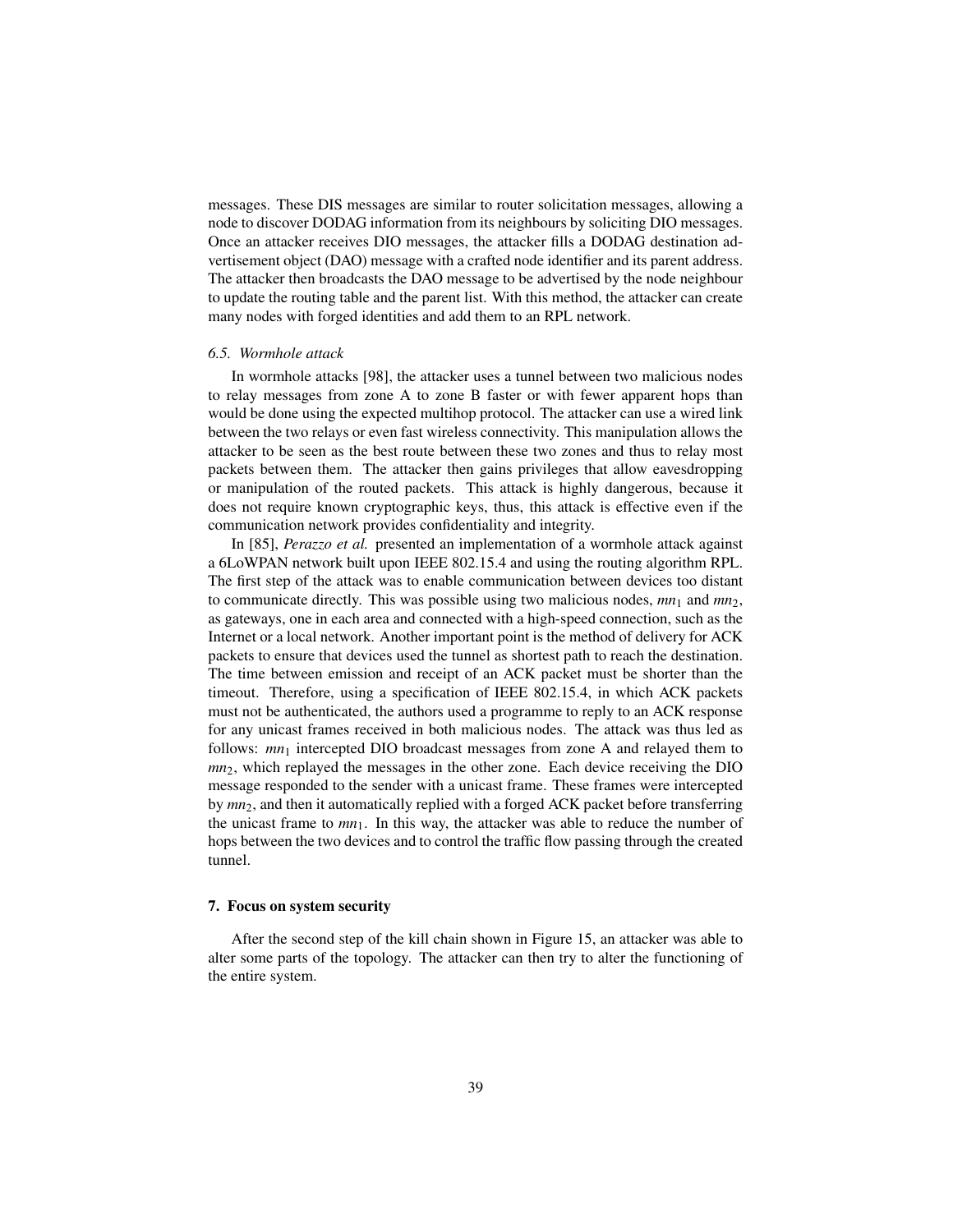messages. These DIS messages are similar to router solicitation messages, allowing a node to discover DODAG information from its neighbours by soliciting DIO messages. Once an attacker receives DIO messages, the attacker fills a DODAG destination advertisement object (DAO) message with a crafted node identifier and its parent address. The attacker then broadcasts the DAO message to be advertised by the node neighbour to update the routing table and the parent list. With this method, the attacker can create many nodes with forged identities and add them to an RPL network.

### *6.5. Wormhole attack*

In wormhole attacks [98], the attacker uses a tunnel between two malicious nodes to relay messages from zone A to zone B faster or with fewer apparent hops than would be done using the expected multihop protocol. The attacker can use a wired link between the two relays or even fast wireless connectivity. This manipulation allows the attacker to be seen as the best route between these two zones and thus to relay most packets between them. The attacker then gains privileges that allow eavesdropping or manipulation of the routed packets. This attack is highly dangerous, because it does not require known cryptographic keys, thus, this attack is effective even if the communication network provides confidentiality and integrity.

In [85], *Perazzo et al.* presented an implementation of a wormhole attack against a 6LoWPAN network built upon IEEE 802.15.4 and using the routing algorithm RPL. The first step of the attack was to enable communication between devices too distant to communicate directly. This was possible using two malicious nodes, $mn_1$ and $mn_2$, as gateways, one in each area and connected with a high-speed connection, such as the Internet or a local network. Another important point is the method of delivery for ACK packets to ensure that devices used the tunnel as shortest path to reach the destination. The time between emission and receipt of an ACK packet must be shorter than the timeout. Therefore, using a specification of IEEE 802.15.4, in which ACK packets must not be authenticated, the authors used a programme to reply to an ACK response for any unicast frames received in both malicious nodes. The attack was thus led as follows: $mn_1$ intercepted DIO broadcast messages from zone A and relayed them to $mn_2$, which replayed the messages in the other zone. Each device receiving the DIO message responded to the sender with a unicast frame. These frames were intercepted by $mn_2$, and then it automatically replied with a forged ACK packet before transferring the unicast frame to $mn_1$. In this way, the attacker was able to reduce the number of hops between the two devices and to control the traffic flow passing through the created tunnel.

## 7. Focus on system security

After the second step of the kill chain shown in Figure 15, an attacker was able to alter some parts of the topology. The attacker can then try to alter the functioning of the entire system.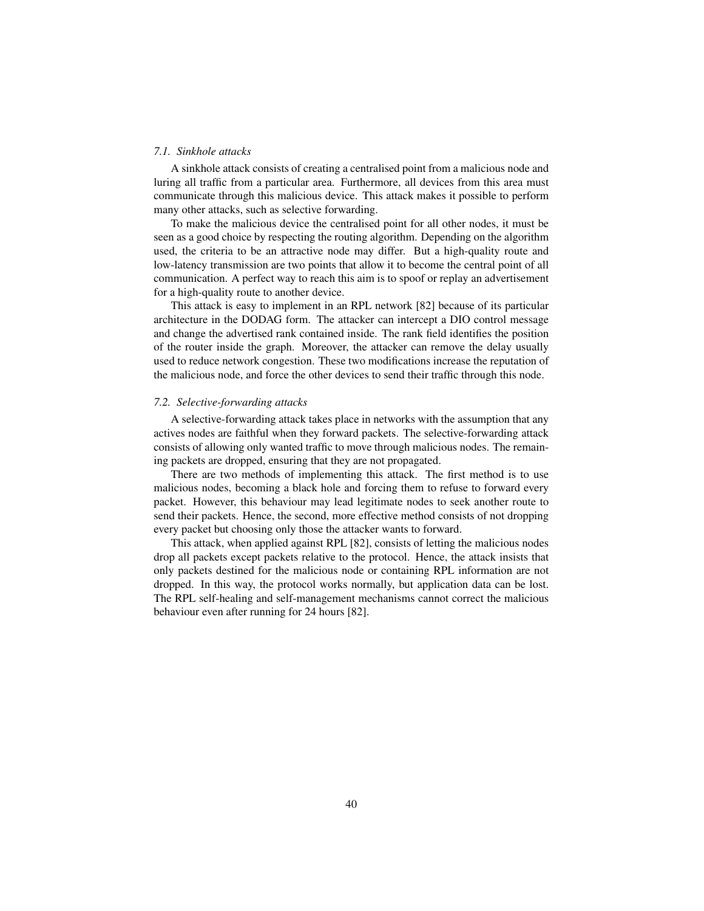### *7.1. Sinkhole attacks*

A sinkhole attack consists of creating a centralised point from a malicious node and luring all traffic from a particular area. Furthermore, all devices from this area must communicate through this malicious device. This attack makes it possible to perform many other attacks, such as selective forwarding.

To make the malicious device the centralised point for all other nodes, it must be seen as a good choice by respecting the routing algorithm. Depending on the algorithm used, the criteria to be an attractive node may differ. But a high-quality route and low-latency transmission are two points that allow it to become the central point of all communication. A perfect way to reach this aim is to spoof or replay an advertisement for a high-quality route to another device.

This attack is easy to implement in an RPL network [82] because of its particular architecture in the DODAG form. The attacker can intercept a DIO control message and change the advertised rank contained inside. The rank field identifies the position of the router inside the graph. Moreover, the attacker can remove the delay usually used to reduce network congestion. These two modifications increase the reputation of the malicious node, and force the other devices to send their traffic through this node.

### *7.2. Selective-forwarding attacks*

A selective-forwarding attack takes place in networks with the assumption that any actives nodes are faithful when they forward packets. The selective-forwarding attack consists of allowing only wanted traffic to move through malicious nodes. The remaining packets are dropped, ensuring that they are not propagated.

There are two methods of implementing this attack. The first method is to use malicious nodes, becoming a black hole and forcing them to refuse to forward every packet. However, this behaviour may lead legitimate nodes to seek another route to send their packets. Hence, the second, more effective method consists of not dropping every packet but choosing only those the attacker wants to forward.

This attack, when applied against RPL [82], consists of letting the malicious nodes drop all packets except packets relative to the protocol. Hence, the attack insists that only packets destined for the malicious node or containing RPL information are not dropped. In this way, the protocol works normally, but application data can be lost. The RPL self-healing and self-management mechanisms cannot correct the malicious behaviour even after running for 24 hours [82].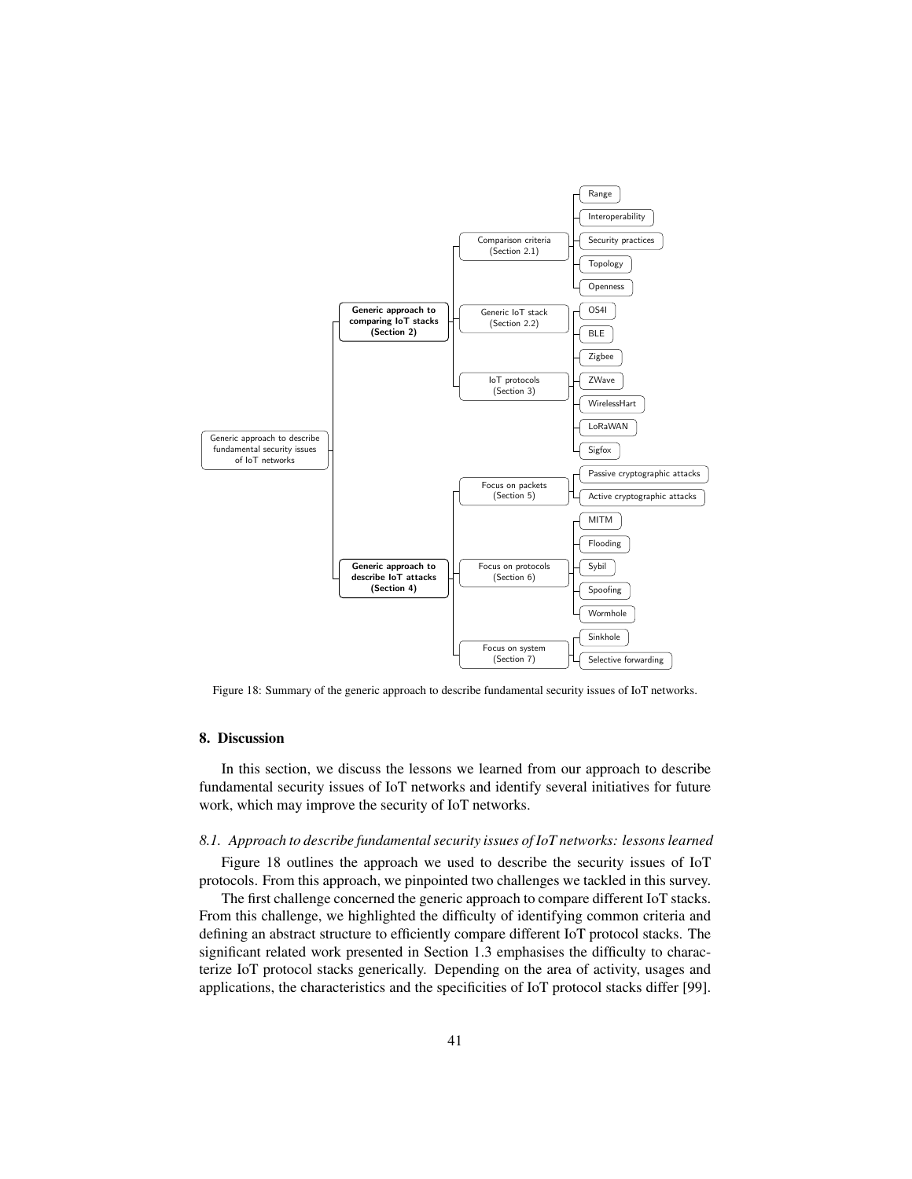Figure 18: Summary of the generic approach to describe fundamental security issues of IoT networks.

## 8. Discussion

In this section, we discuss the lessons we learned from our approach to describe fundamental security issues of IoT networks and identify several initiatives for future work, which may improve the security of IoT networks.

### *8.1. Approach to describe fundamental security issues of IoT networks: lessons learned*

Figure 18 outlines the approach we used to describe the security issues of IoT protocols. From this approach, we pinpointed two challenges we tackled in this survey.

The first challenge concerned the generic approach to compare different IoT stacks. From this challenge, we highlighted the difficulty of identifying common criteria and defining an abstract structure to efficiently compare different IoT protocol stacks. The significant related work presented in Section 1.3 emphasises the difficulty to characterize IoT protocol stacks generically. Depending on the area of activity, usages and applications, the characteristics and the specificities of IoT protocol stacks differ [99].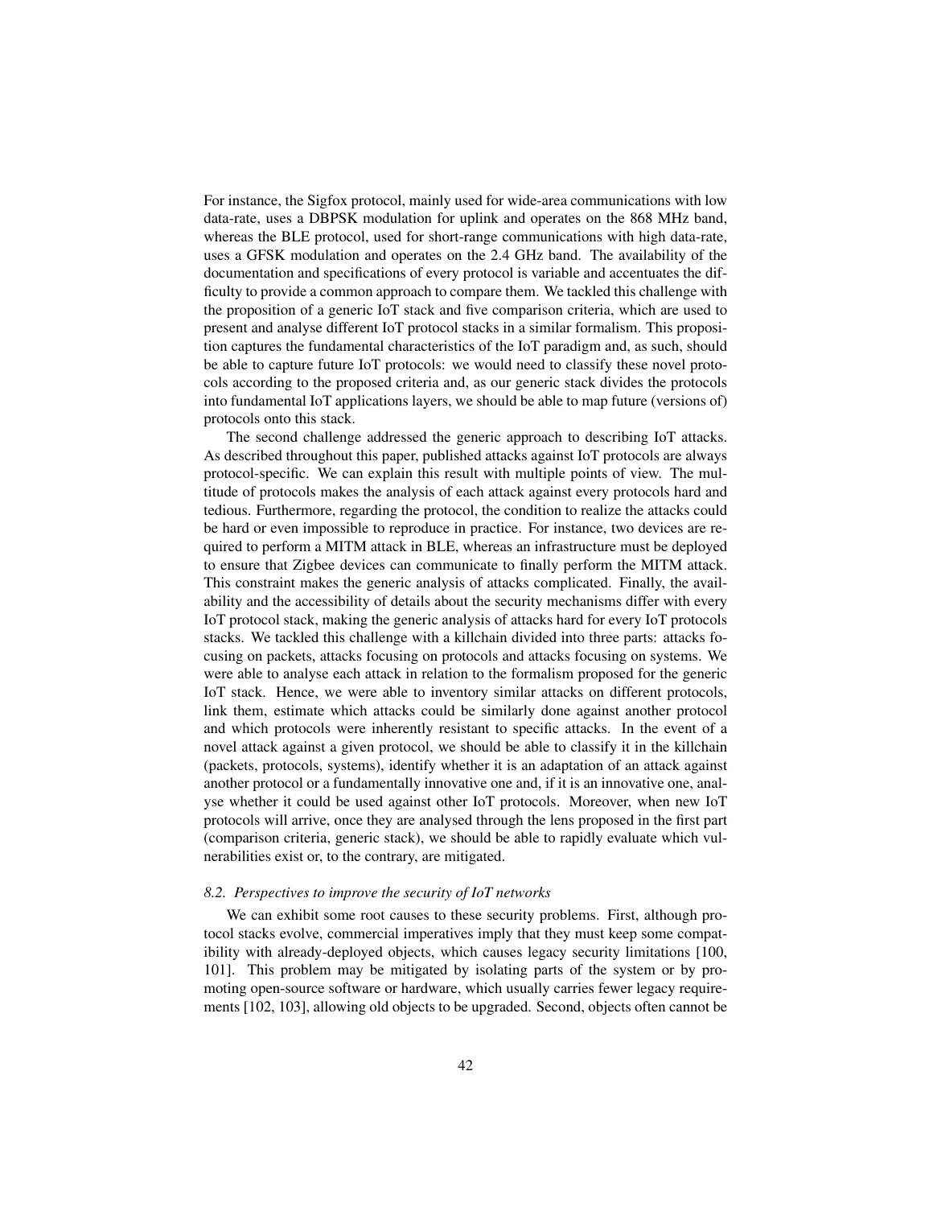For instance, the Sigfox protocol, mainly used for wide-area communications with low data-rate, uses a DBPSK modulation for uplink and operates on the 868 MHz band, whereas the BLE protocol, used for short-range communications with high data-rate, uses a GFSK modulation and operates on the 2.4 GHz band. The availability of the documentation and specifications of every protocol is variable and accentuates the difficulty to provide a common approach to compare them. We tackled this challenge with the proposition of a generic IoT stack and five comparison criteria, which are used to present and analyse different IoT protocol stacks in a similar formalism. This proposition captures the fundamental characteristics of the IoT paradigm and, as such, should be able to capture future IoT protocols: we would need to classify these novel protocols according to the proposed criteria and, as our generic stack divides the protocols into fundamental IoT applications layers, we should be able to map future (versions of) protocols onto this stack.

The second challenge addressed the generic approach to describing IoT attacks. As described throughout this paper, published attacks against IoT protocols are always protocol-specific. We can explain this result with multiple points of view. The multitude of protocols makes the analysis of each attack against every protocols hard and tedious. Furthermore, regarding the protocol, the condition to realize the attacks could be hard or even impossible to reproduce in practice. For instance, two devices are required to perform a MITM attack in BLE, whereas an infrastructure must be deployed to ensure that Zigbee devices can communicate to finally perform the MITM attack. This constraint makes the generic analysis of attacks complicated. Finally, the availability and the accessibility of details about the security mechanisms differ with every IoT protocol stack, making the generic analysis of attacks hard for every IoT protocols stacks. We tackled this challenge with a killchain divided into three parts: attacks focusing on packets, attacks focusing on protocols and attacks focusing on systems. We were able to analyse each attack in relation to the formalism proposed for the generic IoT stack. Hence, we were able to inventory similar attacks on different protocols, link them, estimate which attacks could be similarly done against another protocol and which protocols were inherently resistant to specific attacks. In the event of a novel attack against a given protocol, we should be able to classify it in the killchain (packets, protocols, systems), identify whether it is an adaptation of an attack against another protocol or a fundamentally innovative one and, if it is an innovative one, analyse whether it could be used against other IoT protocols. Moreover, when new IoT protocols will arrive, once they are analysed through the lens proposed in the first part (comparison criteria, generic stack), we should be able to rapidly evaluate which vulnerabilities exist or, to the contrary, are mitigated.

### *8.2. Perspectives to improve the security of IoT networks*

We can exhibit some root causes to these security problems. First, although protocol stacks evolve, commercial imperatives imply that they must keep some compatibility with already-deployed objects, which causes legacy security limitations [100, 101]. This problem may be mitigated by isolating parts of the system or by promoting open-source software or hardware, which usually carries fewer legacy requirements [102, 103], allowing old objects to be upgraded. Second, objects often cannot be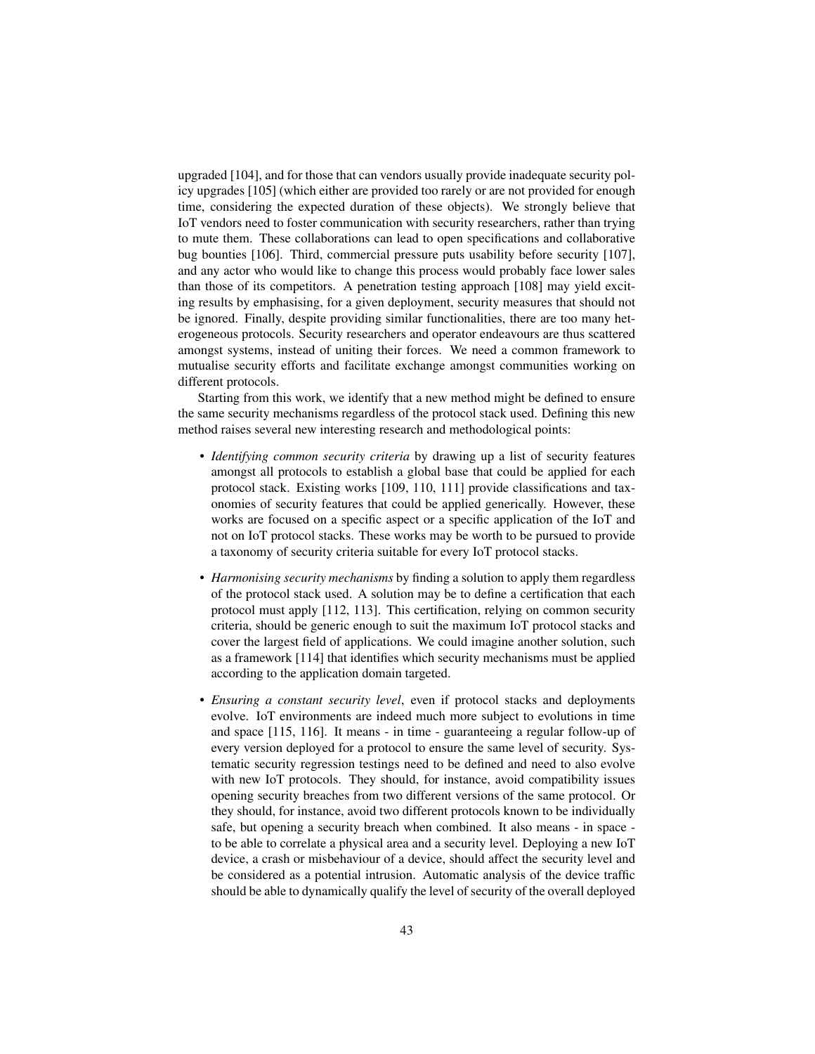upgraded [104], and for those that can vendors usually provide inadequate security policy upgrades [105] (which either are provided too rarely or are not provided for enough time, considering the expected duration of these objects). We strongly believe that IoT vendors need to foster communication with security researchers, rather than trying to mute them. These collaborations can lead to open specifications and collaborative bug bounties [106]. Third, commercial pressure puts usability before security [107], and any actor who would like to change this process would probably face lower sales than those of its competitors. A penetration testing approach [108] may yield exciting results by emphasising, for a given deployment, security measures that should not be ignored. Finally, despite providing similar functionalities, there are too many heterogeneous protocols. Security researchers and operator endeavours are thus scattered amongst systems, instead of uniting their forces. We need a common framework to mutualise security efforts and facilitate exchange amongst communities working on different protocols.

Starting from this work, we identify that a new method might be defined to ensure the same security mechanisms regardless of the protocol stack used. Defining this new method raises several new interesting research and methodological points:

- *Identifying common security criteria* by drawing up a list of security features amongst all protocols to establish a global base that could be applied for each protocol stack. Existing works [109, 110, 111] provide classifications and taxonomies of security features that could be applied generically. However, these works are focused on a specific aspect or a specific application of the IoT and not on IoT protocol stacks. These works may be worth to be pursued to provide a taxonomy of security criteria suitable for every IoT protocol stacks.
- *Harmonising security mechanisms* by finding a solution to apply them regardless of the protocol stack used. A solution may be to define a certification that each protocol must apply [112, 113]. This certification, relying on common security criteria, should be generic enough to suit the maximum IoT protocol stacks and cover the largest field of applications. We could imagine another solution, such as a framework [114] that identifies which security mechanisms must be applied according to the application domain targeted.
- *Ensuring a constant security level*, even if protocol stacks and deployments evolve. IoT environments are indeed much more subject to evolutions in time and space [115, 116]. It means - in time - guaranteeing a regular follow-up of every version deployed for a protocol to ensure the same level of security. Systematic security regression testings need to be defined and need to also evolve with new IoT protocols. They should, for instance, avoid compatibility issues opening security breaches from two different versions of the same protocol. Or they should, for instance, avoid two different protocols known to be individually safe, but opening a security breach when combined. It also means - in space - to be able to correlate a physical area and a security level. Deploying a new IoT device, a crash or misbehaviour of a device, should affect the security level and be considered as a potential intrusion. Automatic analysis of the device traffic should be able to dynamically qualify the level of security of the overall deployed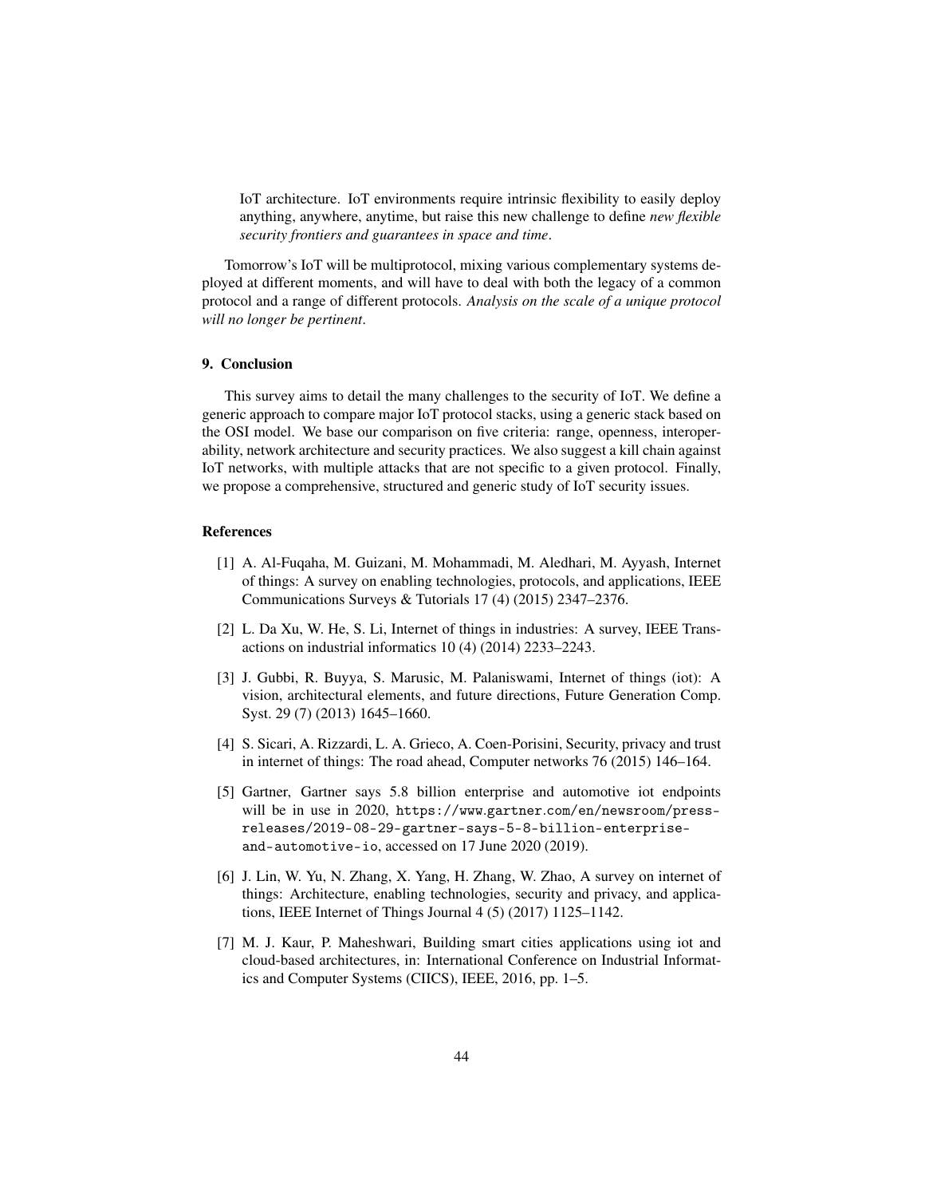IoT architecture. IoT environments require intrinsic flexibility to easily deploy anything, anywhere, anytime, but raise this new challenge to define *new flexible security frontiers and guarantees in space and time*.

Tomorrow's IoT will be multiprotocol, mixing various complementary systems deployed at different moments, and will have to deal with both the legacy of a common protocol and a range of different protocols. *Analysis on the scale of a unique protocol will no longer be pertinent*.

## 9. Conclusion

This survey aims to detail the many challenges to the security of IoT. We define a generic approach to compare major IoT protocol stacks, using a generic stack based on the OSI model. We base our comparison on five criteria: range, openness, interoperability, network architecture and security practices. We also suggest a kill chain against IoT networks, with multiple attacks that are not specific to a given protocol. Finally, we propose a comprehensive, structured and generic study of IoT security issues.

## References

[1] A. Al-Fuqaha, M. Guizani, M. Mohammadi, M. Aledhari, M. Ayyash, Internet of things: A survey on enabling technologies, protocols, and applications, IEEE Communications Surveys & Tutorials 17 (4) (2015) 2347–2376.

[2] L. Da Xu, W. He, S. Li, Internet of things in industries: A survey, IEEE Transactions on industrial informatics 10 (4) (2014) 2233–2243.

[3] J. Gubbi, R. Buyya, S. Marusic, M. Palaniswami, Internet of things (iot): A vision, architectural elements, and future directions, Future Generation Comp. Syst. 29 (7) (2013) 1645–1660.

[4] S. Sicari, A. Rizzardi, L. A. Grieco, A. Coen-Porisini, Security, privacy and trust in internet of things: The road ahead, Computer networks 76 (2015) 146–164.

[5] Gartner, Gartner says 5.8 billion enterprise and automotive iot endpoints will be in use in 2020, https://www.gartner.com/en/newsroom/press-releases/2019-08-29-gartner-says-5-8-billion-enterprise-and-automotive-io, accessed on 17 June 2020 (2019).

[6] J. Lin, W. Yu, N. Zhang, X. Yang, H. Zhang, W. Zhao, A survey on internet of things: Architecture, enabling technologies, security and privacy, and applications, IEEE Internet of Things Journal 4 (5) (2017) 1125–1142.

[7] M. J. Kaur, P. Maheshwari, Building smart cities applications using iot and cloud-based architectures, in: International Conference on Industrial Informatics and Computer Systems (CIICS), IEEE, 2016, pp. 1–5.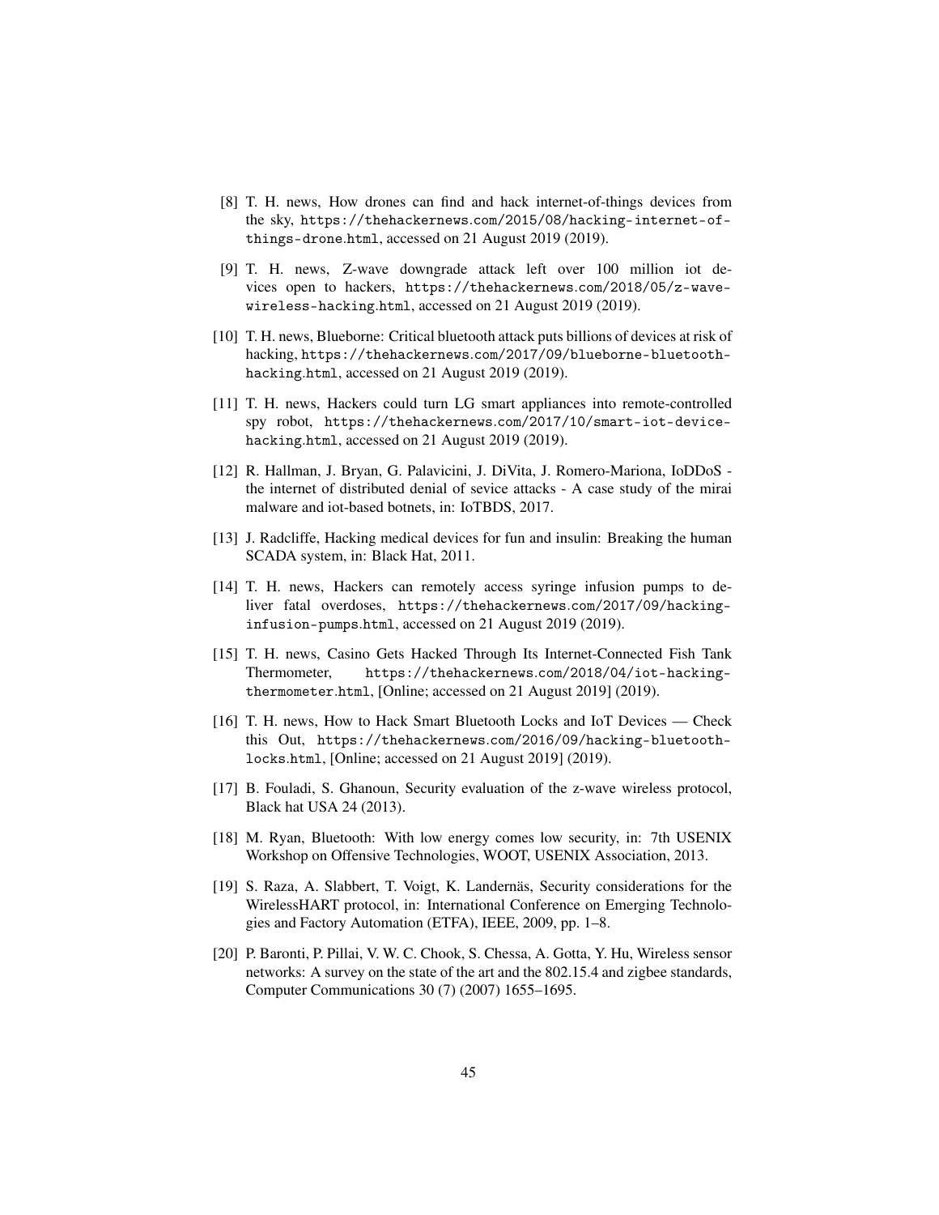[8] T. H. news, How drones can find and hack internet-of-things devices from the sky, https://thehackernews.com/2015/08/hacking-internet-of-things-drone.html, accessed on 21 August 2019 (2019).

[9] T. H. news, Z-wave downgrade attack left over 100 million iot devices open to hackers, https://thehackernews.com/2018/05/z-wave-wireless-hacking.html, accessed on 21 August 2019 (2019).

[10] T. H. news, Blueborne: Critical bluetooth attack puts billions of devices at risk of hacking, https://thehackernews.com/2017/09/blueborne-bluetooth-hacking.html, accessed on 21 August 2019 (2019).

[11] T. H. news, Hackers could turn LG smart appliances into remote-controlled spy robot, https://thehackernews.com/2017/10/smart-iot-device-hacking.html, accessed on 21 August 2019 (2019).

[12] R. Hallman, J. Bryan, G. Palavicini, J. DiVita, J. Romero-Mariona, IoDDoS - the internet of distributed denial of sevice attacks - A case study of the mirai malware and iot-based botnets, in: IoTBDS, 2017.

[13] J. Radcliffe, Hacking medical devices for fun and insulin: Breaking the human SCADA system, in: Black Hat, 2011.

[14] T. H. news, Hackers can remotely access syringe infusion pumps to deliver fatal overdoses, https://thehackernews.com/2017/09/hacking-infusion-pumps.html, accessed on 21 August 2019 (2019).

[15] T. H. news, Casino Gets Hacked Through Its Internet-Connected Fish Tank Thermometer, https://thehackernews.com/2018/04/iot-hacking-thermometer.html, [Online; accessed on 21 August 2019] (2019).

[16] T. H. news, How to Hack Smart Bluetooth Locks and IoT Devices — Check this Out, https://thehackernews.com/2016/09/hacking-bluetooth-locks.html, [Online; accessed on 21 August 2019] (2019).

[17] B. Fouladi, S. Ghanoun, Security evaluation of the z-wave wireless protocol, Black hat USA 24 (2013).

[18] M. Ryan, Bluetooth: With low energy comes low security, in: 7th USENIX Workshop on Offensive Technologies, WOOT, USENIX Association, 2013.

[19] S. Raza, A. Slabbert, T. Voigt, K. Landernäs, Security considerations for the WirelessHART protocol, in: International Conference on Emerging Technologies and Factory Automation (ETFA), IEEE, 2009, pp. 1–8.

[20] P. Baronti, P. Pillai, V. W. C. Chook, S. Chessa, A. Gotta, Y. Hu, Wireless sensor networks: A survey on the state of the art and the 802.15.4 and zigbee standards, Computer Communications 30 (7) (2007) 1655–1695.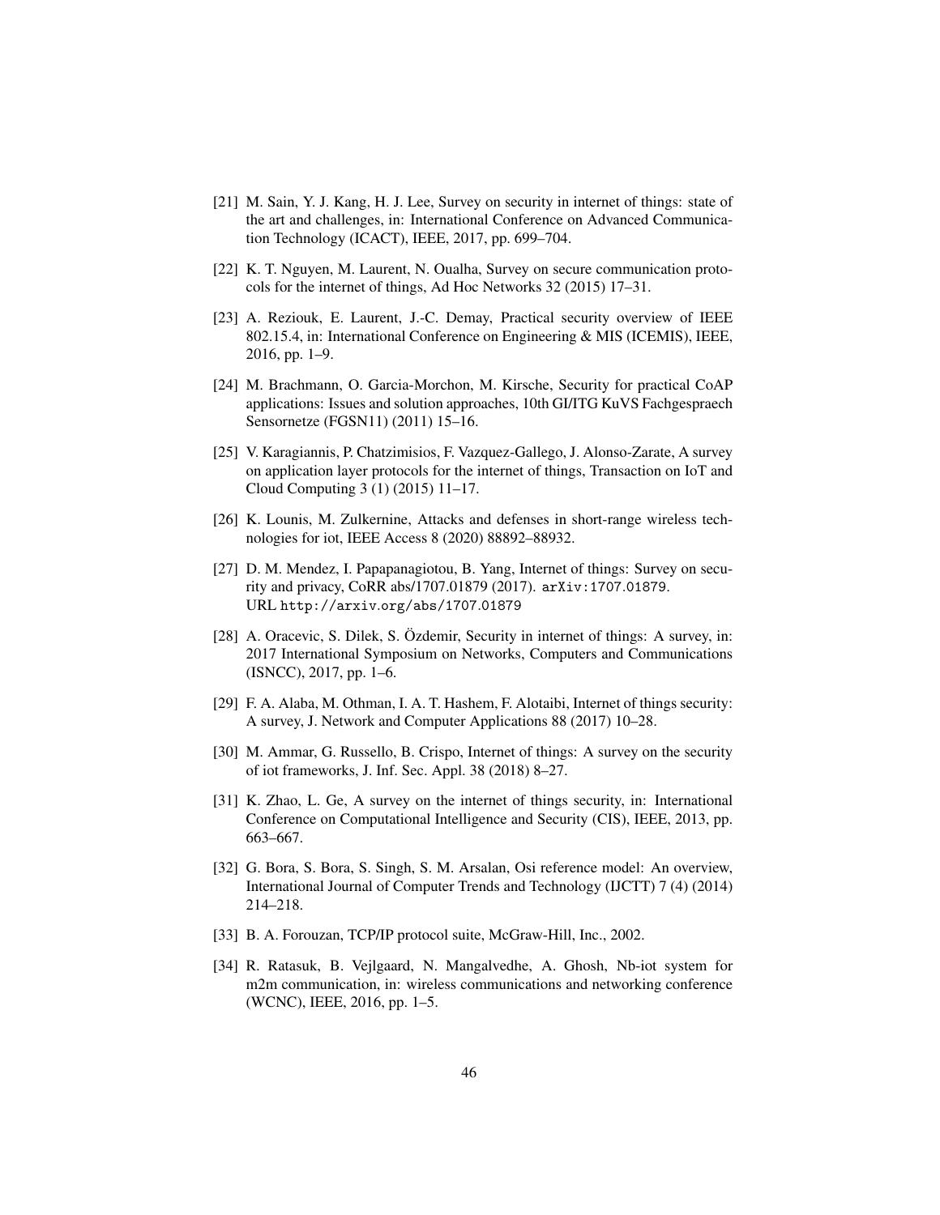[21] M. Sain, Y. J. Kang, H. J. Lee, Survey on security in internet of things: state of the art and challenges, in: International Conference on Advanced Communication Technology (ICACT), IEEE, 2017, pp. 699–704.

[22] K. T. Nguyen, M. Laurent, N. Oualha, Survey on secure communication protocols for the internet of things, Ad Hoc Networks 32 (2015) 17–31.

[23] A. Reziouk, E. Laurent, J.-C. Demay, Practical security overview of IEEE 802.15.4, in: International Conference on Engineering & MIS (ICEMIS), IEEE, 2016, pp. 1–9.

[24] M. Brachmann, O. Garcia-Morchon, M. Kirsche, Security for practical CoAP applications: Issues and solution approaches, 10th GI/ITG KuVS Fachgespraech Sensornetze (FGSN11) (2011) 15–16.

[25] V. Karagiannis, P. Chatzimisios, F. Vazquez-Gallego, J. Alonso-Zarate, A survey on application layer protocols for the internet of things, Transaction on IoT and Cloud Computing 3 (1) (2015) 11–17.

[26] K. Lounis, M. Zulkernine, Attacks and defenses in short-range wireless technologies for iot, IEEE Access 8 (2020) 88892–88932.

[27] D. M. Mendez, I. Papapanagiotou, B. Yang, Internet of things: Survey on security and privacy, CoRR abs/1707.01879 (2017). arXiv:1707.01879.
URL http://arxiv.org/abs/1707.01879

[28] A. Oracevic, S. Dilek, S. Özdemir, Security in internet of things: A survey, in: 2017 International Symposium on Networks, Computers and Communications (ISNCC), 2017, pp. 1–6.

[29] F. A. Alaba, M. Othman, I. A. T. Hashem, F. Alotaibi, Internet of things security: A survey, J. Network and Computer Applications 88 (2017) 10–28.

[30] M. Ammar, G. Russello, B. Crispo, Internet of things: A survey on the security of iot frameworks, J. Inf. Sec. Appl. 38 (2018) 8–27.

[31] K. Zhao, L. Ge, A survey on the internet of things security, in: International Conference on Computational Intelligence and Security (CIS), IEEE, 2013, pp. 663–667.

[32] G. Bora, S. Bora, S. Singh, S. M. Arsalan, Osi reference model: An overview, International Journal of Computer Trends and Technology (IJCTT) 7 (4) (2014) 214–218.

[33] B. A. Forouzan, TCP/IP protocol suite, McGraw-Hill, Inc., 2002.

[34] R. Ratasuk, B. Vejlgaard, N. Mangalvedhe, A. Ghosh, Nb-iot system for m2m communication, in: wireless communications and networking conference (WCNC), IEEE, 2016, pp. 1–5.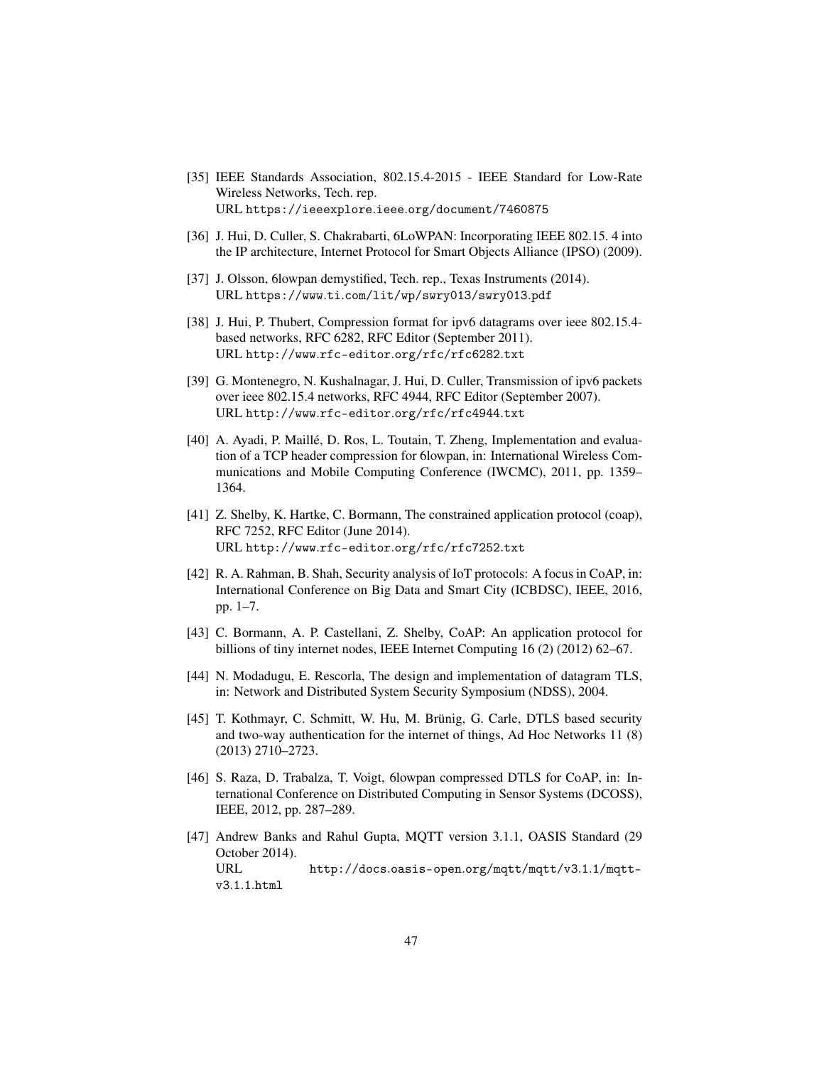[35] IEEE Standards Association, 802.15.4-2015 - IEEE Standard for Low-Rate Wireless Networks, Tech. rep.
URL https://ieeexplore.ieee.org/document/7460875

[36] J. Hui, D. Culler, S. Chakrabarti, 6LoWPAN: Incorporating IEEE 802.15. 4 into the IP architecture, Internet Protocol for Smart Objects Alliance (IPSO) (2009).

[37] J. Olsson, 6lowpan demystified, Tech. rep., Texas Instruments (2014).
URL https://www.ti.com/lit/wp/swry013/swry013.pdf

[38] J. Hui, P. Thubert, Compression format for ipv6 datagrams over ieee 802.15.4-based networks, RFC 6282, RFC Editor (September 2011).
URL http://www.rfc-editor.org/rfc/rfc6282.txt

[39] G. Montenegro, N. Kushalnagar, J. Hui, D. Culler, Transmission of ipv6 packets over ieee 802.15.4 networks, RFC 4944, RFC Editor (September 2007).
URL http://www.rfc-editor.org/rfc/rfc4944.txt

[40] A. Ayadi, P. Maillé, D. Ros, L. Toutain, T. Zheng, Implementation and evaluation of a TCP header compression for 6lowpan, in: International Wireless Communications and Mobile Computing Conference (IWCMC), 2011, pp. 1359–1364.

[41] Z. Shelby, K. Hartke, C. Bormann, The constrained application protocol (coap), RFC 7252, RFC Editor (June 2014).
URL http://www.rfc-editor.org/rfc/rfc7252.txt

[42] R. A. Rahman, B. Shah, Security analysis of IoT protocols: A focus in CoAP, in: International Conference on Big Data and Smart City (ICBDSC), IEEE, 2016, pp. 1–7.

[43] C. Bormann, A. P. Castellani, Z. Shelby, CoAP: An application protocol for billions of tiny internet nodes, IEEE Internet Computing 16 (2) (2012) 62–67.

[44] N. Modadugu, E. Rescorla, The design and implementation of datagram TLS, in: Network and Distributed System Security Symposium (NDSS), 2004.

[45] T. Kothmayr, C. Schmitt, W. Hu, M. Brünig, G. Carle, DTLS based security and two-way authentication for the internet of things, Ad Hoc Networks 11 (8) (2013) 2710–2723.

[46] S. Raza, D. Trabalza, T. Voigt, 6lowpan compressed DTLS for CoAP, in: International Conference on Distributed Computing in Sensor Systems (DCOSS), IEEE, 2012, pp. 287–289.

[47] Andrew Banks and Rahul Gupta, MQTT version 3.1.1, OASIS Standard (29 October 2014).
URL http://docs.oasis-open.org/mqtt/mqtt/v3.1.1/mqtt-v3.1.1.html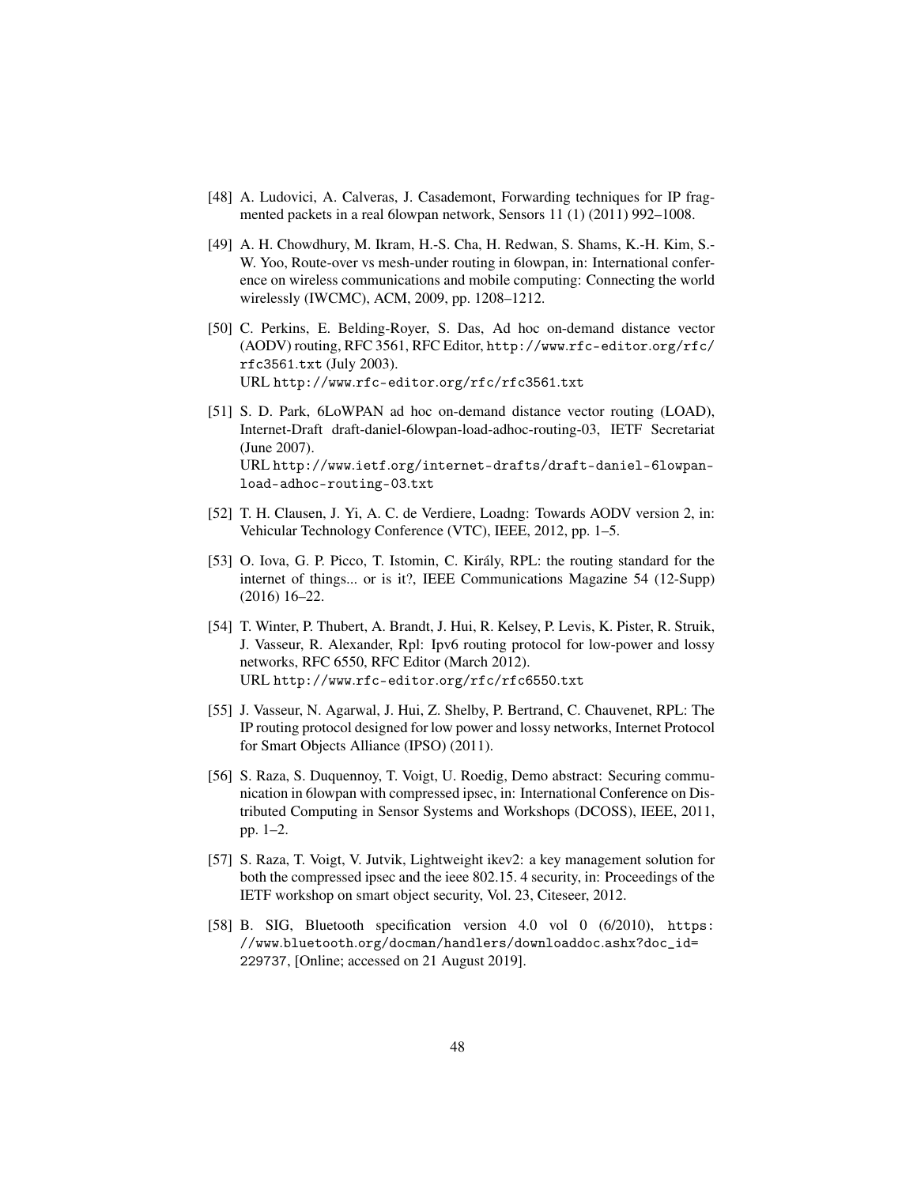[48] A. Ludovici, A. Calveras, J. Casademont, Forwarding techniques for IP fragmented packets in a real 6lowpan network, Sensors 11 (1) (2011) 992–1008.

[49] A. H. Chowdhury, M. Ikram, H.-S. Cha, H. Redwan, S. Shams, K.-H. Kim, S.-W. Yoo, Route-over vs mesh-under routing in 6lowpan, in: International conference on wireless communications and mobile computing: Connecting the world wirelessly (IWCMC), ACM, 2009, pp. 1208–1212.

[50] C. Perkins, E. Belding-Royer, S. Das, Ad hoc on-demand distance vector (AODV) routing, RFC 3561, RFC Editor, http://www.rfc-editor.org/rfc/rfc3561.txt (July 2003).
URL http://www.rfc-editor.org/rfc/rfc3561.txt

[51] S. D. Park, 6LoWPAN ad hoc on-demand distance vector routing (LOAD), Internet-Draft draft-daniel-6lowpan-load-adhoc-routing-03, IETF Secretariat (June 2007).
URL http://www.ietf.org/internet-drafts/draft-daniel-6lowpan-load-adhoc-routing-03.txt

[52] T. H. Clausen, J. Yi, A. C. de Verdiere, Loadng: Towards AODV version 2, in: Vehicular Technology Conference (VTC), IEEE, 2012, pp. 1–5.

[53] O. Iova, G. P. Picco, T. Istomin, C. Király, RPL: the routing standard for the internet of things... or is it?, IEEE Communications Magazine 54 (12-Supp) (2016) 16–22.

[54] T. Winter, P. Thubert, A. Brandt, J. Hui, R. Kelsey, P. Levis, K. Pister, R. Struik, J. Vasseur, R. Alexander, Rpl: Ipv6 routing protocol for low-power and lossy networks, RFC 6550, RFC Editor (March 2012).
URL http://www.rfc-editor.org/rfc/rfc6550.txt

[55] J. Vasseur, N. Agarwal, J. Hui, Z. Shelby, P. Bertrand, C. Chauvenet, RPL: The IP routing protocol designed for low power and lossy networks, Internet Protocol for Smart Objects Alliance (IPSO) (2011).

[56] S. Raza, S. Duquennoy, T. Voigt, U. Roedig, Demo abstract: Securing communication in 6lowpan with compressed ipsec, in: International Conference on Distributed Computing in Sensor Systems and Workshops (DCOSS), IEEE, 2011, pp. 1–2.

[57] S. Raza, T. Voigt, V. Jutvik, Lightweight ikev2: a key management solution for both the compressed ipsec and the ieee 802.15. 4 security, in: Proceedings of the IETF workshop on smart object security, Vol. 23, Citeseer, 2012.

[58] B. SIG, Bluetooth specification version 4.0 vol 0 (6/2010), https://www.bluetooth.org/docman/handlers/downloaddoc.ashx?doc_id=229737, [Online; accessed on 21 August 2019].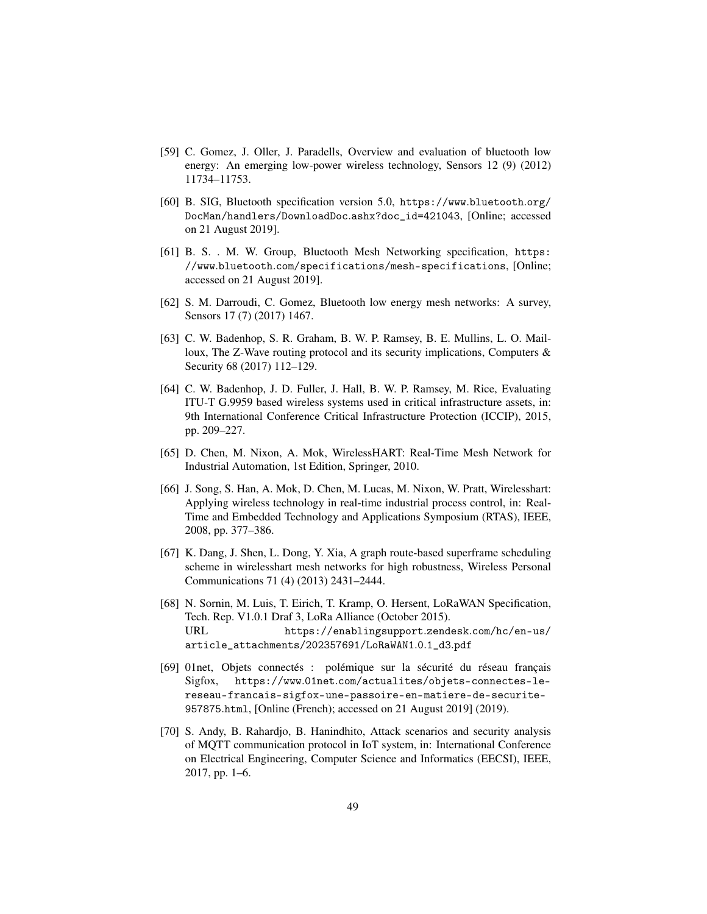[59] C. Gomez, J. Oller, J. Paradells, Overview and evaluation of bluetooth low energy: An emerging low-power wireless technology, Sensors 12 (9) (2012) 11734–11753.

[60] B. SIG, Bluetooth specification version 5.0, https://www.bluetooth.org/DocMan/handlers/DownloadDoc.ashx?doc_id=421043, [Online; accessed on 21 August 2019].

[61] B. S. . M. W. Group, Bluetooth Mesh Networking specification, https://www.bluetooth.com/specifications/mesh-specifications, [Online; accessed on 21 August 2019].

[62] S. M. Darroudi, C. Gomez, Bluetooth low energy mesh networks: A survey, Sensors 17 (7) (2017) 1467.

[63] C. W. Badenhop, S. R. Graham, B. W. P. Ramsey, B. E. Mullins, L. O. Mailloux, The Z-Wave routing protocol and its security implications, Computers & Security 68 (2017) 112–129.

[64] C. W. Badenhop, J. D. Fuller, J. Hall, B. W. P. Ramsey, M. Rice, Evaluating ITU-T G.9959 based wireless systems used in critical infrastructure assets, in: 9th International Conference Critical Infrastructure Protection (ICCIP), 2015, pp. 209–227.

[65] D. Chen, M. Nixon, A. Mok, WirelessHART: Real-Time Mesh Network for Industrial Automation, 1st Edition, Springer, 2010.

[66] J. Song, S. Han, A. Mok, D. Chen, M. Lucas, M. Nixon, W. Pratt, Wirelesshart: Applying wireless technology in real-time industrial process control, in: Real-Time and Embedded Technology and Applications Symposium (RTAS), IEEE, 2008, pp. 377–386.

[67] K. Dang, J. Shen, L. Dong, Y. Xia, A graph route-based superframe scheduling scheme in wirelesshart mesh networks for high robustness, Wireless Personal Communications 71 (4) (2013) 2431–2444.

[68] N. Sornin, M. Luis, T. Eirich, T. Kramp, O. Hersent, LoRaWAN Specification, Tech. Rep. V1.0.1 Draf 3, LoRa Alliance (October 2015).
URL https://enablingsupport.zendesk.com/hc/en-us/article_attachments/202357691/LoRaWAN1.0.1_d3.pdf

[69] 01net, Objets connectés : polémique sur la sécurité du réseau français Sigfox, https://www.01net.com/actualites/objets-connectes-le-reseau-francais-sigfox-une-passoire-en-matiere-de-securite-957875.html, [Online (French); accessed on 21 August 2019] (2019).

[70] S. Andy, B. Rahardjo, B. Hanindhito, Attack scenarios and security analysis of MQTT communication protocol in IoT system, in: International Conference on Electrical Engineering, Computer Science and Informatics (EECSI), IEEE, 2017, pp. 1–6.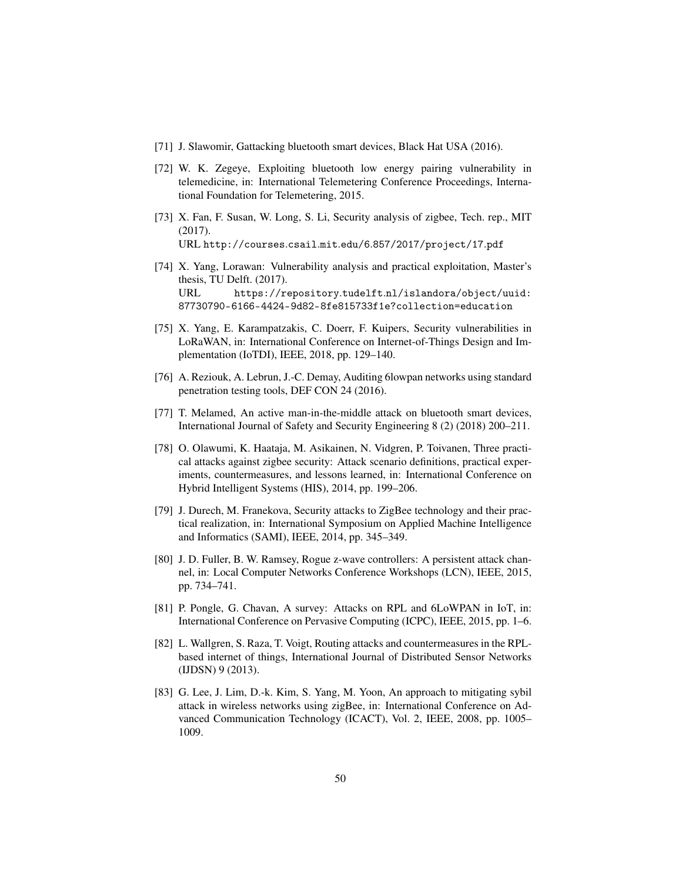[71] J. Slawomir, Gattacking bluetooth smart devices, Black Hat USA (2016).

[72] W. K. Zegeye, Exploiting bluetooth low energy pairing vulnerability in telemedicine, in: International Telemetering Conference Proceedings, International Foundation for Telemetering, 2015.

[73] X. Fan, F. Susan, W. Long, S. Li, Security analysis of zigbee, Tech. rep., MIT (2017).
URL http://courses.csail.mit.edu/6.857/2017/project/17.pdf

[74] X. Yang, Lorawan: Vulnerability analysis and practical exploitation, Master's thesis, TU Delft. (2017).
URL https://repository.tudelft.nl/islandora/object/uuid:87730790-6166-4424-9d82-8fe815733f1e?collection=education

[75] X. Yang, E. Karampatzakis, C. Doerr, F. Kuipers, Security vulnerabilities in LoRaWAN, in: International Conference on Internet-of-Things Design and Implementation (IoTDI), IEEE, 2018, pp. 129–140.

[76] A. Reziouk, A. Lebrun, J.-C. Demay, Auditing 6lowpan networks using standard penetration testing tools, DEF CON 24 (2016).

[77] T. Melamed, An active man-in-the-middle attack on bluetooth smart devices, International Journal of Safety and Security Engineering 8 (2) (2018) 200–211.

[78] O. Olawumi, K. Haataja, M. Asikainen, N. Vidgren, P. Toivanen, Three practical attacks against zigbee security: Attack scenario definitions, practical experiments, countermeasures, and lessons learned, in: International Conference on Hybrid Intelligent Systems (HIS), 2014, pp. 199–206.

[79] J. Durech, M. Franekova, Security attacks to ZigBee technology and their practical realization, in: International Symposium on Applied Machine Intelligence and Informatics (SAMI), IEEE, 2014, pp. 345–349.

[80] J. D. Fuller, B. W. Ramsey, Rogue z-wave controllers: A persistent attack channel, in: Local Computer Networks Conference Workshops (LCN), IEEE, 2015, pp. 734–741.

[81] P. Pongle, G. Chavan, A survey: Attacks on RPL and 6LoWPAN in IoT, in: International Conference on Pervasive Computing (ICPC), IEEE, 2015, pp. 1–6.

[82] L. Wallgren, S. Raza, T. Voigt, Routing attacks and countermeasures in the RPL-based internet of things, International Journal of Distributed Sensor Networks (IJDSN) 9 (2013).

[83] G. Lee, J. Lim, D.-k. Kim, S. Yang, M. Yoon, An approach to mitigating sybil attack in wireless networks using zigBee, in: International Conference on Advanced Communication Technology (ICACT), Vol. 2, IEEE, 2008, pp. 1005–1009.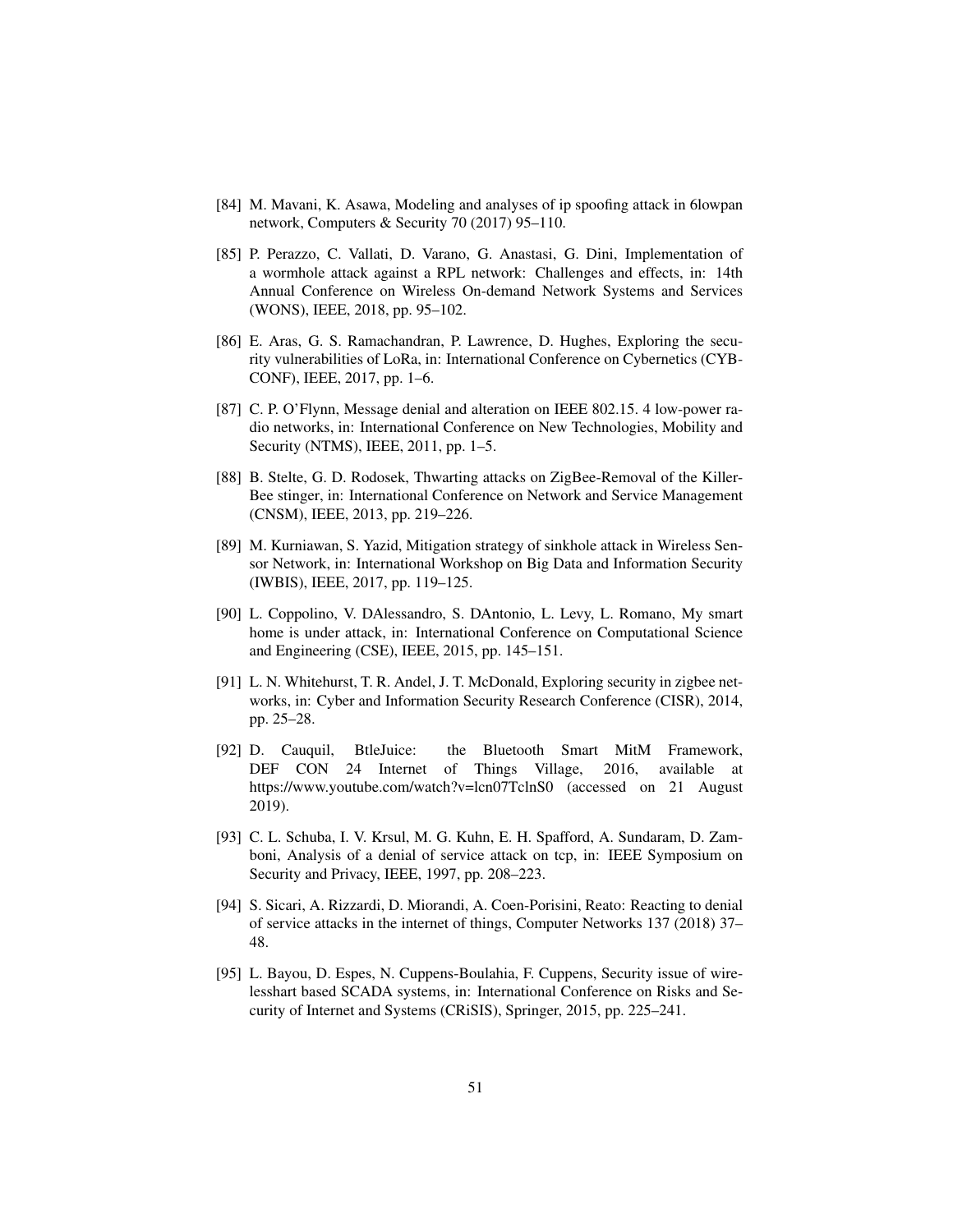[84] M. Mavani, K. Asawa, Modeling and analyses of ip spoofing attack in 6lowpan network, Computers & Security 70 (2017) 95–110.

[85] P. Perazzo, C. Vallati, D. Varano, G. Anastasi, G. Dini, Implementation of a wormhole attack against a RPL network: Challenges and effects, in: 14th Annual Conference on Wireless On-demand Network Systems and Services (WONS), IEEE, 2018, pp. 95–102.

[86] E. Aras, G. S. Ramachandran, P. Lawrence, D. Hughes, Exploring the security vulnerabilities of LoRa, in: International Conference on Cybernetics (CYBCONF), IEEE, 2017, pp. 1–6.

[87] C. P. O'Flynn, Message denial and alteration on IEEE 802.15. 4 low-power radio networks, in: International Conference on New Technologies, Mobility and Security (NTMS), IEEE, 2011, pp. 1–5.

[88] B. Stelte, G. D. Rodosek, Thwarting attacks on ZigBee-Removal of the KillerBee stinger, in: International Conference on Network and Service Management (CNSM), IEEE, 2013, pp. 219–226.

[89] M. Kurniawan, S. Yazid, Mitigation strategy of sinkhole attack in Wireless Sensor Network, in: International Workshop on Big Data and Information Security (IWBIS), IEEE, 2017, pp. 119–125.

[90] L. Coppolino, V. DAlessandro, S. DAntonio, L. Levy, L. Romano, My smart home is under attack, in: International Conference on Computational Science and Engineering (CSE), IEEE, 2015, pp. 145–151.

[91] L. N. Whitehurst, T. R. Andel, J. T. McDonald, Exploring security in zigbee networks, in: Cyber and Information Security Research Conference (CISR), 2014, pp. 25–28.

[92] D. Cauquil, BtleJuice: the Bluetooth Smart MitM Framework, DEF CON 24 Internet of Things Village, 2016, available at https://www.youtube.com/watch?v=lcn07TclnS0 (accessed on 21 August 2019).

[93] C. L. Schuba, I. V. Krsul, M. G. Kuhn, E. H. Spafford, A. Sundaram, D. Zamboni, Analysis of a denial of service attack on tcp, in: IEEE Symposium on Security and Privacy, IEEE, 1997, pp. 208–223.

[94] S. Sicari, A. Rizzardi, D. Miorandi, A. Coen-Porisini, Reato: Reacting to denial of service attacks in the internet of things, Computer Networks 137 (2018) 37–48.

[95] L. Bayou, D. Espes, N. Cuppens-Boulahia, F. Cuppens, Security issue of wirelesshart based SCADA systems, in: International Conference on Risks and Security of Internet and Systems (CRiSIS), Springer, 2015, pp. 225–241.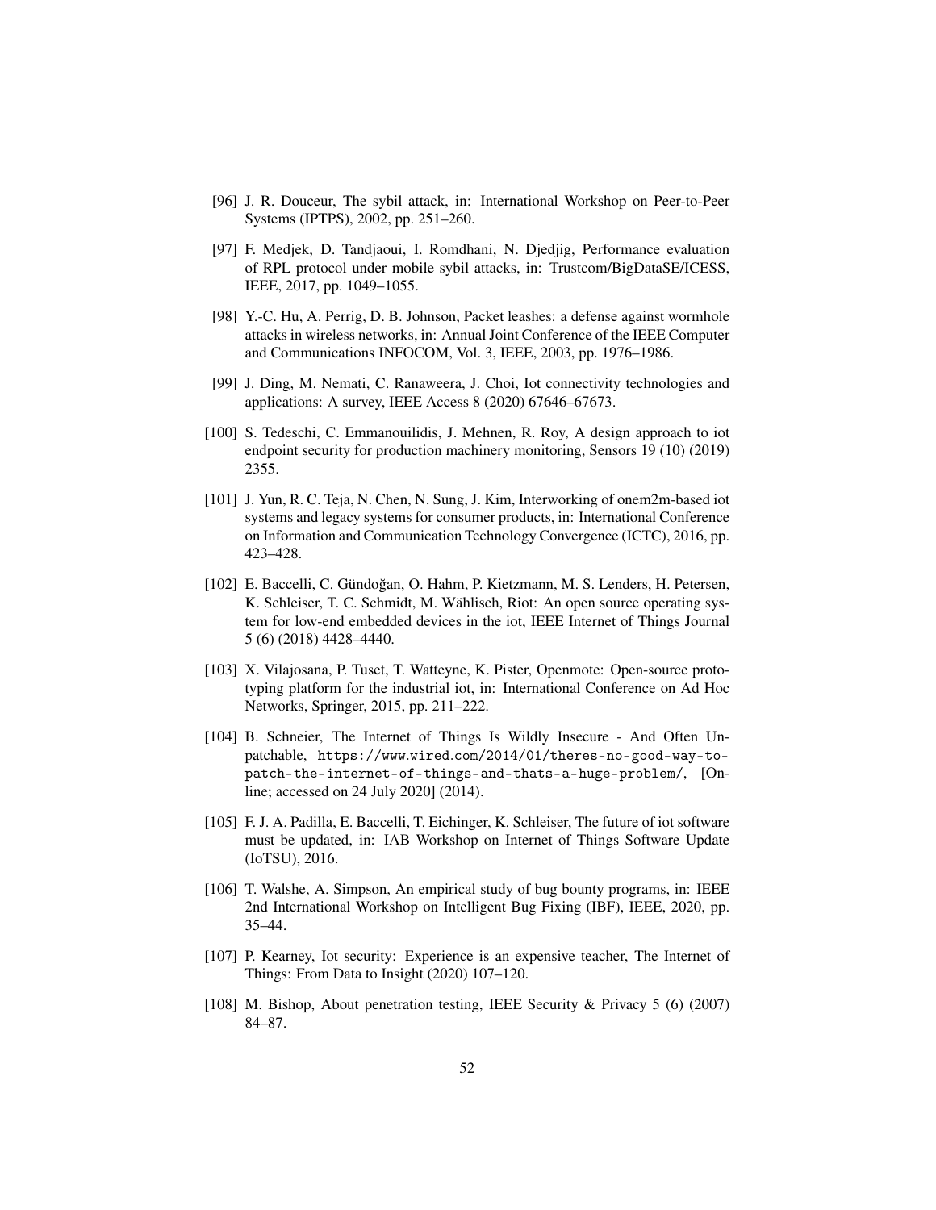[96] J. R. Douceur, The sybil attack, in: International Workshop on Peer-to-Peer Systems (IPTPS), 2002, pp. 251–260.

[97] F. Medjek, D. Tandjaoui, I. Romdhani, N. Djedjig, Performance evaluation of RPL protocol under mobile sybil attacks, in: Trustcom/BigDataSE/ICESS, IEEE, 2017, pp. 1049–1055.

[98] Y.-C. Hu, A. Perrig, D. B. Johnson, Packet leashes: a defense against wormhole attacks in wireless networks, in: Annual Joint Conference of the IEEE Computer and Communications INFOCOM, Vol. 3, IEEE, 2003, pp. 1976–1986.

[99] J. Ding, M. Nemati, C. Ranaweera, J. Choi, Iot connectivity technologies and applications: A survey, IEEE Access 8 (2020) 67646–67673.

[100] S. Tedeschi, C. Emmanouilidis, J. Mehnen, R. Roy, A design approach to iot endpoint security for production machinery monitoring, Sensors 19 (10) (2019) 2355.

[101] J. Yun, R. C. Teja, N. Chen, N. Sung, J. Kim, Interworking of onem2m-based iot systems and legacy systems for consumer products, in: International Conference on Information and Communication Technology Convergence (ICTC), 2016, pp. 423–428.

[102] E. Baccelli, C. Gündoğan, O. Hahm, P. Kietzmann, M. S. Lenders, H. Petersen, K. Schleiser, T. C. Schmidt, M. Wählisch, Riot: An open source operating system for low-end embedded devices in the iot, IEEE Internet of Things Journal 5 (6) (2018) 4428–4440.

[103] X. Vilajosana, P. Tuset, T. Watteyne, K. Pister, Openmote: Open-source prototyping platform for the industrial iot, in: International Conference on Ad Hoc Networks, Springer, 2015, pp. 211–222.

[104] B. Schneier, The Internet of Things Is Wildly Insecure - And Often Unpatchable, `https://www.wired.com/2014/01/theres-no-good-way-to-patch-the-internet-of-things-and-thats-a-huge-problem/`, [Online; accessed on 24 July 2020] (2014).

[105] F. J. A. Padilla, E. Baccelli, T. Eichinger, K. Schleiser, The future of iot software must be updated, in: IAB Workshop on Internet of Things Software Update (IoTSU), 2016.

[106] T. Walshe, A. Simpson, An empirical study of bug bounty programs, in: IEEE 2nd International Workshop on Intelligent Bug Fixing (IBF), IEEE, 2020, pp. 35–44.

[107] P. Kearney, Iot security: Experience is an expensive teacher, The Internet of Things: From Data to Insight (2020) 107–120.

[108] M. Bishop, About penetration testing, IEEE Security & Privacy 5 (6) (2007) 84–87.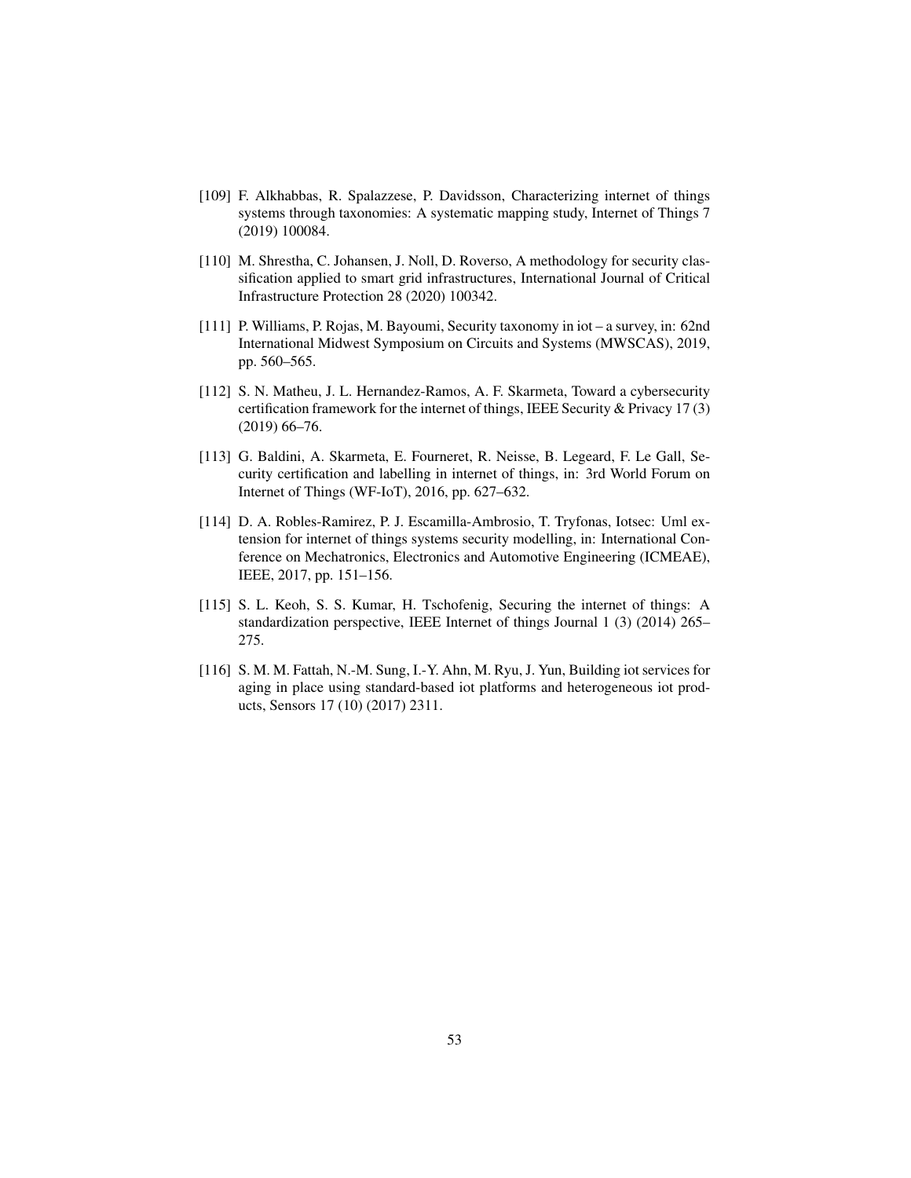[109] F. Alkhabbas, R. Spalazzese, P. Davidsson, Characterizing internet of things systems through taxonomies: A systematic mapping study, Internet of Things 7 (2019) 100084.

[110] M. Shrestha, C. Johansen, J. Noll, D. Roverso, A methodology for security classification applied to smart grid infrastructures, International Journal of Critical Infrastructure Protection 28 (2020) 100342.

[111] P. Williams, P. Rojas, M. Bayoumi, Security taxonomy in iot – a survey, in: 62nd International Midwest Symposium on Circuits and Systems (MWSCAS), 2019, pp. 560–565.

[112] S. N. Matheu, J. L. Hernandez-Ramos, A. F. Skarmeta, Toward a cybersecurity certification framework for the internet of things, IEEE Security & Privacy 17 (3) (2019) 66–76.

[113] G. Baldini, A. Skarmeta, E. Fourneret, R. Neisse, B. Legeard, F. Le Gall, Security certification and labelling in internet of things, in: 3rd World Forum on Internet of Things (WF-IoT), 2016, pp. 627–632.

[114] D. A. Robles-Ramirez, P. J. Escamilla-Ambrosio, T. Tryfonas, Iotsec: Uml extension for internet of things systems security modelling, in: International Conference on Mechatronics, Electronics and Automotive Engineering (ICMEAE), IEEE, 2017, pp. 151–156.

[115] S. L. Keoh, S. S. Kumar, H. Tschofenig, Securing the internet of things: A standardization perspective, IEEE Internet of things Journal 1 (3) (2014) 265–275.

[116] S. M. M. Fattah, N.-M. Sung, I.-Y. Ahn, M. Ryu, J. Yun, Building iot services for aging in place using standard-based iot platforms and heterogeneous iot products, Sensors 17 (10) (2017) 2311.